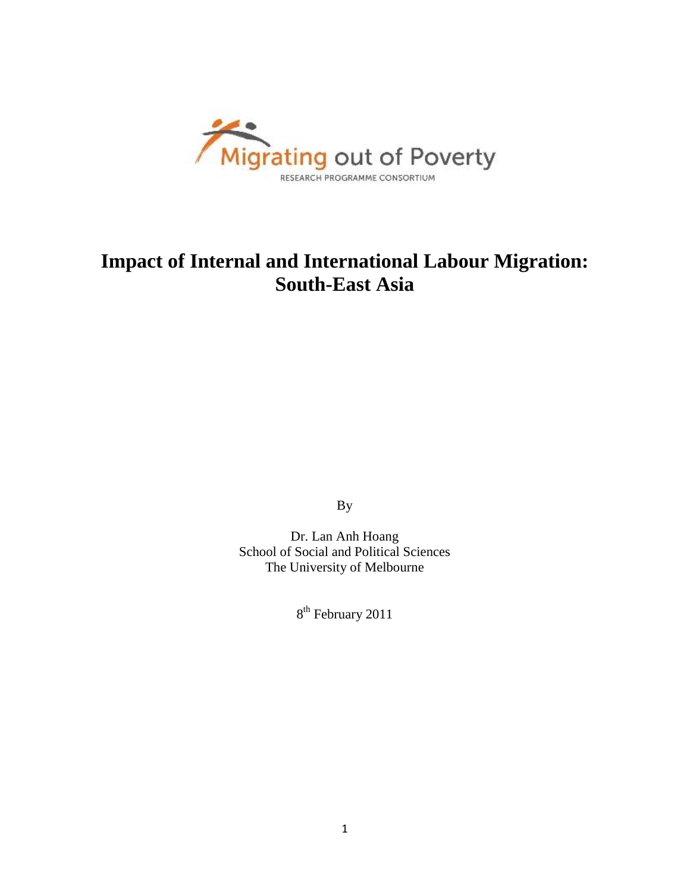Migrating out of Poverty

RESEARCH PROGRAMME CONSORTIUM

# Impact of Internal and International Labour Migration: South-East Asia

By

Dr. Lan Anh Hoang
School of Social and Political Sciences
The University of Melbourne

8th February 2011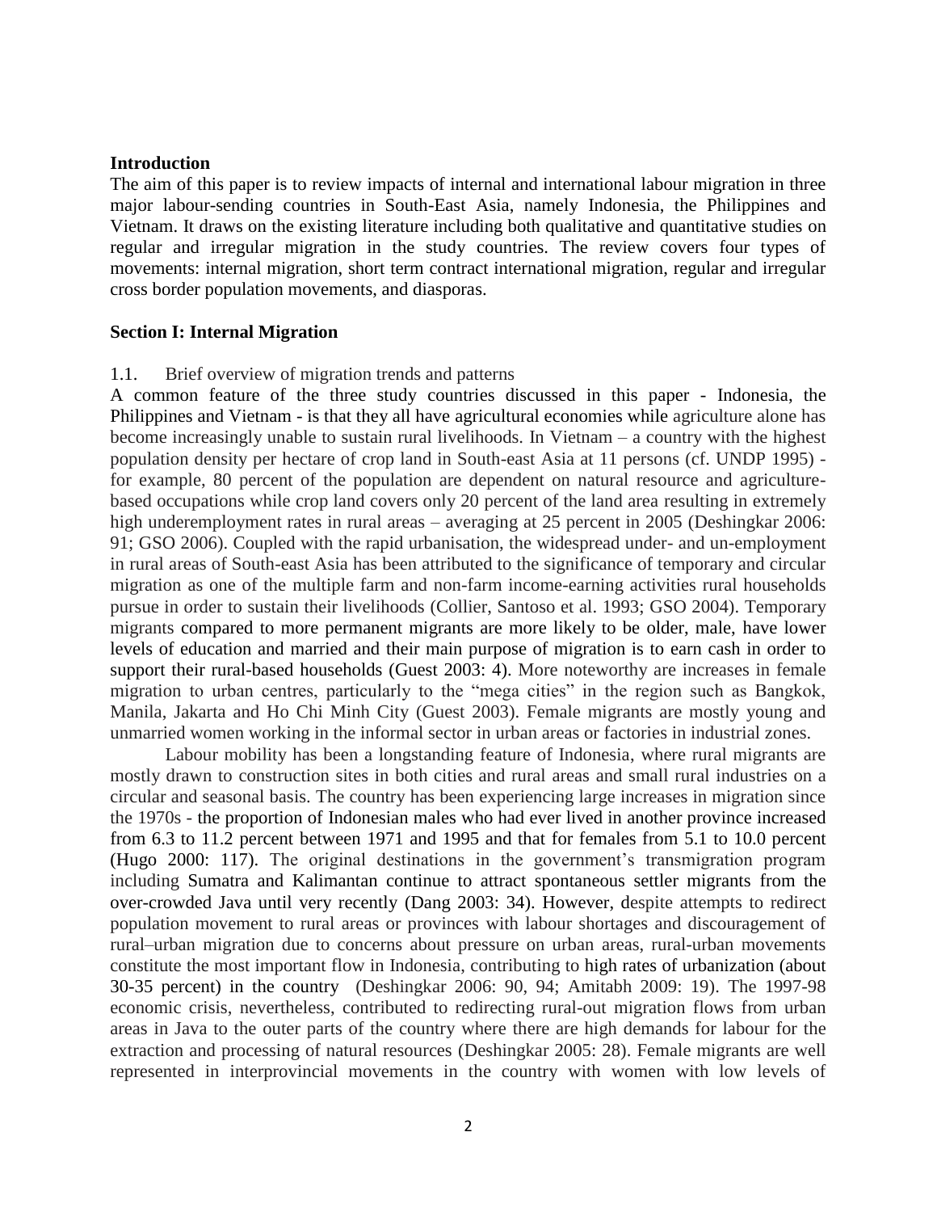## Introduction

The aim of this paper is to review impacts of internal and international labour migration in three major labour-sending countries in South-East Asia, namely Indonesia, the Philippines and Vietnam. It draws on the existing literature including both qualitative and quantitative studies on regular and irregular migration in the study countries. The review covers four types of movements: internal migration, short term contract international migration, regular and irregular cross border population movements, and diasporas.

## Section I: Internal Migration

### 1.1. Brief overview of migration trends and patterns

A common feature of the three study countries discussed in this paper - Indonesia, the Philippines and Vietnam - is that they all have agricultural economies while agriculture alone has become increasingly unable to sustain rural livelihoods. In Vietnam – a country with the highest population density per hectare of crop land in South-east Asia at 11 persons (cf. UNDP 1995) - for example, 80 percent of the population are dependent on natural resource and agriculture-based occupations while crop land covers only 20 percent of the land area resulting in extremely high underemployment rates in rural areas – averaging at 25 percent in 2005 (Deshingkar 2006: 91; GSO 2006). Coupled with the rapid urbanisation, the widespread under- and un-employment in rural areas of South-east Asia has been attributed to the significance of temporary and circular migration as one of the multiple farm and non-farm income-earning activities rural households pursue in order to sustain their livelihoods (Collier, Santoso et al. 1993; GSO 2004). Temporary migrants compared to more permanent migrants are more likely to be older, male, have lower levels of education and married and their main purpose of migration is to earn cash in order to support their rural-based households (Guest 2003: 4). More noteworthy are increases in female migration to urban centres, particularly to the "mega cities" in the region such as Bangkok, Manila, Jakarta and Ho Chi Minh City (Guest 2003). Female migrants are mostly young and unmarried women working in the informal sector in urban areas or factories in industrial zones.

Labour mobility has been a longstanding feature of Indonesia, where rural migrants are mostly drawn to construction sites in both cities and rural areas and small rural industries on a circular and seasonal basis. The country has been experiencing large increases in migration since the 1970s - the proportion of Indonesian males who had ever lived in another province increased from 6.3 to 11.2 percent between 1971 and 1995 and that for females from 5.1 to 10.0 percent (Hugo 2000: 117). The original destinations in the government's transmigration program including Sumatra and Kalimantan continue to attract spontaneous settler migrants from the over-crowded Java until very recently (Dang 2003: 34). However, despite attempts to redirect population movement to rural areas or provinces with labour shortages and discouragement of rural–urban migration due to concerns about pressure on urban areas, rural-urban movements constitute the most important flow in Indonesia, contributing to high rates of urbanization (about 30-35 percent) in the country (Deshingkar 2006: 90, 94; Amitabh 2009: 19). The 1997-98 economic crisis, nevertheless, contributed to redirecting rural-out migration flows from urban areas in Java to the outer parts of the country where there are high demands for labour for the extraction and processing of natural resources (Deshingkar 2005: 28). Female migrants are well represented in interprovincial movements in the country with women with low levels of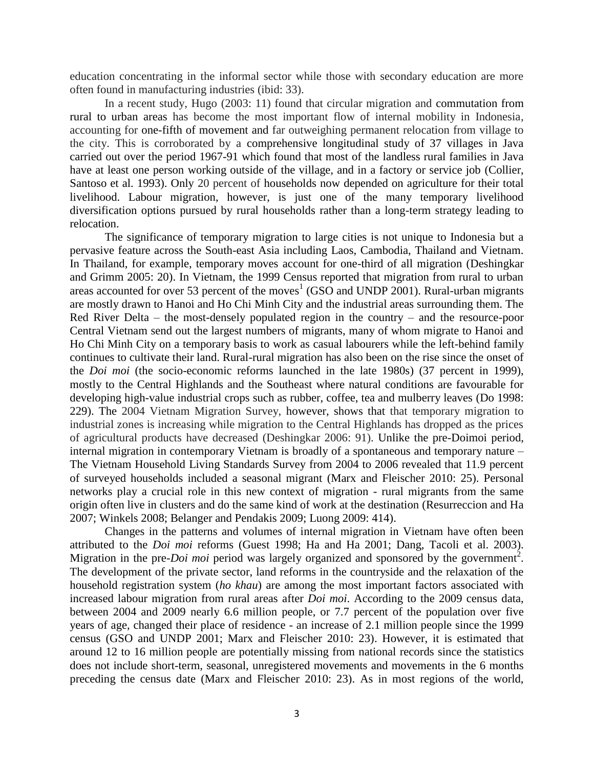education concentrating in the informal sector while those with secondary education are more often found in manufacturing industries (ibid: 33).

In a recent study, Hugo (2003: 11) found that circular migration and commutation from rural to urban areas has become the most important flow of internal mobility in Indonesia, accounting for one-fifth of movement and far outweighing permanent relocation from village to the city. This is corroborated by a comprehensive longitudinal study of 37 villages in Java carried out over the period 1967-91 which found that most of the landless rural families in Java have at least one person working outside of the village, and in a factory or service job (Collier, Santoso et al. 1993). Only 20 percent of households now depended on agriculture for their total livelihood. Labour migration, however, is just one of the many temporary livelihood diversification options pursued by rural households rather than a long-term strategy leading to relocation.

The significance of temporary migration to large cities is not unique to Indonesia but a pervasive feature across the South-east Asia including Laos, Cambodia, Thailand and Vietnam. In Thailand, for example, temporary moves account for one-third of all migration (Deshingkar and Grimm 2005: 20). In Vietnam, the 1999 Census reported that migration from rural to urban areas accounted for over 53 percent of the moves[1] (GSO and UNDP 2001). Rural-urban migrants are mostly drawn to Hanoi and Ho Chi Minh City and the industrial areas surrounding them. The Red River Delta – the most-densely populated region in the country – and the resource-poor Central Vietnam send out the largest numbers of migrants, many of whom migrate to Hanoi and Ho Chi Minh City on a temporary basis to work as casual labourers while the left-behind family continues to cultivate their land. Rural-rural migration has also been on the rise since the onset of the *Doi moi* (the socio-economic reforms launched in the late 1980s) (37 percent in 1999), mostly to the Central Highlands and the Southeast where natural conditions are favourable for developing high-value industrial crops such as rubber, coffee, tea and mulberry leaves (Do 1998: 229). The 2004 Vietnam Migration Survey, however, shows that that temporary migration to industrial zones is increasing while migration to the Central Highlands has dropped as the prices of agricultural products have decreased (Deshingkar 2006: 91). Unlike the pre-Doimoi period, internal migration in contemporary Vietnam is broadly of a spontaneous and temporary nature – The Vietnam Household Living Standards Survey from 2004 to 2006 revealed that 11.9 percent of surveyed households included a seasonal migrant (Marx and Fleischer 2010: 25). Personal networks play a crucial role in this new context of migration - rural migrants from the same origin often live in clusters and do the same kind of work at the destination (Resurreccion and Ha 2007; Winkels 2008; Belanger and Pendakis 2009; Luong 2009: 414).

Changes in the patterns and volumes of internal migration in Vietnam have often been attributed to the *Doi moi* reforms (Guest 1998; Ha and Ha 2001; Dang, Tacoli et al. 2003). Migration in the pre-*Doi moi* period was largely organized and sponsored by the government[2]. The development of the private sector, land reforms in the countryside and the relaxation of the household registration system (*ho khau*) are among the most important factors associated with increased labour migration from rural areas after *Doi moi*. According to the 2009 census data, between 2004 and 2009 nearly 6.6 million people, or 7.7 percent of the population over five years of age, changed their place of residence - an increase of 2.1 million people since the 1999 census (GSO and UNDP 2001; Marx and Fleischer 2010: 23). However, it is estimated that around 12 to 16 million people are potentially missing from national records since the statistics does not include short-term, seasonal, unregistered movements and movements in the 6 months preceding the census date (Marx and Fleischer 2010: 23). As in most regions of the world,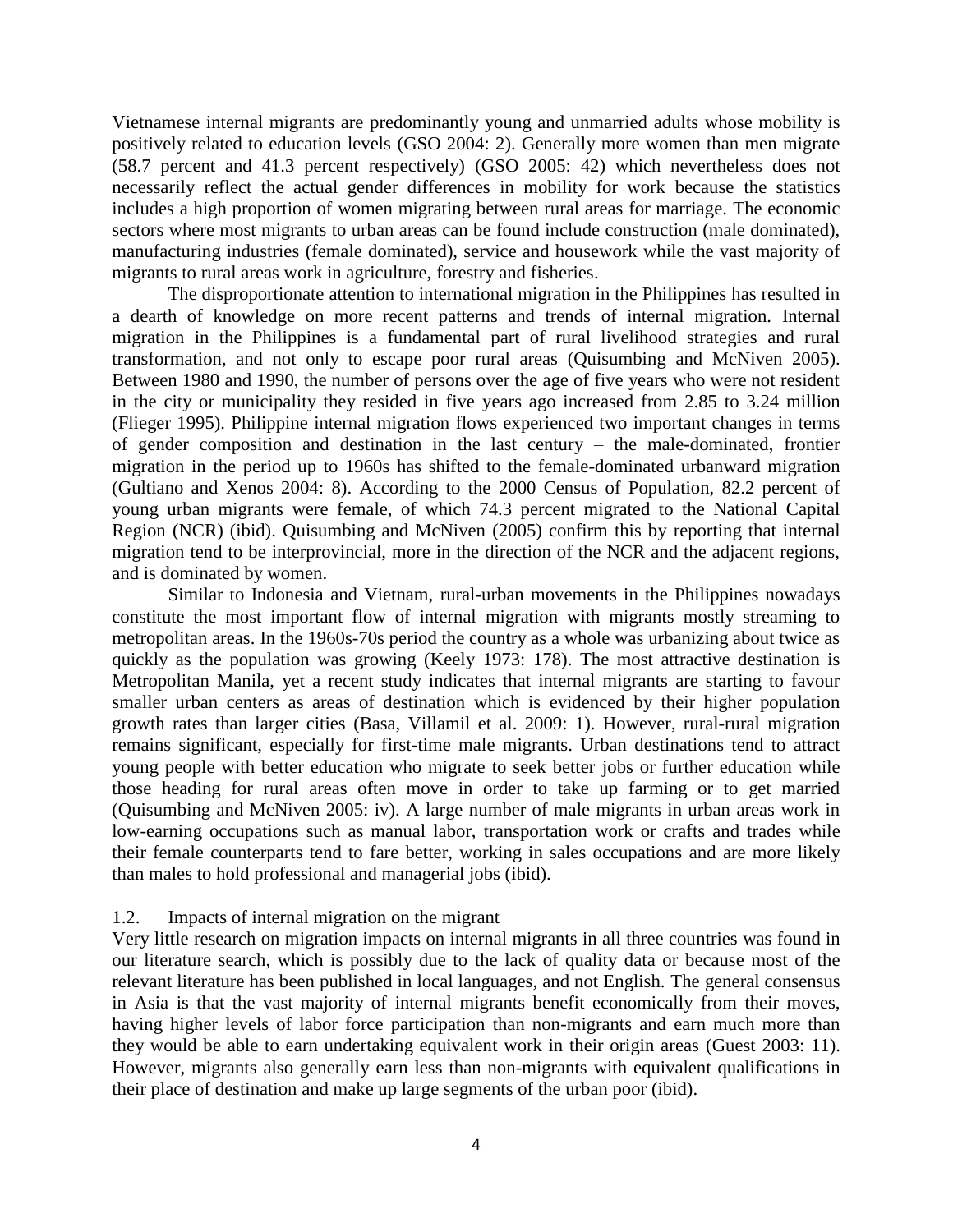Vietnamese internal migrants are predominantly young and unmarried adults whose mobility is positively related to education levels (GSO 2004: 2). Generally more women than men migrate (58.7 percent and 41.3 percent respectively) (GSO 2005: 42) which nevertheless does not necessarily reflect the actual gender differences in mobility for work because the statistics includes a high proportion of women migrating between rural areas for marriage. The economic sectors where most migrants to urban areas can be found include construction (male dominated), manufacturing industries (female dominated), service and housework while the vast majority of migrants to rural areas work in agriculture, forestry and fisheries.

The disproportionate attention to international migration in the Philippines has resulted in a dearth of knowledge on more recent patterns and trends of internal migration. Internal migration in the Philippines is a fundamental part of rural livelihood strategies and rural transformation, and not only to escape poor rural areas (Quisumbing and McNiven 2005). Between 1980 and 1990, the number of persons over the age of five years who were not resident in the city or municipality they resided in five years ago increased from 2.85 to 3.24 million (Flieger 1995). Philippine internal migration flows experienced two important changes in terms of gender composition and destination in the last century – the male-dominated, frontier migration in the period up to 1960s has shifted to the female-dominated urbanward migration (Gultiano and Xenos 2004: 8). According to the 2000 Census of Population, 82.2 percent of young urban migrants were female, of which 74.3 percent migrated to the National Capital Region (NCR) (ibid). Quisumbing and McNiven (2005) confirm this by reporting that internal migration tend to be interprovincial, more in the direction of the NCR and the adjacent regions, and is dominated by women.

Similar to Indonesia and Vietnam, rural-urban movements in the Philippines nowadays constitute the most important flow of internal migration with migrants mostly streaming to metropolitan areas. In the 1960s-70s period the country as a whole was urbanizing about twice as quickly as the population was growing (Keely 1973: 178). The most attractive destination is Metropolitan Manila, yet a recent study indicates that internal migrants are starting to favour smaller urban centers as areas of destination which is evidenced by their higher population growth rates than larger cities (Basa, Villamil et al. 2009: 1). However, rural-rural migration remains significant, especially for first-time male migrants. Urban destinations tend to attract young people with better education who migrate to seek better jobs or further education while those heading for rural areas often move in order to take up farming or to get married (Quisumbing and McNiven 2005: iv). A large number of male migrants in urban areas work in low-earning occupations such as manual labor, transportation work or crafts and trades while their female counterparts tend to fare better, working in sales occupations and are more likely than males to hold professional and managerial jobs (ibid).

### 1.2. Impacts of internal migration on the migrant

Very little research on migration impacts on internal migrants in all three countries was found in our literature search, which is possibly due to the lack of quality data or because most of the relevant literature has been published in local languages, and not English. The general consensus in Asia is that the vast majority of internal migrants benefit economically from their moves, having higher levels of labor force participation than non-migrants and earn much more than they would be able to earn undertaking equivalent work in their origin areas (Guest 2003: 11). However, migrants also generally earn less than non-migrants with equivalent qualifications in their place of destination and make up large segments of the urban poor (ibid).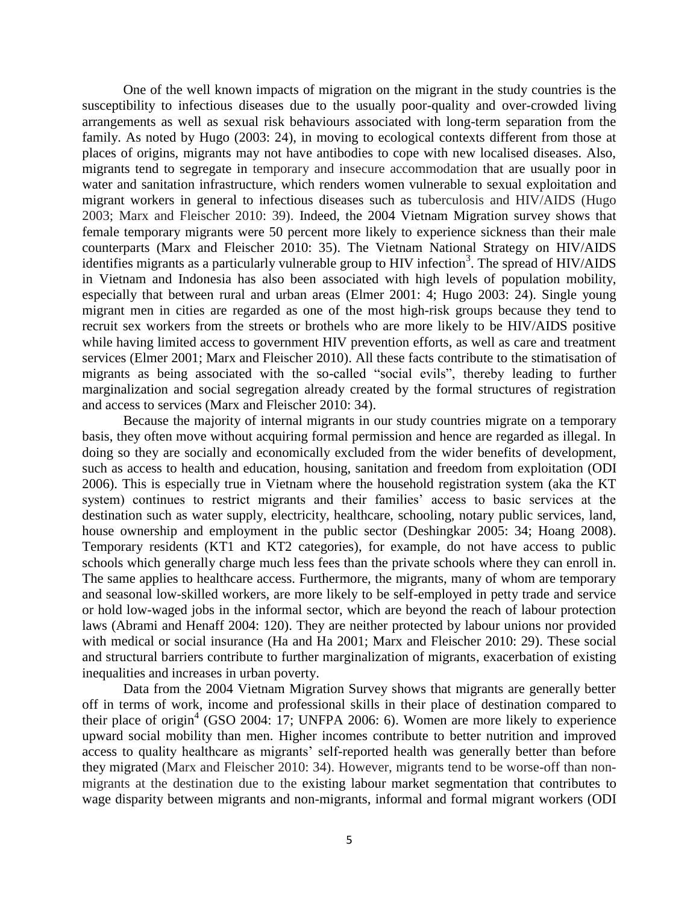One of the well known impacts of migration on the migrant in the study countries is the susceptibility to infectious diseases due to the usually poor-quality and over-crowded living arrangements as well as sexual risk behaviours associated with long-term separation from the family. As noted by Hugo (2003: 24), in moving to ecological contexts different from those at places of origins, migrants may not have antibodies to cope with new localised diseases. Also, migrants tend to segregate in temporary and insecure accommodation that are usually poor in water and sanitation infrastructure, which renders women vulnerable to sexual exploitation and migrant workers in general to infectious diseases such as tuberculosis and HIV/AIDS (Hugo 2003; Marx and Fleischer 2010: 39). Indeed, the 2004 Vietnam Migration survey shows that female temporary migrants were 50 percent more likely to experience sickness than their male counterparts (Marx and Fleischer 2010: 35). The Vietnam National Strategy on HIV/AIDS identifies migrants as a particularly vulnerable group to HIV infection[3]. The spread of HIV/AIDS in Vietnam and Indonesia has also been associated with high levels of population mobility, especially that between rural and urban areas (Elmer 2001: 4; Hugo 2003: 24). Single young migrant men in cities are regarded as one of the most high-risk groups because they tend to recruit sex workers from the streets or brothels who are more likely to be HIV/AIDS positive while having limited access to government HIV prevention efforts, as well as care and treatment services (Elmer 2001; Marx and Fleischer 2010). All these facts contribute to the stimatisation of migrants as being associated with the so-called "social evils", thereby leading to further marginalization and social segregation already created by the formal structures of registration and access to services (Marx and Fleischer 2010: 34).

Because the majority of internal migrants in our study countries migrate on a temporary basis, they often move without acquiring formal permission and hence are regarded as illegal. In doing so they are socially and economically excluded from the wider benefits of development, such as access to health and education, housing, sanitation and freedom from exploitation (ODI 2006). This is especially true in Vietnam where the household registration system (aka the KT system) continues to restrict migrants and their families' access to basic services at the destination such as water supply, electricity, healthcare, schooling, notary public services, land, house ownership and employment in the public sector (Deshingkar 2005: 34; Hoang 2008). Temporary residents (KT1 and KT2 categories), for example, do not have access to public schools which generally charge much less fees than the private schools where they can enroll in. The same applies to healthcare access. Furthermore, the migrants, many of whom are temporary and seasonal low-skilled workers, are more likely to be self-employed in petty trade and service or hold low-waged jobs in the informal sector, which are beyond the reach of labour protection laws (Abrami and Henaff 2004: 120). They are neither protected by labour unions nor provided with medical or social insurance (Ha and Ha 2001; Marx and Fleischer 2010: 29). These social and structural barriers contribute to further marginalization of migrants, exacerbation of existing inequalities and increases in urban poverty.

Data from the 2004 Vietnam Migration Survey shows that migrants are generally better off in terms of work, income and professional skills in their place of destination compared to their place of origin[4] (GSO 2004: 17; UNFPA 2006: 6). Women are more likely to experience upward social mobility than men. Higher incomes contribute to better nutrition and improved access to quality healthcare as migrants' self-reported health was generally better than before they migrated (Marx and Fleischer 2010: 34). However, migrants tend to be worse-off than non-migrants at the destination due to the existing labour market segmentation that contributes to wage disparity between migrants and non-migrants, informal and formal migrant workers (ODI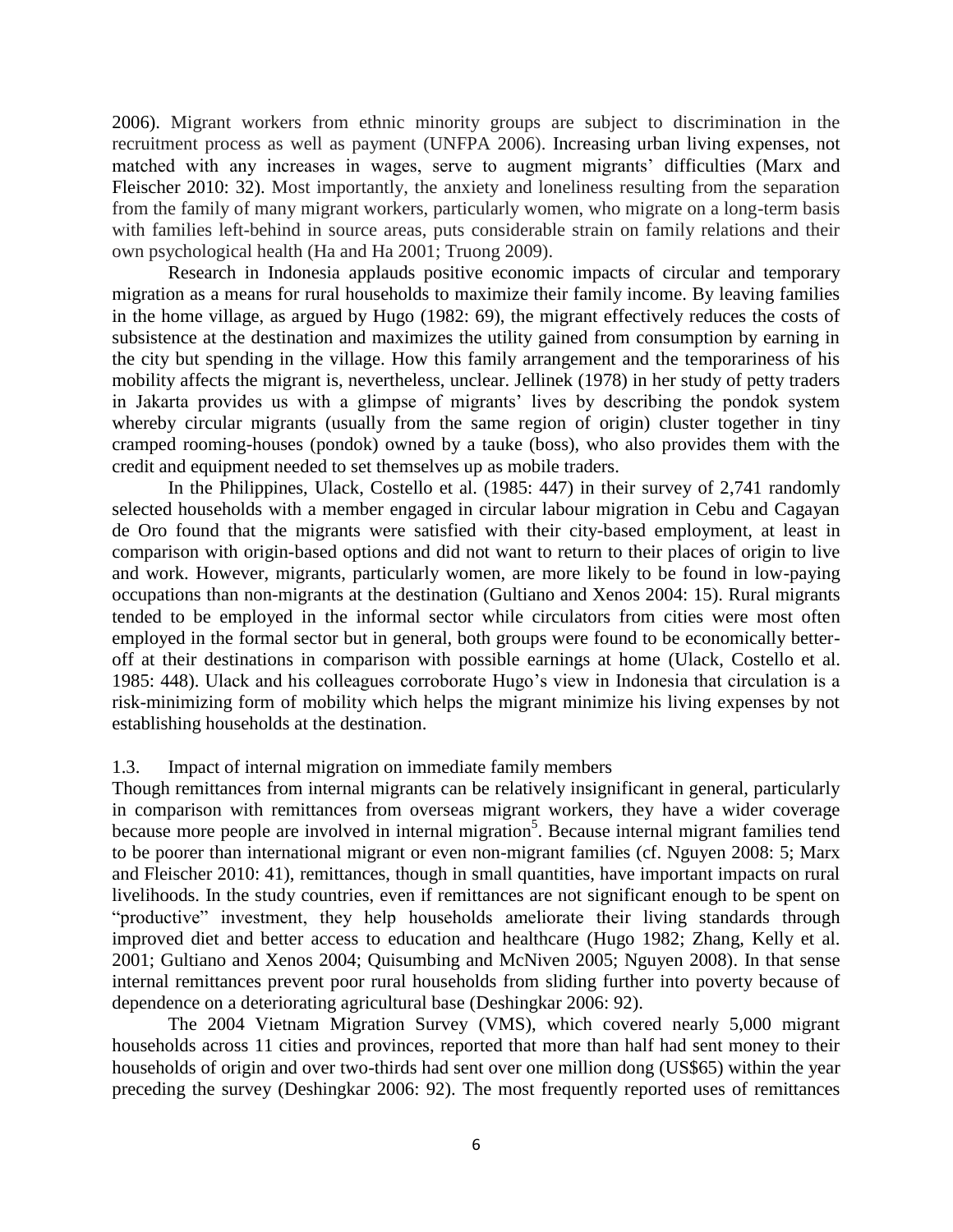2006). Migrant workers from ethnic minority groups are subject to discrimination in the recruitment process as well as payment (UNFPA 2006). Increasing urban living expenses, not matched with any increases in wages, serve to augment migrants' difficulties (Marx and Fleischer 2010: 32). Most importantly, the anxiety and loneliness resulting from the separation from the family of many migrant workers, particularly women, who migrate on a long-term basis with families left-behind in source areas, puts considerable strain on family relations and their own psychological health (Ha and Ha 2001; Truong 2009).

Research in Indonesia applauds positive economic impacts of circular and temporary migration as a means for rural households to maximize their family income. By leaving families in the home village, as argued by Hugo (1982: 69), the migrant effectively reduces the costs of subsistence at the destination and maximizes the utility gained from consumption by earning in the city but spending in the village. How this family arrangement and the temporariness of his mobility affects the migrant is, nevertheless, unclear. Jellinek (1978) in her study of petty traders in Jakarta provides us with a glimpse of migrants' lives by describing the pondok system whereby circular migrants (usually from the same region of origin) cluster together in tiny cramped rooming-houses (pondok) owned by a tauke (boss), who also provides them with the credit and equipment needed to set themselves up as mobile traders.

In the Philippines, Ulack, Costello et al. (1985: 447) in their survey of 2,741 randomly selected households with a member engaged in circular labour migration in Cebu and Cagayan de Oro found that the migrants were satisfied with their city-based employment, at least in comparison with origin-based options and did not want to return to their places of origin to live and work. However, migrants, particularly women, are more likely to be found in low-paying occupations than non-migrants at the destination (Gultiano and Xenos 2004: 15). Rural migrants tended to be employed in the informal sector while circulators from cities were most often employed in the formal sector but in general, both groups were found to be economically better-off at their destinations in comparison with possible earnings at home (Ulack, Costello et al. 1985: 448). Ulack and his colleagues corroborate Hugo's view in Indonesia that circulation is a risk-minimizing form of mobility which helps the migrant minimize his living expenses by not establishing households at the destination.

### 1.3. Impact of internal migration on immediate family members

Though remittances from internal migrants can be relatively insignificant in general, particularly in comparison with remittances from overseas migrant workers, they have a wider coverage because more people are involved in internal migration[5]. Because internal migrant families tend to be poorer than international migrant or even non-migrant families (cf. Nguyen 2008: 5; Marx and Fleischer 2010: 41), remittances, though in small quantities, have important impacts on rural livelihoods. In the study countries, even if remittances are not significant enough to be spent on "productive" investment, they help households ameliorate their living standards through improved diet and better access to education and healthcare (Hugo 1982; Zhang, Kelly et al. 2001; Gultiano and Xenos 2004; Quisumbing and McNiven 2005; Nguyen 2008). In that sense internal remittances prevent poor rural households from sliding further into poverty because of dependence on a deteriorating agricultural base (Deshingkar 2006: 92).

The 2004 Vietnam Migration Survey (VMS), which covered nearly 5,000 migrant households across 11 cities and provinces, reported that more than half had sent money to their households of origin and over two-thirds had sent over one million dong (US$65) within the year preceding the survey (Deshingkar 2006: 92). The most frequently reported uses of remittances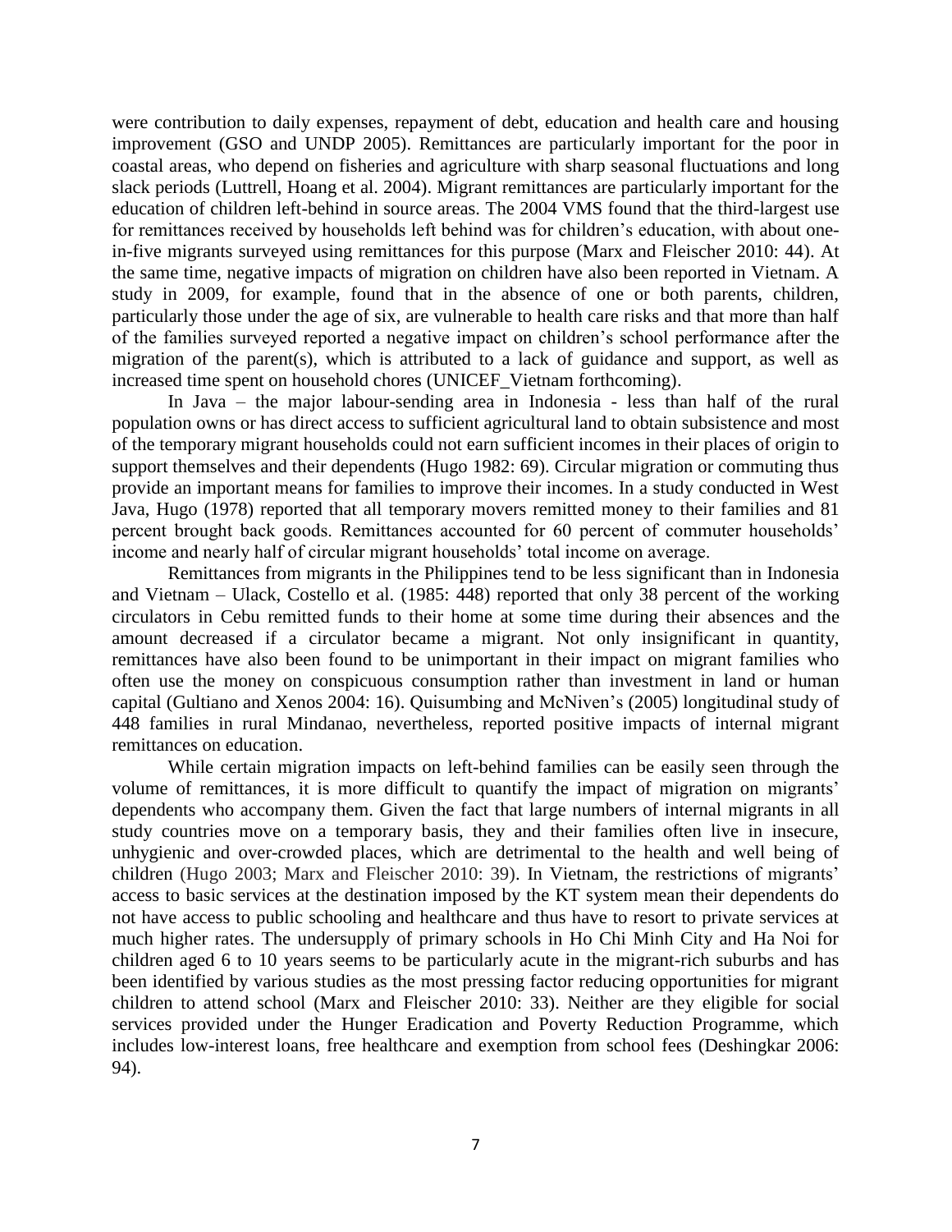were contribution to daily expenses, repayment of debt, education and health care and housing improvement (GSO and UNDP 2005). Remittances are particularly important for the poor in coastal areas, who depend on fisheries and agriculture with sharp seasonal fluctuations and long slack periods (Luttrell, Hoang et al. 2004). Migrant remittances are particularly important for the education of children left-behind in source areas. The 2004 VMS found that the third-largest use for remittances received by households left behind was for children's education, with about one-in-five migrants surveyed using remittances for this purpose (Marx and Fleischer 2010: 44). At the same time, negative impacts of migration on children have also been reported in Vietnam. A study in 2009, for example, found that in the absence of one or both parents, children, particularly those under the age of six, are vulnerable to health care risks and that more than half of the families surveyed reported a negative impact on children's school performance after the migration of the parent(s), which is attributed to a lack of guidance and support, as well as increased time spent on household chores (UNICEF_Vietnam forthcoming).

In Java – the major labour-sending area in Indonesia - less than half of the rural population owns or has direct access to sufficient agricultural land to obtain subsistence and most of the temporary migrant households could not earn sufficient incomes in their places of origin to support themselves and their dependents (Hugo 1982: 69). Circular migration or commuting thus provide an important means for families to improve their incomes. In a study conducted in West Java, Hugo (1978) reported that all temporary movers remitted money to their families and 81 percent brought back goods. Remittances accounted for 60 percent of commuter households' income and nearly half of circular migrant households' total income on average.

Remittances from migrants in the Philippines tend to be less significant than in Indonesia and Vietnam – Ulack, Costello et al. (1985: 448) reported that only 38 percent of the working circulators in Cebu remitted funds to their home at some time during their absences and the amount decreased if a circulator became a migrant. Not only insignificant in quantity, remittances have also been found to be unimportant in their impact on migrant families who often use the money on conspicuous consumption rather than investment in land or human capital (Gultiano and Xenos 2004: 16). Quisumbing and McNiven's (2005) longitudinal study of 448 families in rural Mindanao, nevertheless, reported positive impacts of internal migrant remittances on education.

While certain migration impacts on left-behind families can be easily seen through the volume of remittances, it is more difficult to quantify the impact of migration on migrants' dependents who accompany them. Given the fact that large numbers of internal migrants in all study countries move on a temporary basis, they and their families often live in insecure, unhygienic and over-crowded places, which are detrimental to the health and well being of children (Hugo 2003; Marx and Fleischer 2010: 39). In Vietnam, the restrictions of migrants' access to basic services at the destination imposed by the KT system mean their dependents do not have access to public schooling and healthcare and thus have to resort to private services at much higher rates. The undersupply of primary schools in Ho Chi Minh City and Ha Noi for children aged 6 to 10 years seems to be particularly acute in the migrant-rich suburbs and has been identified by various studies as the most pressing factor reducing opportunities for migrant children to attend school (Marx and Fleischer 2010: 33). Neither are they eligible for social services provided under the Hunger Eradication and Poverty Reduction Programme, which includes low-interest loans, free healthcare and exemption from school fees (Deshingkar 2006: 94).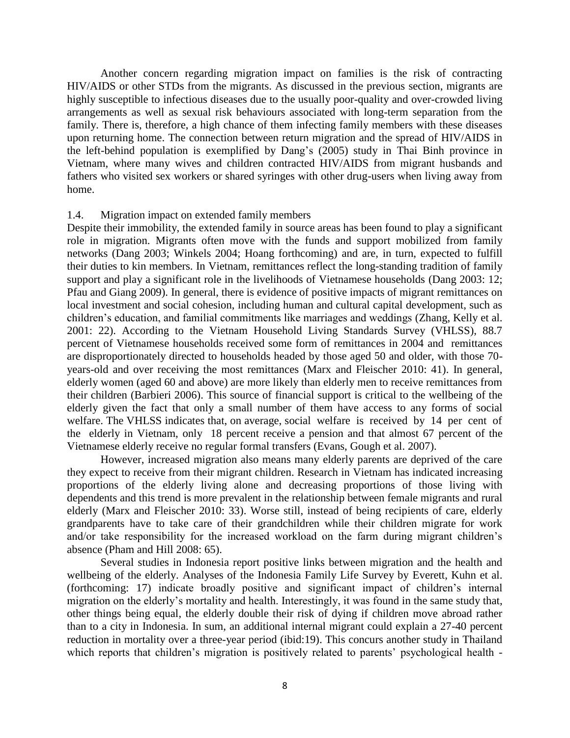Another concern regarding migration impact on families is the risk of contracting HIV/AIDS or other STDs from the migrants. As discussed in the previous section, migrants are highly susceptible to infectious diseases due to the usually poor-quality and over-crowded living arrangements as well as sexual risk behaviours associated with long-term separation from the family. There is, therefore, a high chance of them infecting family members with these diseases upon returning home. The connection between return migration and the spread of HIV/AIDS in the left-behind population is exemplified by Dang's (2005) study in Thai Binh province in Vietnam, where many wives and children contracted HIV/AIDS from migrant husbands and fathers who visited sex workers or shared syringes with other drug-users when living away from home.

### 1.4. Migration impact on extended family members

Despite their immobility, the extended family in source areas has been found to play a significant role in migration. Migrants often move with the funds and support mobilized from family networks (Dang 2003; Winkels 2004; Hoang forthcoming) and are, in turn, expected to fulfill their duties to kin members. In Vietnam, remittances reflect the long-standing tradition of family support and play a significant role in the livelihoods of Vietnamese households (Dang 2003: 12; Pfau and Giang 2009). In general, there is evidence of positive impacts of migrant remittances on local investment and social cohesion, including human and cultural capital development, such as children's education, and familial commitments like marriages and weddings (Zhang, Kelly et al. 2001: 22). According to the Vietnam Household Living Standards Survey (VHLSS), 88.7 percent of Vietnamese households received some form of remittances in 2004 and remittances are disproportionately directed to households headed by those aged 50 and older, with those 70-years-old and over receiving the most remittances (Marx and Fleischer 2010: 41). In general, elderly women (aged 60 and above) are more likely than elderly men to receive remittances from their children (Barbieri 2006). This source of financial support is critical to the wellbeing of the elderly given the fact that only a small number of them have access to any forms of social welfare. The VHLSS indicates that, on average, social welfare is received by 14 per cent of the elderly in Vietnam, only 18 percent receive a pension and that almost 67 percent of the Vietnamese elderly receive no regular formal transfers (Evans, Gough et al. 2007).

However, increased migration also means many elderly parents are deprived of the care they expect to receive from their migrant children. Research in Vietnam has indicated increasing proportions of the elderly living alone and decreasing proportions of those living with dependents and this trend is more prevalent in the relationship between female migrants and rural elderly (Marx and Fleischer 2010: 33). Worse still, instead of being recipients of care, elderly grandparents have to take care of their grandchildren while their children migrate for work and/or take responsibility for the increased workload on the farm during migrant children's absence (Pham and Hill 2008: 65).

Several studies in Indonesia report positive links between migration and the health and wellbeing of the elderly. Analyses of the Indonesia Family Life Survey by Everett, Kuhn et al. (forthcoming: 17) indicate broadly positive and significant impact of children's internal migration on the elderly's mortality and health. Interestingly, it was found in the same study that, other things being equal, the elderly double their risk of dying if children move abroad rather than to a city in Indonesia. In sum, an additional internal migrant could explain a 27-40 percent reduction in mortality over a three-year period (ibid:19). This concurs another study in Thailand which reports that children's migration is positively related to parents' psychological health -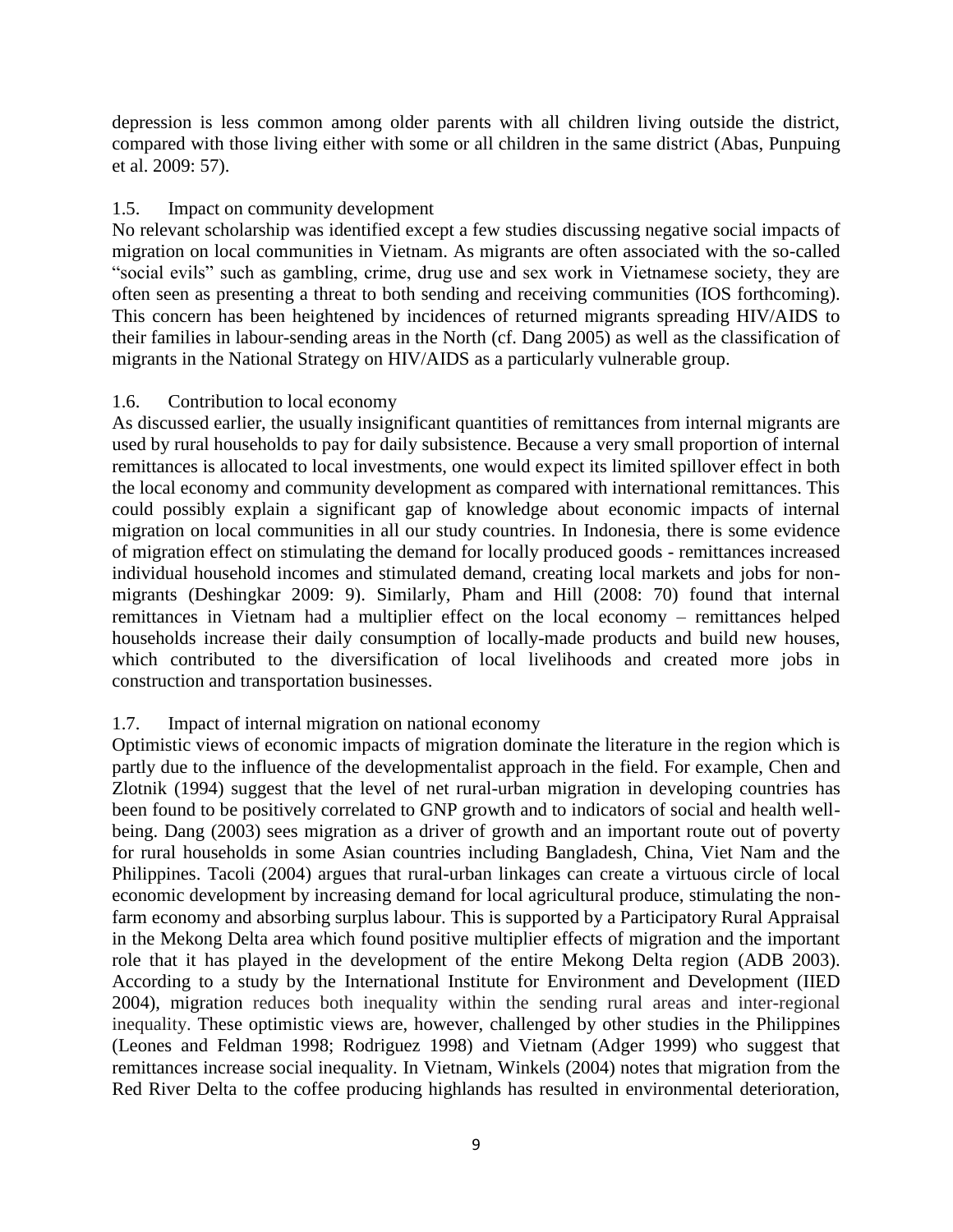depression is less common among older parents with all children living outside the district, compared with those living either with some or all children in the same district (Abas, Punpuing et al. 2009: 57).

### 1.5. Impact on community development

No relevant scholarship was identified except a few studies discussing negative social impacts of migration on local communities in Vietnam. As migrants are often associated with the so-called "social evils" such as gambling, crime, drug use and sex work in Vietnamese society, they are often seen as presenting a threat to both sending and receiving communities (IOS forthcoming). This concern has been heightened by incidences of returned migrants spreading HIV/AIDS to their families in labour-sending areas in the North (cf. Dang 2005) as well as the classification of migrants in the National Strategy on HIV/AIDS as a particularly vulnerable group.

### 1.6. Contribution to local economy

As discussed earlier, the usually insignificant quantities of remittances from internal migrants are used by rural households to pay for daily subsistence. Because a very small proportion of internal remittances is allocated to local investments, one would expect its limited spillover effect in both the local economy and community development as compared with international remittances. This could possibly explain a significant gap of knowledge about economic impacts of internal migration on local communities in all our study countries. In Indonesia, there is some evidence of migration effect on stimulating the demand for locally produced goods - remittances increased individual household incomes and stimulated demand, creating local markets and jobs for non-migrants (Deshingkar 2009: 9). Similarly, Pham and Hill (2008: 70) found that internal remittances in Vietnam had a multiplier effect on the local economy – remittances helped households increase their daily consumption of locally-made products and build new houses, which contributed to the diversification of local livelihoods and created more jobs in construction and transportation businesses.

### 1.7. Impact of internal migration on national economy

Optimistic views of economic impacts of migration dominate the literature in the region which is partly due to the influence of the developmentalist approach in the field. For example, Chen and Zlotnik (1994) suggest that the level of net rural-urban migration in developing countries has been found to be positively correlated to GNP growth and to indicators of social and health well-being. Dang (2003) sees migration as a driver of growth and an important route out of poverty for rural households in some Asian countries including Bangladesh, China, Viet Nam and the Philippines. Tacoli (2004) argues that rural-urban linkages can create a virtuous circle of local economic development by increasing demand for local agricultural produce, stimulating the non-farm economy and absorbing surplus labour. This is supported by a Participatory Rural Appraisal in the Mekong Delta area which found positive multiplier effects of migration and the important role that it has played in the development of the entire Mekong Delta region (ADB 2003). According to a study by the International Institute for Environment and Development (IIED 2004), migration reduces both inequality within the sending rural areas and inter-regional inequality. These optimistic views are, however, challenged by other studies in the Philippines (Leones and Feldman 1998; Rodriguez 1998) and Vietnam (Adger 1999) who suggest that remittances increase social inequality. In Vietnam, Winkels (2004) notes that migration from the Red River Delta to the coffee producing highlands has resulted in environmental deterioration,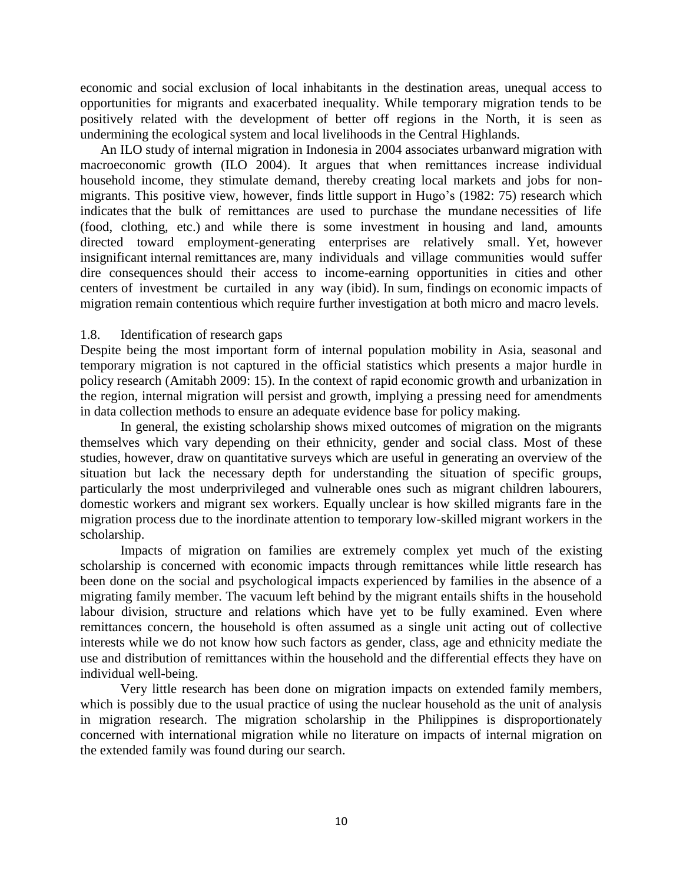economic and social exclusion of local inhabitants in the destination areas, unequal access to opportunities for migrants and exacerbated inequality. While temporary migration tends to be positively related with the development of better off regions in the North, it is seen as undermining the ecological system and local livelihoods in the Central Highlands.

An ILO study of internal migration in Indonesia in 2004 associates urbanward migration with macroeconomic growth (ILO 2004). It argues that when remittances increase individual household income, they stimulate demand, thereby creating local markets and jobs for non-migrants. This positive view, however, finds little support in Hugo's (1982: 75) research which indicates that the bulk of remittances are used to purchase the mundane necessities of life (food, clothing, etc.) and while there is some investment in housing and land, amounts directed toward employment-generating enterprises are relatively small. Yet, however insignificant internal remittances are, many individuals and village communities would suffer dire consequences should their access to income-earning opportunities in cities and other centers of investment be curtailed in any way (ibid). In sum, findings on economic impacts of migration remain contentious which require further investigation at both micro and macro levels.

## 1.8. Identification of research gaps

Despite being the most important form of internal population mobility in Asia, seasonal and temporary migration is not captured in the official statistics which presents a major hurdle in policy research (Amitabh 2009: 15). In the context of rapid economic growth and urbanization in the region, internal migration will persist and growth, implying a pressing need for amendments in data collection methods to ensure an adequate evidence base for policy making.

In general, the existing scholarship shows mixed outcomes of migration on the migrants themselves which vary depending on their ethnicity, gender and social class. Most of these studies, however, draw on quantitative surveys which are useful in generating an overview of the situation but lack the necessary depth for understanding the situation of specific groups, particularly the most underprivileged and vulnerable ones such as migrant children labourers, domestic workers and migrant sex workers. Equally unclear is how skilled migrants fare in the migration process due to the inordinate attention to temporary low-skilled migrant workers in the scholarship.

Impacts of migration on families are extremely complex yet much of the existing scholarship is concerned with economic impacts through remittances while little research has been done on the social and psychological impacts experienced by families in the absence of a migrating family member. The vacuum left behind by the migrant entails shifts in the household labour division, structure and relations which have yet to be fully examined. Even where remittances concern, the household is often assumed as a single unit acting out of collective interests while we do not know how such factors as gender, class, age and ethnicity mediate the use and distribution of remittances within the household and the differential effects they have on individual well-being.

Very little research has been done on migration impacts on extended family members, which is possibly due to the usual practice of using the nuclear household as the unit of analysis in migration research. The migration scholarship in the Philippines is disproportionately concerned with international migration while no literature on impacts of internal migration on the extended family was found during our search.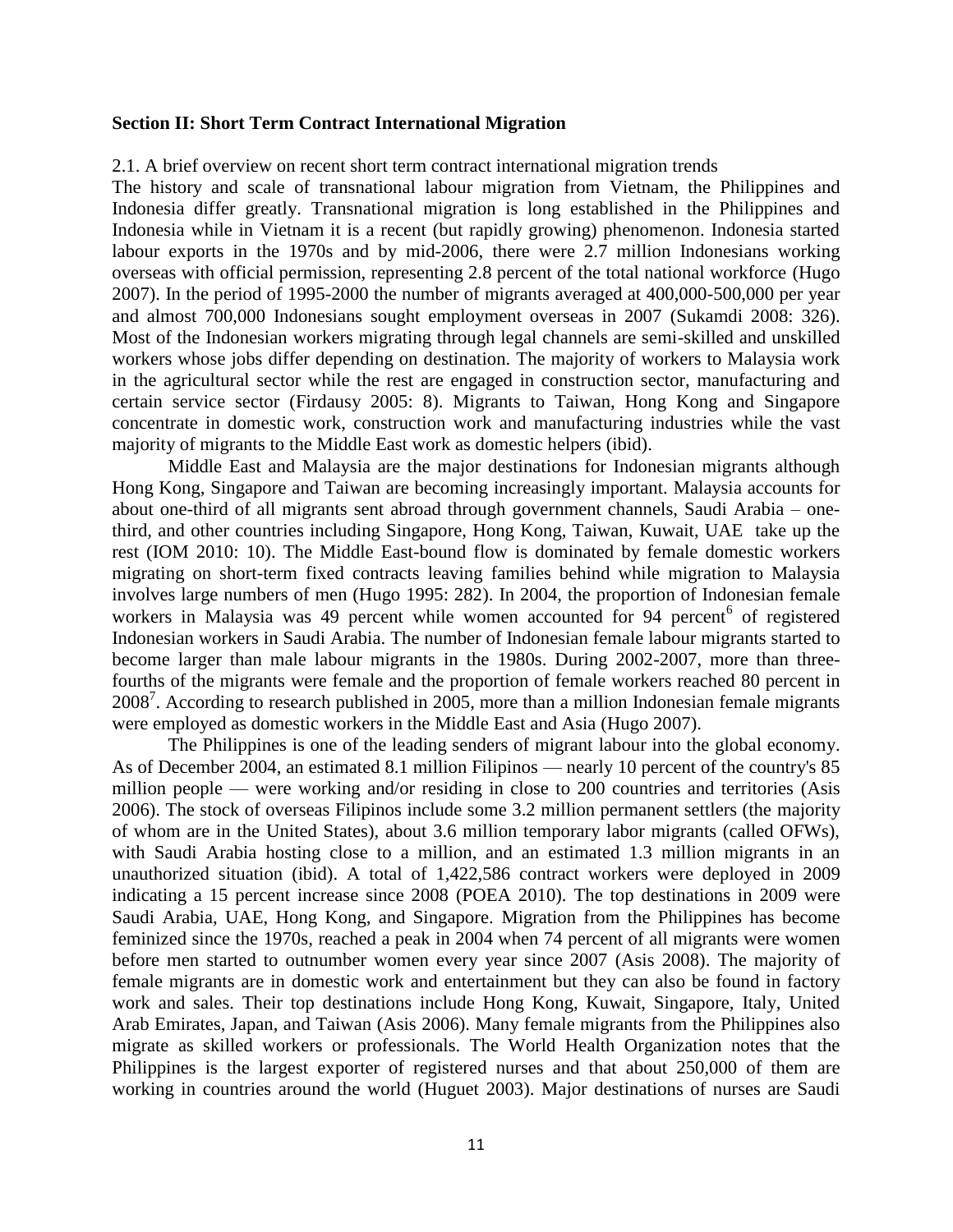## Section II: Short Term Contract International Migration

2.1. A brief overview on recent short term contract international migration trends

The history and scale of transnational labour migration from Vietnam, the Philippines and Indonesia differ greatly. Transnational migration is long established in the Philippines and Indonesia while in Vietnam it is a recent (but rapidly growing) phenomenon. Indonesia started labour exports in the 1970s and by mid-2006, there were 2.7 million Indonesians working overseas with official permission, representing 2.8 percent of the total national workforce (Hugo 2007). In the period of 1995-2000 the number of migrants averaged at 400,000-500,000 per year and almost 700,000 Indonesians sought employment overseas in 2007 (Sukamdi 2008: 326). Most of the Indonesian workers migrating through legal channels are semi-skilled and unskilled workers whose jobs differ depending on destination. The majority of workers to Malaysia work in the agricultural sector while the rest are engaged in construction sector, manufacturing and certain service sector (Firdausy 2005: 8). Migrants to Taiwan, Hong Kong and Singapore concentrate in domestic work, construction work and manufacturing industries while the vast majority of migrants to the Middle East work as domestic helpers (ibid).

Middle East and Malaysia are the major destinations for Indonesian migrants although Hong Kong, Singapore and Taiwan are becoming increasingly important. Malaysia accounts for about one-third of all migrants sent abroad through government channels, Saudi Arabia – one-third, and other countries including Singapore, Hong Kong, Taiwan, Kuwait, UAE take up the rest (IOM 2010: 10). The Middle East-bound flow is dominated by female domestic workers migrating on short-term fixed contracts leaving families behind while migration to Malaysia involves large numbers of men (Hugo 1995: 282). In 2004, the proportion of Indonesian female workers in Malaysia was 49 percent while women accounted for 94 percent[6] of registered Indonesian workers in Saudi Arabia. The number of Indonesian female labour migrants started to become larger than male labour migrants in the 1980s. During 2002-2007, more than three-fourths of the migrants were female and the proportion of female workers reached 80 percent in 2008[7]. According to research published in 2005, more than a million Indonesian female migrants were employed as domestic workers in the Middle East and Asia (Hugo 2007).

The Philippines is one of the leading senders of migrant labour into the global economy. As of December 2004, an estimated 8.1 million Filipinos — nearly 10 percent of the country's 85 million people — were working and/or residing in close to 200 countries and territories (Asis 2006). The stock of overseas Filipinos include some 3.2 million permanent settlers (the majority of whom are in the United States), about 3.6 million temporary labor migrants (called OFWs), with Saudi Arabia hosting close to a million, and an estimated 1.3 million migrants in an unauthorized situation (ibid). A total of 1,422,586 contract workers were deployed in 2009 indicating a 15 percent increase since 2008 (POEA 2010). The top destinations in 2009 were Saudi Arabia, UAE, Hong Kong, and Singapore. Migration from the Philippines has become feminized since the 1970s, reached a peak in 2004 when 74 percent of all migrants were women before men started to outnumber women every year since 2007 (Asis 2008). The majority of female migrants are in domestic work and entertainment but they can also be found in factory work and sales. Their top destinations include Hong Kong, Kuwait, Singapore, Italy, United Arab Emirates, Japan, and Taiwan (Asis 2006). Many female migrants from the Philippines also migrate as skilled workers or professionals. The World Health Organization notes that the Philippines is the largest exporter of registered nurses and that about 250,000 of them are working in countries around the world (Huguet 2003). Major destinations of nurses are Saudi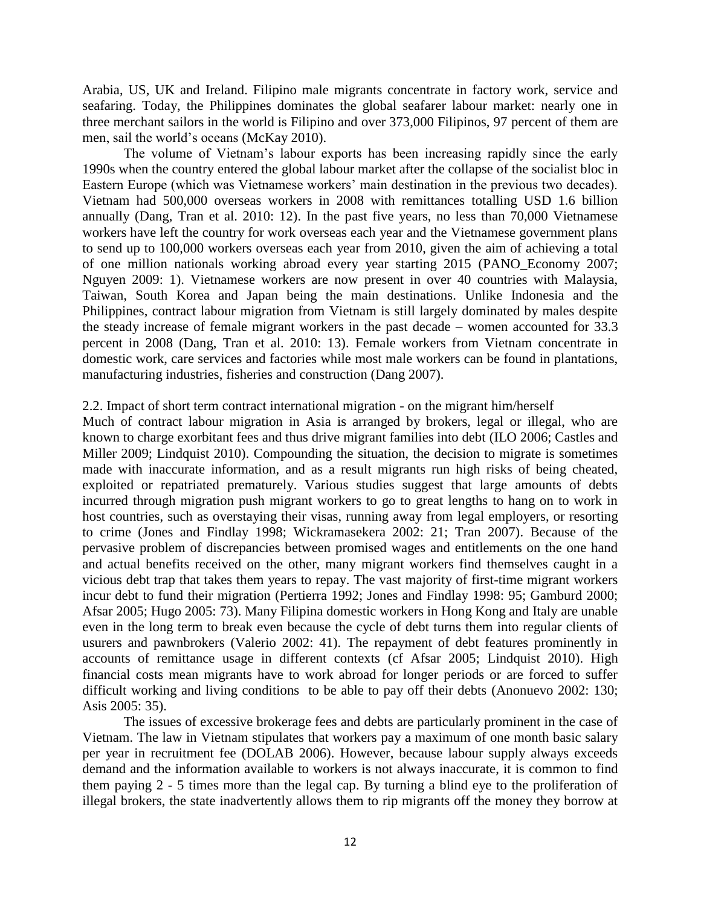Arabia, US, UK and Ireland. Filipino male migrants concentrate in factory work, service and seafaring. Today, the Philippines dominates the global seafarer labour market: nearly one in three merchant sailors in the world is Filipino and over 373,000 Filipinos, 97 percent of them are men, sail the world's oceans (McKay 2010).

The volume of Vietnam's labour exports has been increasing rapidly since the early 1990s when the country entered the global labour market after the collapse of the socialist bloc in Eastern Europe (which was Vietnamese workers' main destination in the previous two decades). Vietnam had 500,000 overseas workers in 2008 with remittances totalling USD 1.6 billion annually (Dang, Tran et al. 2010: 12). In the past five years, no less than 70,000 Vietnamese workers have left the country for work overseas each year and the Vietnamese government plans to send up to 100,000 workers overseas each year from 2010, given the aim of achieving a total of one million nationals working abroad every year starting 2015 (PANO_Economy 2007; Nguyen 2009: 1). Vietnamese workers are now present in over 40 countries with Malaysia, Taiwan, South Korea and Japan being the main destinations. Unlike Indonesia and the Philippines, contract labour migration from Vietnam is still largely dominated by males despite the steady increase of female migrant workers in the past decade – women accounted for 33.3 percent in 2008 (Dang, Tran et al. 2010: 13). Female workers from Vietnam concentrate in domestic work, care services and factories while most male workers can be found in plantations, manufacturing industries, fisheries and construction (Dang 2007).

2.2. Impact of short term contract international migration - on the migrant him/herself

Much of contract labour migration in Asia is arranged by brokers, legal or illegal, who are known to charge exorbitant fees and thus drive migrant families into debt (ILO 2006; Castles and Miller 2009; Lindquist 2010). Compounding the situation, the decision to migrate is sometimes made with inaccurate information, and as a result migrants run high risks of being cheated, exploited or repatriated prematurely. Various studies suggest that large amounts of debts incurred through migration push migrant workers to go to great lengths to hang on to work in host countries, such as overstaying their visas, running away from legal employers, or resorting to crime (Jones and Findlay 1998; Wickramasekera 2002: 21; Tran 2007). Because of the pervasive problem of discrepancies between promised wages and entitlements on the one hand and actual benefits received on the other, many migrant workers find themselves caught in a vicious debt trap that takes them years to repay. The vast majority of first-time migrant workers incur debt to fund their migration (Pertierra 1992; Jones and Findlay 1998: 95; Gamburd 2000; Afsar 2005; Hugo 2005: 73). Many Filipina domestic workers in Hong Kong and Italy are unable even in the long term to break even because the cycle of debt turns them into regular clients of usurers and pawnbrokers (Valerio 2002: 41). The repayment of debt features prominently in accounts of remittance usage in different contexts (cf Afsar 2005; Lindquist 2010). High financial costs mean migrants have to work abroad for longer periods or are forced to suffer difficult working and living conditions to be able to pay off their debts (Anonuevo 2002: 130; Asis 2005: 35).

The issues of excessive brokerage fees and debts are particularly prominent in the case of Vietnam. The law in Vietnam stipulates that workers pay a maximum of one month basic salary per year in recruitment fee (DOLAB 2006). However, because labour supply always exceeds demand and the information available to workers is not always inaccurate, it is common to find them paying 2 - 5 times more than the legal cap. By turning a blind eye to the proliferation of illegal brokers, the state inadvertently allows them to rip migrants off the money they borrow at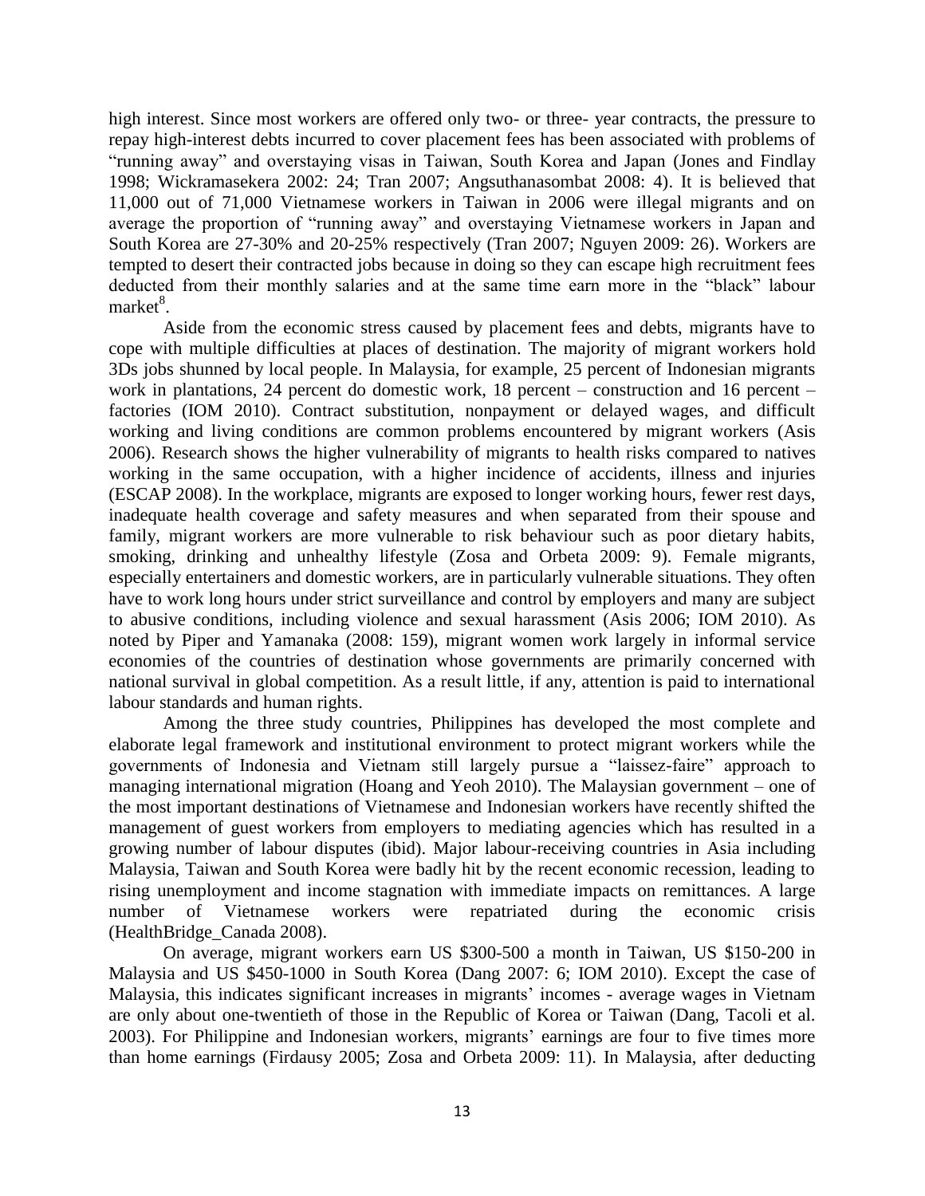high interest. Since most workers are offered only two- or three- year contracts, the pressure to repay high-interest debts incurred to cover placement fees has been associated with problems of "running away" and overstaying visas in Taiwan, South Korea and Japan (Jones and Findlay 1998; Wickramasekera 2002: 24; Tran 2007; Angsuthanasombat 2008: 4). It is believed that 11,000 out of 71,000 Vietnamese workers in Taiwan in 2006 were illegal migrants and on average the proportion of "running away" and overstaying Vietnamese workers in Japan and South Korea are 27-30% and 20-25% respectively (Tran 2007; Nguyen 2009: 26). Workers are tempted to desert their contracted jobs because in doing so they can escape high recruitment fees deducted from their monthly salaries and at the same time earn more in the "black" labour market[8].

Aside from the economic stress caused by placement fees and debts, migrants have to cope with multiple difficulties at places of destination. The majority of migrant workers hold 3Ds jobs shunned by local people. In Malaysia, for example, 25 percent of Indonesian migrants work in plantations, 24 percent do domestic work, 18 percent – construction and 16 percent – factories (IOM 2010). Contract substitution, nonpayment or delayed wages, and difficult working and living conditions are common problems encountered by migrant workers (Asis 2006). Research shows the higher vulnerability of migrants to health risks compared to natives working in the same occupation, with a higher incidence of accidents, illness and injuries (ESCAP 2008). In the workplace, migrants are exposed to longer working hours, fewer rest days, inadequate health coverage and safety measures and when separated from their spouse and family, migrant workers are more vulnerable to risk behaviour such as poor dietary habits, smoking, drinking and unhealthy lifestyle (Zosa and Orbeta 2009: 9). Female migrants, especially entertainers and domestic workers, are in particularly vulnerable situations. They often have to work long hours under strict surveillance and control by employers and many are subject to abusive conditions, including violence and sexual harassment (Asis 2006; IOM 2010). As noted by Piper and Yamanaka (2008: 159), migrant women work largely in informal service economies of the countries of destination whose governments are primarily concerned with national survival in global competition. As a result little, if any, attention is paid to international labour standards and human rights.

Among the three study countries, Philippines has developed the most complete and elaborate legal framework and institutional environment to protect migrant workers while the governments of Indonesia and Vietnam still largely pursue a "laissez-faire" approach to managing international migration (Hoang and Yeoh 2010). The Malaysian government – one of the most important destinations of Vietnamese and Indonesian workers have recently shifted the management of guest workers from employers to mediating agencies which has resulted in a growing number of labour disputes (ibid). Major labour-receiving countries in Asia including Malaysia, Taiwan and South Korea were badly hit by the recent economic recession, leading to rising unemployment and income stagnation with immediate impacts on remittances. A large number of Vietnamese workers were repatriated during the economic crisis (HealthBridge_Canada 2008).

On average, migrant workers earn US $300-500 a month in Taiwan, US $150-200 in Malaysia and US $450-1000 in South Korea (Dang 2007: 6; IOM 2010). Except the case of Malaysia, this indicates significant increases in migrants' incomes - average wages in Vietnam are only about one-twentieth of those in the Republic of Korea or Taiwan (Dang, Tacoli et al. 2003). For Philippine and Indonesian workers, migrants' earnings are four to five times more than home earnings (Firdausy 2005; Zosa and Orbeta 2009: 11). In Malaysia, after deducting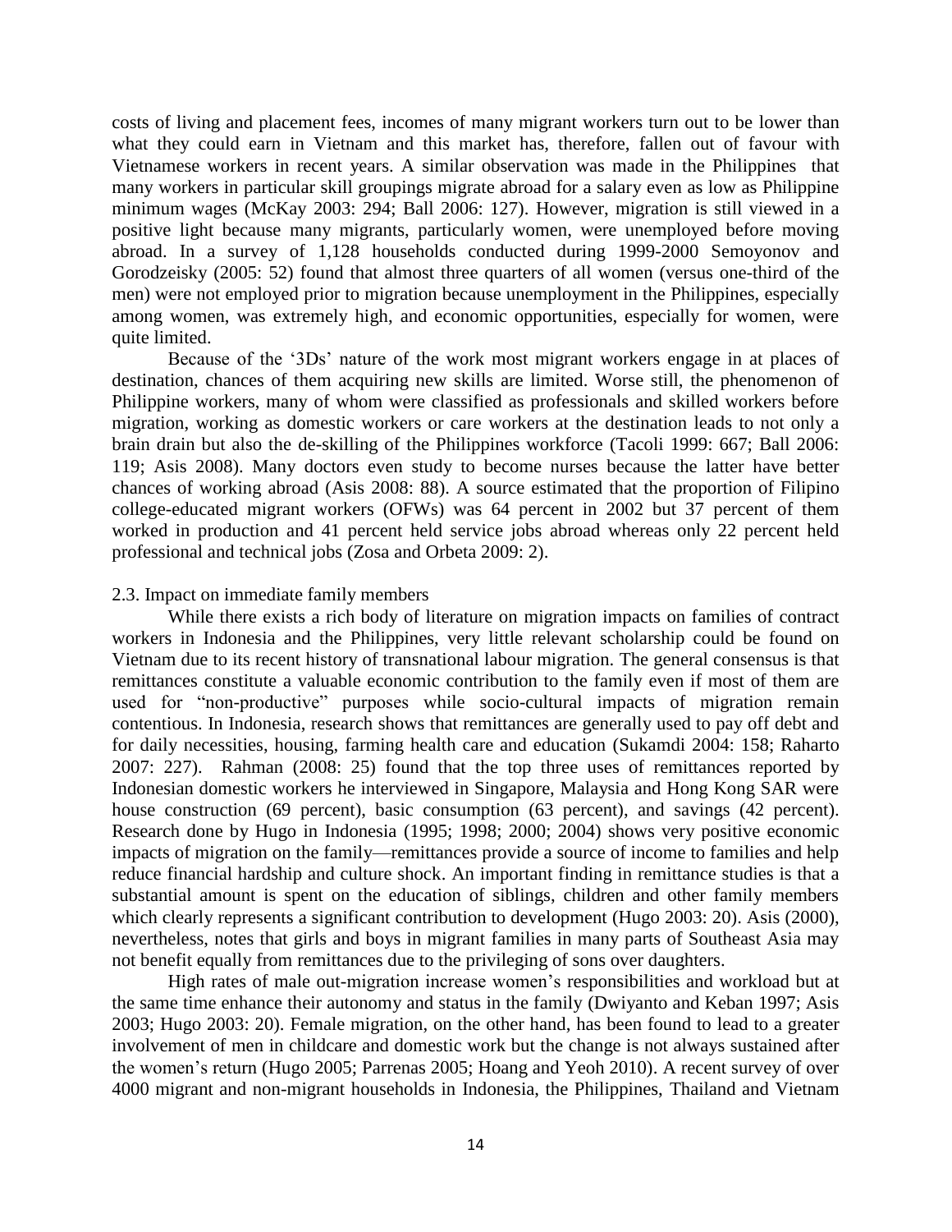costs of living and placement fees, incomes of many migrant workers turn out to be lower than what they could earn in Vietnam and this market has, therefore, fallen out of favour with Vietnamese workers in recent years. A similar observation was made in the Philippines that many workers in particular skill groupings migrate abroad for a salary even as low as Philippine minimum wages (McKay 2003: 294; Ball 2006: 127). However, migration is still viewed in a positive light because many migrants, particularly women, were unemployed before moving abroad. In a survey of 1,128 households conducted during 1999-2000 Semoyonov and Gorodzeisky (2005: 52) found that almost three quarters of all women (versus one-third of the men) were not employed prior to migration because unemployment in the Philippines, especially among women, was extremely high, and economic opportunities, especially for women, were quite limited.

Because of the '3Ds' nature of the work most migrant workers engage in at places of destination, chances of them acquiring new skills are limited. Worse still, the phenomenon of Philippine workers, many of whom were classified as professionals and skilled workers before migration, working as domestic workers or care workers at the destination leads to not only a brain drain but also the de-skilling of the Philippines workforce (Tacoli 1999: 667; Ball 2006: 119; Asis 2008). Many doctors even study to become nurses because the latter have better chances of working abroad (Asis 2008: 88). A source estimated that the proportion of Filipino college-educated migrant workers (OFWs) was 64 percent in 2002 but 37 percent of them worked in production and 41 percent held service jobs abroad whereas only 22 percent held professional and technical jobs (Zosa and Orbeta 2009: 2).

### 2.3. Impact on immediate family members

While there exists a rich body of literature on migration impacts on families of contract workers in Indonesia and the Philippines, very little relevant scholarship could be found on Vietnam due to its recent history of transnational labour migration. The general consensus is that remittances constitute a valuable economic contribution to the family even if most of them are used for "non-productive" purposes while socio-cultural impacts of migration remain contentious. In Indonesia, research shows that remittances are generally used to pay off debt and for daily necessities, housing, farming health care and education (Sukamdi 2004: 158; Raharto 2007: 227). Rahman (2008: 25) found that the top three uses of remittances reported by Indonesian domestic workers he interviewed in Singapore, Malaysia and Hong Kong SAR were house construction (69 percent), basic consumption (63 percent), and savings (42 percent). Research done by Hugo in Indonesia (1995; 1998; 2000; 2004) shows very positive economic impacts of migration on the family—remittances provide a source of income to families and help reduce financial hardship and culture shock. An important finding in remittance studies is that a substantial amount is spent on the education of siblings, children and other family members which clearly represents a significant contribution to development (Hugo 2003: 20). Asis (2000), nevertheless, notes that girls and boys in migrant families in many parts of Southeast Asia may not benefit equally from remittances due to the privileging of sons over daughters.

High rates of male out-migration increase women's responsibilities and workload but at the same time enhance their autonomy and status in the family (Dwiyanto and Keban 1997; Asis 2003; Hugo 2003: 20). Female migration, on the other hand, has been found to lead to a greater involvement of men in childcare and domestic work but the change is not always sustained after the women's return (Hugo 2005; Parrenas 2005; Hoang and Yeoh 2010). A recent survey of over 4000 migrant and non-migrant households in Indonesia, the Philippines, Thailand and Vietnam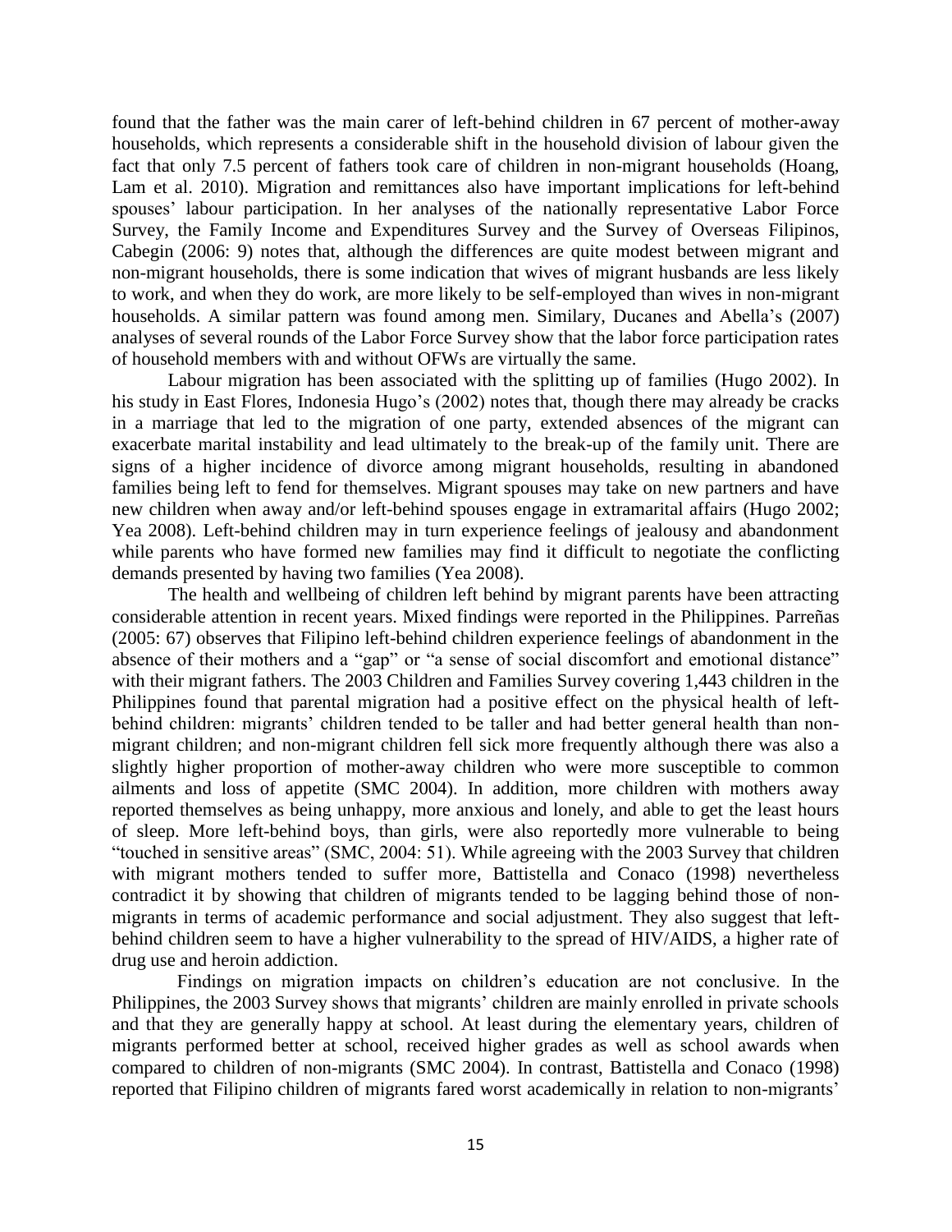found that the father was the main carer of left-behind children in 67 percent of mother-away households, which represents a considerable shift in the household division of labour given the fact that only 7.5 percent of fathers took care of children in non-migrant households (Hoang, Lam et al. 2010). Migration and remittances also have important implications for left-behind spouses' labour participation. In her analyses of the nationally representative Labor Force Survey, the Family Income and Expenditures Survey and the Survey of Overseas Filipinos, Cabegin (2006: 9) notes that, although the differences are quite modest between migrant and non-migrant households, there is some indication that wives of migrant husbands are less likely to work, and when they do work, are more likely to be self-employed than wives in non-migrant households. A similar pattern was found among men. Similary, Ducanes and Abella's (2007) analyses of several rounds of the Labor Force Survey show that the labor force participation rates of household members with and without OFWs are virtually the same.

Labour migration has been associated with the splitting up of families (Hugo 2002). In his study in East Flores, Indonesia Hugo's (2002) notes that, though there may already be cracks in a marriage that led to the migration of one party, extended absences of the migrant can exacerbate marital instability and lead ultimately to the break-up of the family unit. There are signs of a higher incidence of divorce among migrant households, resulting in abandoned families being left to fend for themselves. Migrant spouses may take on new partners and have new children when away and/or left-behind spouses engage in extramarital affairs (Hugo 2002; Yea 2008). Left-behind children may in turn experience feelings of jealousy and abandonment while parents who have formed new families may find it difficult to negotiate the conflicting demands presented by having two families (Yea 2008).

The health and wellbeing of children left behind by migrant parents have been attracting considerable attention in recent years. Mixed findings were reported in the Philippines. Parreñas (2005: 67) observes that Filipino left-behind children experience feelings of abandonment in the absence of their mothers and a "gap" or "a sense of social discomfort and emotional distance" with their migrant fathers. The 2003 Children and Families Survey covering 1,443 children in the Philippines found that parental migration had a positive effect on the physical health of left-behind children: migrants' children tended to be taller and had better general health than non-migrant children; and non-migrant children fell sick more frequently although there was also a slightly higher proportion of mother-away children who were more susceptible to common ailments and loss of appetite (SMC 2004). In addition, more children with mothers away reported themselves as being unhappy, more anxious and lonely, and able to get the least hours of sleep. More left-behind boys, than girls, were also reportedly more vulnerable to being "touched in sensitive areas" (SMC, 2004: 51). While agreeing with the 2003 Survey that children with migrant mothers tended to suffer more, Battistella and Conaco (1998) nevertheless contradict it by showing that children of migrants tended to be lagging behind those of non-migrants in terms of academic performance and social adjustment. They also suggest that left-behind children seem to have a higher vulnerability to the spread of HIV/AIDS, a higher rate of drug use and heroin addiction.

Findings on migration impacts on children's education are not conclusive. In the Philippines, the 2003 Survey shows that migrants' children are mainly enrolled in private schools and that they are generally happy at school. At least during the elementary years, children of migrants performed better at school, received higher grades as well as school awards when compared to children of non-migrants (SMC 2004). In contrast, Battistella and Conaco (1998) reported that Filipino children of migrants fared worst academically in relation to non-migrants'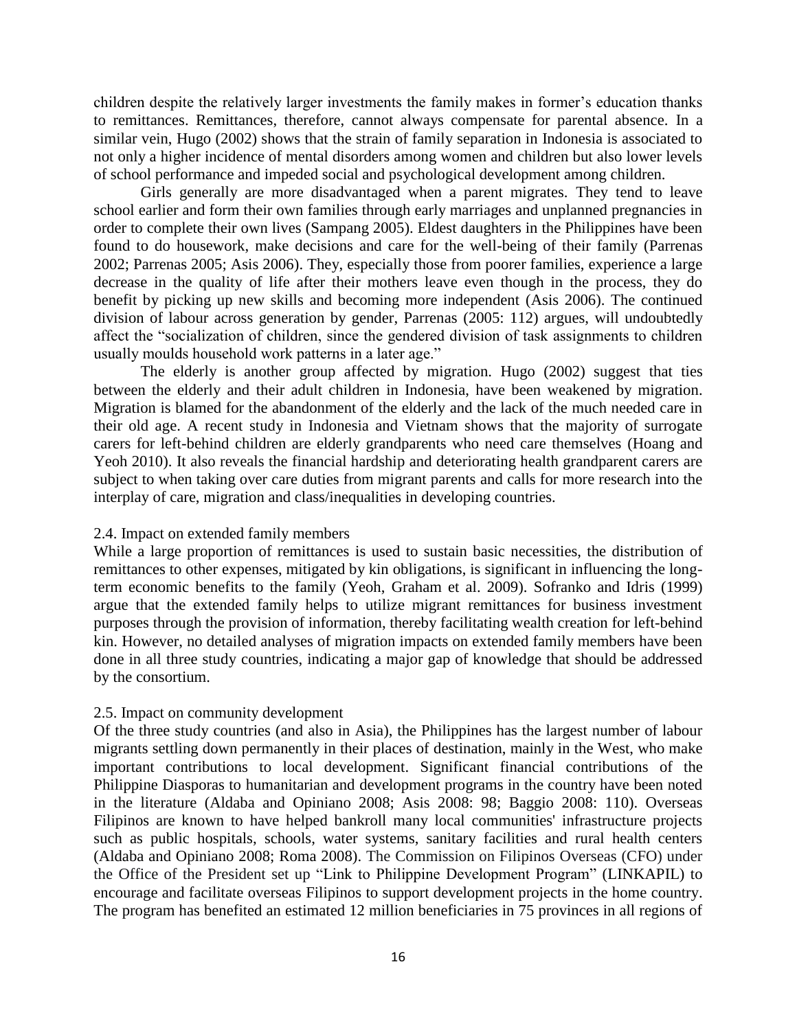children despite the relatively larger investments the family makes in former's education thanks to remittances. Remittances, therefore, cannot always compensate for parental absence. In a similar vein, Hugo (2002) shows that the strain of family separation in Indonesia is associated to not only a higher incidence of mental disorders among women and children but also lower levels of school performance and impeded social and psychological development among children.

Girls generally are more disadvantaged when a parent migrates. They tend to leave school earlier and form their own families through early marriages and unplanned pregnancies in order to complete their own lives (Sampang 2005). Eldest daughters in the Philippines have been found to do housework, make decisions and care for the well-being of their family (Parrenas 2002; Parrenas 2005; Asis 2006). They, especially those from poorer families, experience a large decrease in the quality of life after their mothers leave even though in the process, they do benefit by picking up new skills and becoming more independent (Asis 2006). The continued division of labour across generation by gender, Parrenas (2005: 112) argues, will undoubtedly affect the "socialization of children, since the gendered division of task assignments to children usually moulds household work patterns in a later age."

The elderly is another group affected by migration. Hugo (2002) suggest that ties between the elderly and their adult children in Indonesia, have been weakened by migration. Migration is blamed for the abandonment of the elderly and the lack of the much needed care in their old age. A recent study in Indonesia and Vietnam shows that the majority of surrogate carers for left-behind children are elderly grandparents who need care themselves (Hoang and Yeoh 2010). It also reveals the financial hardship and deteriorating health grandparent carers are subject to when taking over care duties from migrant parents and calls for more research into the interplay of care, migration and class/inequalities in developing countries.

### 2.4. Impact on extended family members

While a large proportion of remittances is used to sustain basic necessities, the distribution of remittances to other expenses, mitigated by kin obligations, is significant in influencing the long-term economic benefits to the family (Yeoh, Graham et al. 2009). Sofranko and Idris (1999) argue that the extended family helps to utilize migrant remittances for business investment purposes through the provision of information, thereby facilitating wealth creation for left-behind kin. However, no detailed analyses of migration impacts on extended family members have been done in all three study countries, indicating a major gap of knowledge that should be addressed by the consortium.

### 2.5. Impact on community development

Of the three study countries (and also in Asia), the Philippines has the largest number of labour migrants settling down permanently in their places of destination, mainly in the West, who make important contributions to local development. Significant financial contributions of the Philippine Diasporas to humanitarian and development programs in the country have been noted in the literature (Aldaba and Opiniano 2008; Asis 2008: 98; Baggio 2008: 110). Overseas Filipinos are known to have helped bankroll many local communities' infrastructure projects such as public hospitals, schools, water systems, sanitary facilities and rural health centers (Aldaba and Opiniano 2008; Roma 2008). The Commission on Filipinos Overseas (CFO) under the Office of the President set up "Link to Philippine Development Program" (LINKAPIL) to encourage and facilitate overseas Filipinos to support development projects in the home country. The program has benefited an estimated 12 million beneficiaries in 75 provinces in all regions of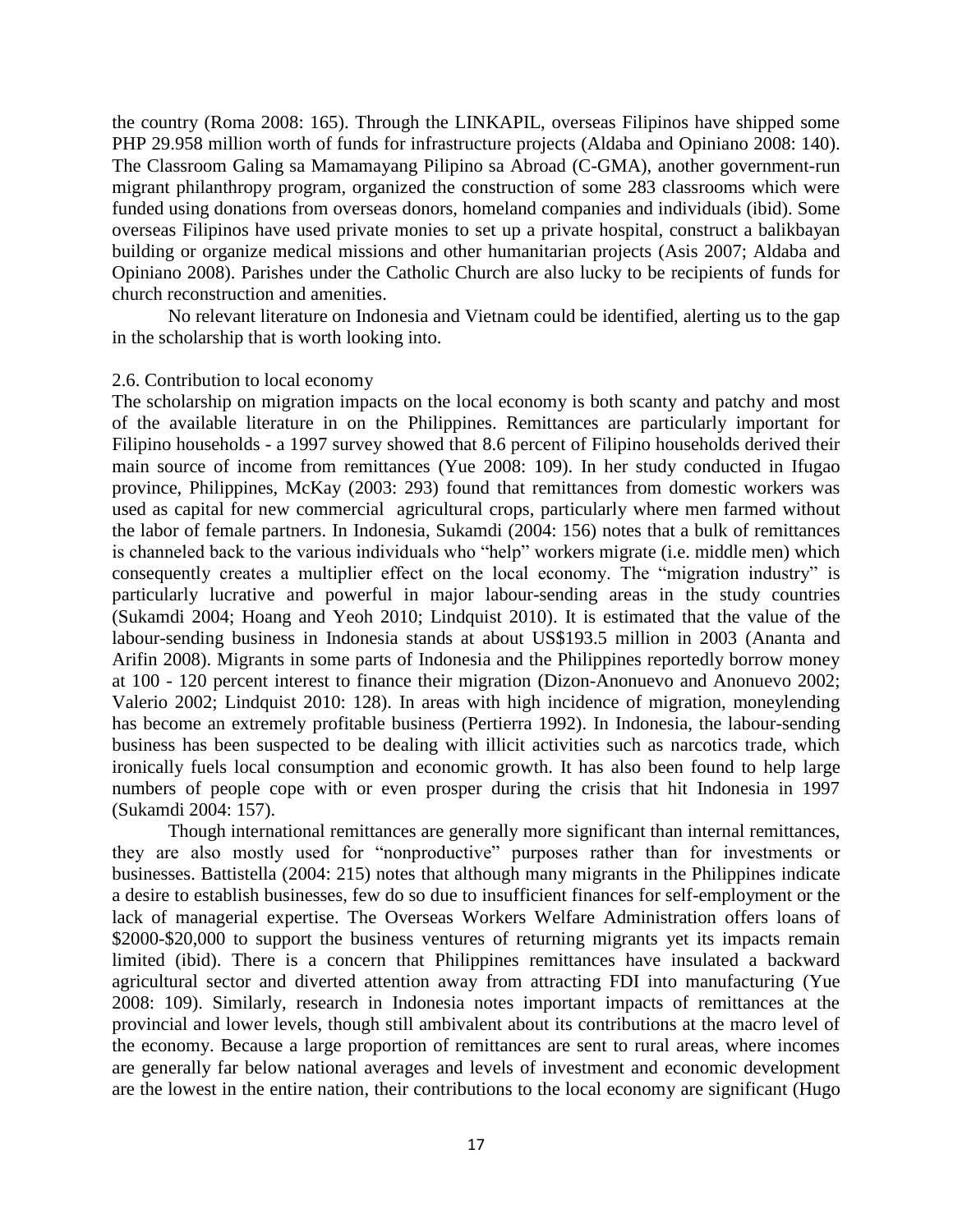the country (Roma 2008: 165). Through the LINKAPIL, overseas Filipinos have shipped some PHP 29.958 million worth of funds for infrastructure projects (Aldaba and Opiniano 2008: 140). The Classroom Galing sa Mamamayang Pilipino sa Abroad (C-GMA), another government-run migrant philanthropy program, organized the construction of some 283 classrooms which were funded using donations from overseas donors, homeland companies and individuals (ibid). Some overseas Filipinos have used private monies to set up a private hospital, construct a balikbayan building or organize medical missions and other humanitarian projects (Asis 2007; Aldaba and Opiniano 2008). Parishes under the Catholic Church are also lucky to be recipients of funds for church reconstruction and amenities.

No relevant literature on Indonesia and Vietnam could be identified, alerting us to the gap in the scholarship that is worth looking into.

### 2.6. Contribution to local economy

The scholarship on migration impacts on the local economy is both scanty and patchy and most of the available literature in on the Philippines. Remittances are particularly important for Filipino households - a 1997 survey showed that 8.6 percent of Filipino households derived their main source of income from remittances (Yue 2008: 109). In her study conducted in Ifugao province, Philippines, McKay (2003: 293) found that remittances from domestic workers was used as capital for new commercial agricultural crops, particularly where men farmed without the labor of female partners. In Indonesia, Sukamdi (2004: 156) notes that a bulk of remittances is channeled back to the various individuals who "help" workers migrate (i.e. middle men) which consequently creates a multiplier effect on the local economy. The "migration industry" is particularly lucrative and powerful in major labour-sending areas in the study countries (Sukamdi 2004; Hoang and Yeoh 2010; Lindquist 2010). It is estimated that the value of the labour-sending business in Indonesia stands at about US$193.5 million in 2003 (Ananta and Arifin 2008). Migrants in some parts of Indonesia and the Philippines reportedly borrow money at 100 - 120 percent interest to finance their migration (Dizon-Anonuevo and Anonuevo 2002; Valerio 2002; Lindquist 2010: 128). In areas with high incidence of migration, moneylending has become an extremely profitable business (Pertierra 1992). In Indonesia, the labour-sending business has been suspected to be dealing with illicit activities such as narcotics trade, which ironically fuels local consumption and economic growth. It has also been found to help large numbers of people cope with or even prosper during the crisis that hit Indonesia in 1997 (Sukamdi 2004: 157).

Though international remittances are generally more significant than internal remittances, they are also mostly used for "nonproductive" purposes rather than for investments or businesses. Battistella (2004: 215) notes that although many migrants in the Philippines indicate a desire to establish businesses, few do so due to insufficient finances for self-employment or the lack of managerial expertise. The Overseas Workers Welfare Administration offers loans of $2000-$20,000 to support the business ventures of returning migrants yet its impacts remain limited (ibid). There is a concern that Philippines remittances have insulated a backward agricultural sector and diverted attention away from attracting FDI into manufacturing (Yue 2008: 109). Similarly, research in Indonesia notes important impacts of remittances at the provincial and lower levels, though still ambivalent about its contributions at the macro level of the economy. Because a large proportion of remittances are sent to rural areas, where incomes are generally far below national averages and levels of investment and economic development are the lowest in the entire nation, their contributions to the local economy are significant (Hugo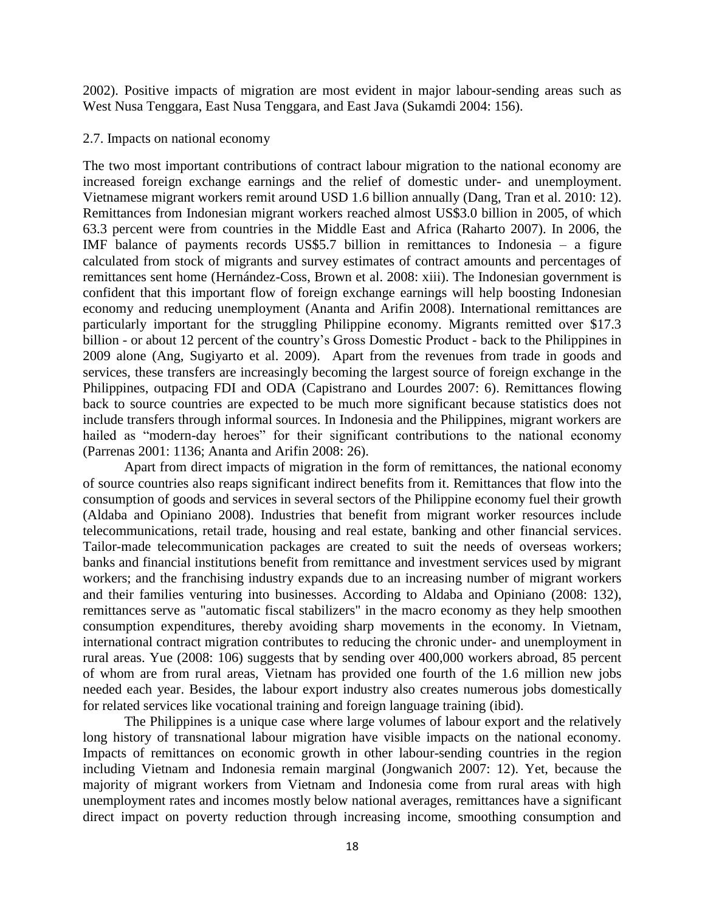2002). Positive impacts of migration are most evident in major labour-sending areas such as West Nusa Tenggara, East Nusa Tenggara, and East Java (Sukamdi 2004: 156).

## 2.7. Impacts on national economy

The two most important contributions of contract labour migration to the national economy are increased foreign exchange earnings and the relief of domestic under- and unemployment. Vietnamese migrant workers remit around USD 1.6 billion annually (Dang, Tran et al. 2010: 12). Remittances from Indonesian migrant workers reached almost US$3.0 billion in 2005, of which 63.3 percent were from countries in the Middle East and Africa (Raharto 2007). In 2006, the IMF balance of payments records US$5.7 billion in remittances to Indonesia – a figure calculated from stock of migrants and survey estimates of contract amounts and percentages of remittances sent home (Hernández-Coss, Brown et al. 2008: xiii). The Indonesian government is confident that this important flow of foreign exchange earnings will help boosting Indonesian economy and reducing unemployment (Ananta and Arifin 2008). International remittances are particularly important for the struggling Philippine economy. Migrants remitted over $17.3 billion - or about 12 percent of the country's Gross Domestic Product - back to the Philippines in 2009 alone (Ang, Sugiyarto et al. 2009). Apart from the revenues from trade in goods and services, these transfers are increasingly becoming the largest source of foreign exchange in the Philippines, outpacing FDI and ODA (Capistrano and Lourdes 2007: 6). Remittances flowing back to source countries are expected to be much more significant because statistics does not include transfers through informal sources. In Indonesia and the Philippines, migrant workers are hailed as "modern-day heroes" for their significant contributions to the national economy (Parrenas 2001: 1136; Ananta and Arifin 2008: 26).

Apart from direct impacts of migration in the form of remittances, the national economy of source countries also reaps significant indirect benefits from it. Remittances that flow into the consumption of goods and services in several sectors of the Philippine economy fuel their growth (Aldaba and Opiniano 2008). Industries that benefit from migrant worker resources include telecommunications, retail trade, housing and real estate, banking and other financial services. Tailor-made telecommunication packages are created to suit the needs of overseas workers; banks and financial institutions benefit from remittance and investment services used by migrant workers; and the franchising industry expands due to an increasing number of migrant workers and their families venturing into businesses. According to Aldaba and Opiniano (2008: 132), remittances serve as "automatic fiscal stabilizers" in the macro economy as they help smoothen consumption expenditures, thereby avoiding sharp movements in the economy. In Vietnam, international contract migration contributes to reducing the chronic under- and unemployment in rural areas. Yue (2008: 106) suggests that by sending over 400,000 workers abroad, 85 percent of whom are from rural areas, Vietnam has provided one fourth of the 1.6 million new jobs needed each year. Besides, the labour export industry also creates numerous jobs domestically for related services like vocational training and foreign language training (ibid).

The Philippines is a unique case where large volumes of labour export and the relatively long history of transnational labour migration have visible impacts on the national economy. Impacts of remittances on economic growth in other labour-sending countries in the region including Vietnam and Indonesia remain marginal (Jongwanich 2007: 12). Yet, because the majority of migrant workers from Vietnam and Indonesia come from rural areas with high unemployment rates and incomes mostly below national averages, remittances have a significant direct impact on poverty reduction through increasing income, smoothing consumption and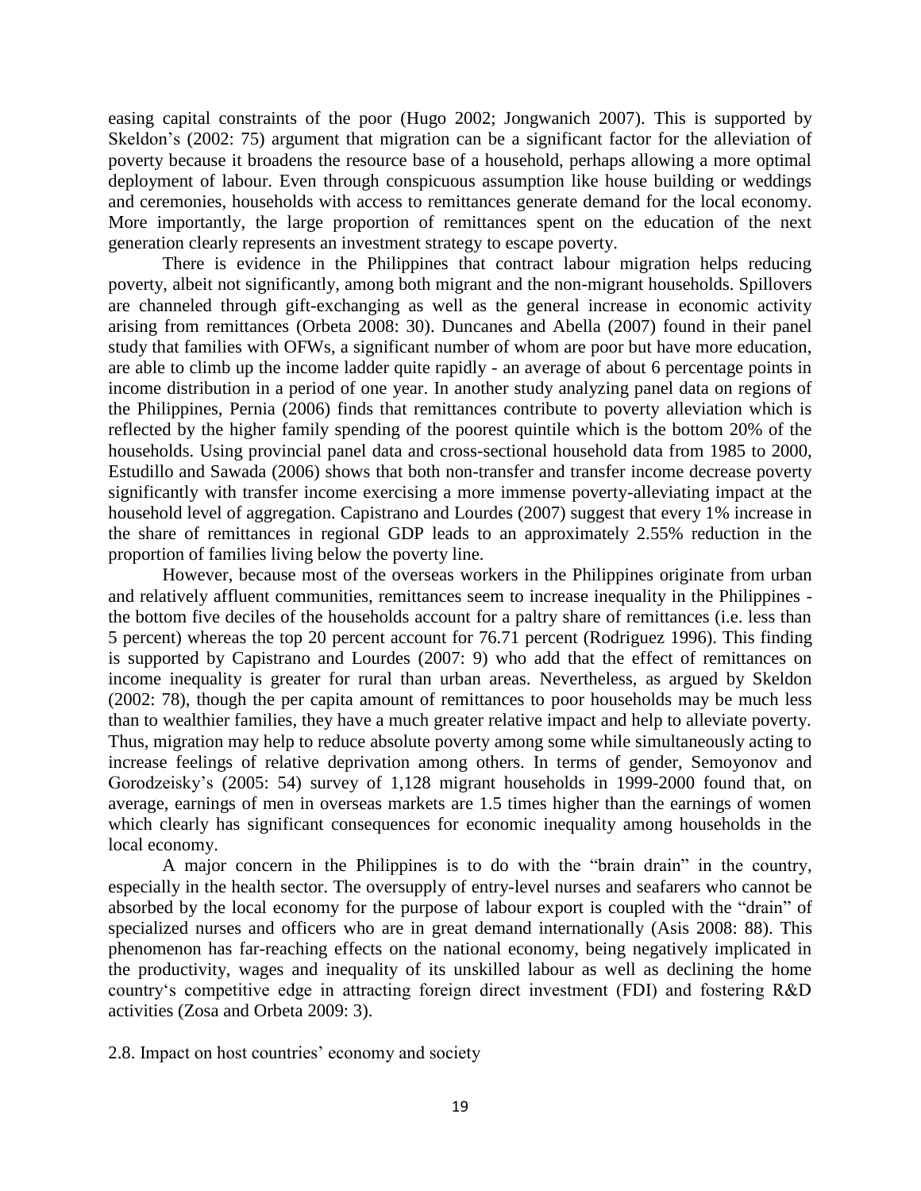easing capital constraints of the poor (Hugo 2002; Jongwanich 2007). This is supported by Skeldon's (2002: 75) argument that migration can be a significant factor for the alleviation of poverty because it broadens the resource base of a household, perhaps allowing a more optimal deployment of labour. Even through conspicuous assumption like house building or weddings and ceremonies, households with access to remittances generate demand for the local economy. More importantly, the large proportion of remittances spent on the education of the next generation clearly represents an investment strategy to escape poverty.

There is evidence in the Philippines that contract labour migration helps reducing poverty, albeit not significantly, among both migrant and the non-migrant households. Spillovers are channeled through gift-exchanging as well as the general increase in economic activity arising from remittances (Orbeta 2008: 30). Duncanes and Abella (2007) found in their panel study that families with OFWs, a significant number of whom are poor but have more education, are able to climb up the income ladder quite rapidly - an average of about 6 percentage points in income distribution in a period of one year. In another study analyzing panel data on regions of the Philippines, Pernia (2006) finds that remittances contribute to poverty alleviation which is reflected by the higher family spending of the poorest quintile which is the bottom 20% of the households. Using provincial panel data and cross-sectional household data from 1985 to 2000, Estudillo and Sawada (2006) shows that both non-transfer and transfer income decrease poverty significantly with transfer income exercising a more immense poverty-alleviating impact at the household level of aggregation. Capistrano and Lourdes (2007) suggest that every 1% increase in the share of remittances in regional GDP leads to an approximately 2.55% reduction in the proportion of families living below the poverty line.

However, because most of the overseas workers in the Philippines originate from urban and relatively affluent communities, remittances seem to increase inequality in the Philippines - the bottom five deciles of the households account for a paltry share of remittances (i.e. less than 5 percent) whereas the top 20 percent account for 76.71 percent (Rodriguez 1996). This finding is supported by Capistrano and Lourdes (2007: 9) who add that the effect of remittances on income inequality is greater for rural than urban areas. Nevertheless, as argued by Skeldon (2002: 78), though the per capita amount of remittances to poor households may be much less than to wealthier families, they have a much greater relative impact and help to alleviate poverty. Thus, migration may help to reduce absolute poverty among some while simultaneously acting to increase feelings of relative deprivation among others. In terms of gender, Semoyonov and Gorodzeisky's (2005: 54) survey of 1,128 migrant households in 1999-2000 found that, on average, earnings of men in overseas markets are 1.5 times higher than the earnings of women which clearly has significant consequences for economic inequality among households in the local economy.

A major concern in the Philippines is to do with the "brain drain" in the country, especially in the health sector. The oversupply of entry-level nurses and seafarers who cannot be absorbed by the local economy for the purpose of labour export is coupled with the "drain" of specialized nurses and officers who are in great demand internationally (Asis 2008: 88). This phenomenon has far-reaching effects on the national economy, being negatively implicated in the productivity, wages and inequality of its unskilled labour as well as declining the home country's competitive edge in attracting foreign direct investment (FDI) and fostering R&D activities (Zosa and Orbeta 2009: 3).

## 2.8. Impact on host countries' economy and society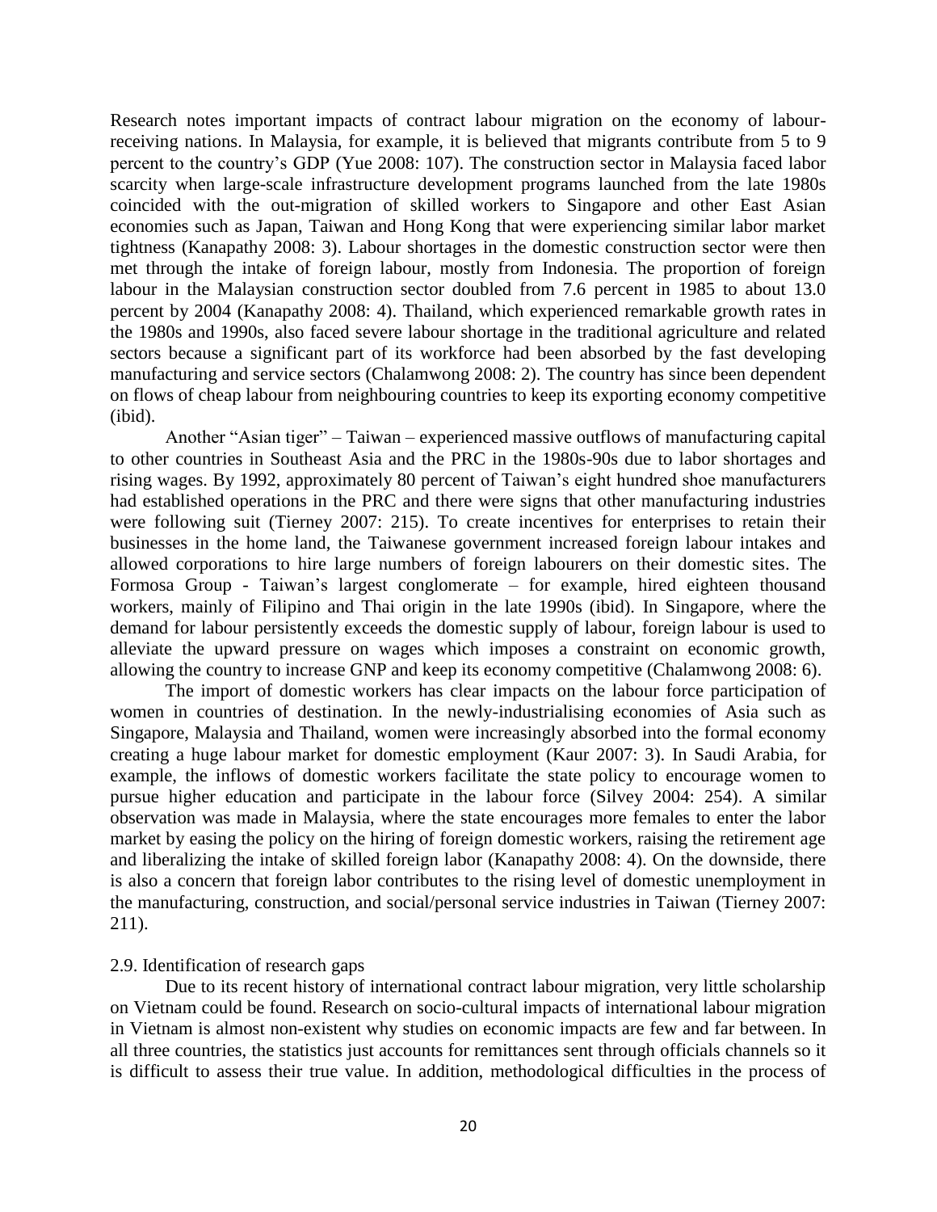Research notes important impacts of contract labour migration on the economy of labour-receiving nations. In Malaysia, for example, it is believed that migrants contribute from 5 to 9 percent to the country's GDP (Yue 2008: 107). The construction sector in Malaysia faced labor scarcity when large-scale infrastructure development programs launched from the late 1980s coincided with the out-migration of skilled workers to Singapore and other East Asian economies such as Japan, Taiwan and Hong Kong that were experiencing similar labor market tightness (Kanapathy 2008: 3). Labour shortages in the domestic construction sector were then met through the intake of foreign labour, mostly from Indonesia. The proportion of foreign labour in the Malaysian construction sector doubled from 7.6 percent in 1985 to about 13.0 percent by 2004 (Kanapathy 2008: 4). Thailand, which experienced remarkable growth rates in the 1980s and 1990s, also faced severe labour shortage in the traditional agriculture and related sectors because a significant part of its workforce had been absorbed by the fast developing manufacturing and service sectors (Chalamwong 2008: 2). The country has since been dependent on flows of cheap labour from neighbouring countries to keep its exporting economy competitive (ibid).

Another "Asian tiger" – Taiwan – experienced massive outflows of manufacturing capital to other countries in Southeast Asia and the PRC in the 1980s-90s due to labor shortages and rising wages. By 1992, approximately 80 percent of Taiwan's eight hundred shoe manufacturers had established operations in the PRC and there were signs that other manufacturing industries were following suit (Tierney 2007: 215). To create incentives for enterprises to retain their businesses in the home land, the Taiwanese government increased foreign labour intakes and allowed corporations to hire large numbers of foreign labourers on their domestic sites. The Formosa Group - Taiwan's largest conglomerate – for example, hired eighteen thousand workers, mainly of Filipino and Thai origin in the late 1990s (ibid). In Singapore, where the demand for labour persistently exceeds the domestic supply of labour, foreign labour is used to alleviate the upward pressure on wages which imposes a constraint on economic growth, allowing the country to increase GNP and keep its economy competitive (Chalamwong 2008: 6).

The import of domestic workers has clear impacts on the labour force participation of women in countries of destination. In the newly-industrialising economies of Asia such as Singapore, Malaysia and Thailand, women were increasingly absorbed into the formal economy creating a huge labour market for domestic employment (Kaur 2007: 3). In Saudi Arabia, for example, the inflows of domestic workers facilitate the state policy to encourage women to pursue higher education and participate in the labour force (Silvey 2004: 254). A similar observation was made in Malaysia, where the state encourages more females to enter the labor market by easing the policy on the hiring of foreign domestic workers, raising the retirement age and liberalizing the intake of skilled foreign labor (Kanapathy 2008: 4). On the downside, there is also a concern that foreign labor contributes to the rising level of domestic unemployment in the manufacturing, construction, and social/personal service industries in Taiwan (Tierney 2007: 211).

2.9. Identification of research gaps

Due to its recent history of international contract labour migration, very little scholarship on Vietnam could be found. Research on socio-cultural impacts of international labour migration in Vietnam is almost non-existent why studies on economic impacts are few and far between. In all three countries, the statistics just accounts for remittances sent through officials channels so it is difficult to assess their true value. In addition, methodological difficulties in the process of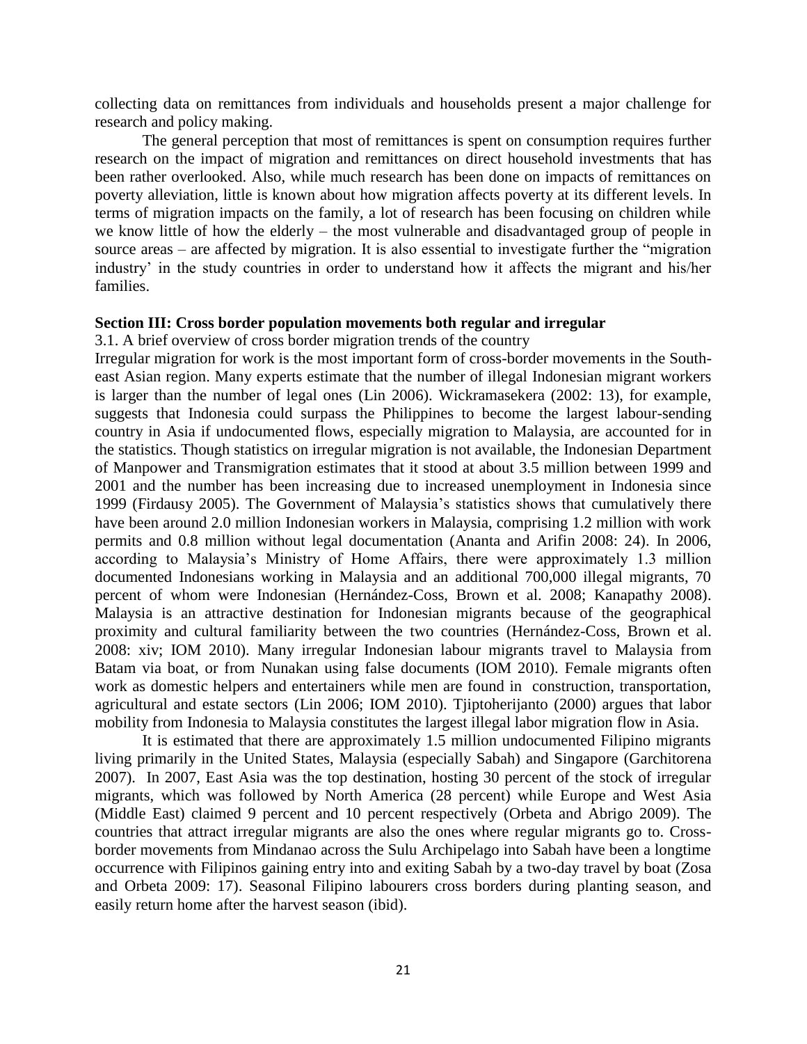collecting data on remittances from individuals and households present a major challenge for research and policy making.

The general perception that most of remittances is spent on consumption requires further research on the impact of migration and remittances on direct household investments that has been rather overlooked. Also, while much research has been done on impacts of remittances on poverty alleviation, little is known about how migration affects poverty at its different levels. In terms of migration impacts on the family, a lot of research has been focusing on children while we know little of how the elderly – the most vulnerable and disadvantaged group of people in source areas – are affected by migration. It is also essential to investigate further the "migration industry' in the study countries in order to understand how it affects the migrant and his/her families.

## Section III: Cross border population movements both regular and irregular

3.1. A brief overview of cross border migration trends of the country

Irregular migration for work is the most important form of cross-border movements in the South-east Asian region. Many experts estimate that the number of illegal Indonesian migrant workers is larger than the number of legal ones (Lin 2006). Wickramasekera (2002: 13), for example, suggests that Indonesia could surpass the Philippines to become the largest labour-sending country in Asia if undocumented flows, especially migration to Malaysia, are accounted for in the statistics. Though statistics on irregular migration is not available, the Indonesian Department of Manpower and Transmigration estimates that it stood at about 3.5 million between 1999 and 2001 and the number has been increasing due to increased unemployment in Indonesia since 1999 (Firdausy 2005). The Government of Malaysia's statistics shows that cumulatively there have been around 2.0 million Indonesian workers in Malaysia, comprising 1.2 million with work permits and 0.8 million without legal documentation (Ananta and Arifin 2008: 24). In 2006, according to Malaysia's Ministry of Home Affairs, there were approximately 1.3 million documented Indonesians working in Malaysia and an additional 700,000 illegal migrants, 70 percent of whom were Indonesian (Hernández-Coss, Brown et al. 2008; Kanapathy 2008). Malaysia is an attractive destination for Indonesian migrants because of the geographical proximity and cultural familiarity between the two countries (Hernández-Coss, Brown et al. 2008: xiv; IOM 2010). Many irregular Indonesian labour migrants travel to Malaysia from Batam via boat, or from Nunakan using false documents (IOM 2010). Female migrants often work as domestic helpers and entertainers while men are found in construction, transportation, agricultural and estate sectors (Lin 2006; IOM 2010). Tjiptoherijanto (2000) argues that labor mobility from Indonesia to Malaysia constitutes the largest illegal labor migration flow in Asia.

It is estimated that there are approximately 1.5 million undocumented Filipino migrants living primarily in the United States, Malaysia (especially Sabah) and Singapore (Garchitorena 2007). In 2007, East Asia was the top destination, hosting 30 percent of the stock of irregular migrants, which was followed by North America (28 percent) while Europe and West Asia (Middle East) claimed 9 percent and 10 percent respectively (Orbeta and Abrigo 2009). The countries that attract irregular migrants are also the ones where regular migrants go to. Cross-border movements from Mindanao across the Sulu Archipelago into Sabah have been a longtime occurrence with Filipinos gaining entry into and exiting Sabah by a two-day travel by boat (Zosa and Orbeta 2009: 17). Seasonal Filipino labourers cross borders during planting season, and easily return home after the harvest season (ibid).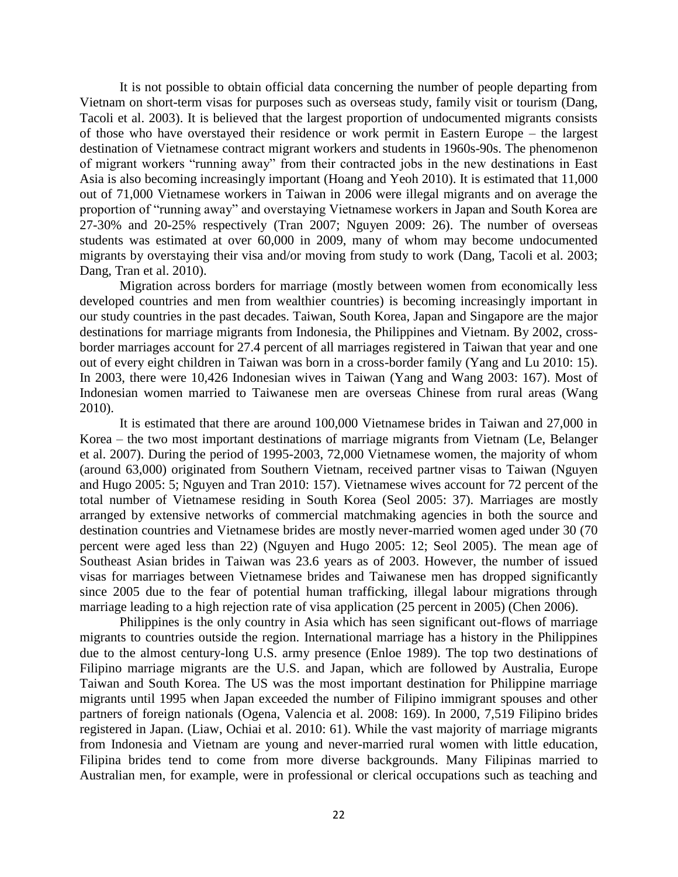It is not possible to obtain official data concerning the number of people departing from Vietnam on short-term visas for purposes such as overseas study, family visit or tourism (Dang, Tacoli et al. 2003). It is believed that the largest proportion of undocumented migrants consists of those who have overstayed their residence or work permit in Eastern Europe – the largest destination of Vietnamese contract migrant workers and students in 1960s-90s. The phenomenon of migrant workers "running away" from their contracted jobs in the new destinations in East Asia is also becoming increasingly important (Hoang and Yeoh 2010). It is estimated that 11,000 out of 71,000 Vietnamese workers in Taiwan in 2006 were illegal migrants and on average the proportion of "running away" and overstaying Vietnamese workers in Japan and South Korea are 27-30% and 20-25% respectively (Tran 2007; Nguyen 2009: 26). The number of overseas students was estimated at over 60,000 in 2009, many of whom may become undocumented migrants by overstaying their visa and/or moving from study to work (Dang, Tacoli et al. 2003; Dang, Tran et al. 2010).

Migration across borders for marriage (mostly between women from economically less developed countries and men from wealthier countries) is becoming increasingly important in our study countries in the past decades. Taiwan, South Korea, Japan and Singapore are the major destinations for marriage migrants from Indonesia, the Philippines and Vietnam. By 2002, cross-border marriages account for 27.4 percent of all marriages registered in Taiwan that year and one out of every eight children in Taiwan was born in a cross-border family (Yang and Lu 2010: 15). In 2003, there were 10,426 Indonesian wives in Taiwan (Yang and Wang 2003: 167). Most of Indonesian women married to Taiwanese men are overseas Chinese from rural areas (Wang 2010).

It is estimated that there are around 100,000 Vietnamese brides in Taiwan and 27,000 in Korea – the two most important destinations of marriage migrants from Vietnam (Le, Belanger et al. 2007). During the period of 1995-2003, 72,000 Vietnamese women, the majority of whom (around 63,000) originated from Southern Vietnam, received partner visas to Taiwan (Nguyen and Hugo 2005: 5; Nguyen and Tran 2010: 157). Vietnamese wives account for 72 percent of the total number of Vietnamese residing in South Korea (Seol 2005: 37). Marriages are mostly arranged by extensive networks of commercial matchmaking agencies in both the source and destination countries and Vietnamese brides are mostly never-married women aged under 30 (70 percent were aged less than 22) (Nguyen and Hugo 2005: 12; Seol 2005). The mean age of Southeast Asian brides in Taiwan was 23.6 years as of 2003. However, the number of issued visas for marriages between Vietnamese brides and Taiwanese men has dropped significantly since 2005 due to the fear of potential human trafficking, illegal labour migrations through marriage leading to a high rejection rate of visa application (25 percent in 2005) (Chen 2006).

Philippines is the only country in Asia which has seen significant out-flows of marriage migrants to countries outside the region. International marriage has a history in the Philippines due to the almost century-long U.S. army presence (Enloe 1989). The top two destinations of Filipino marriage migrants are the U.S. and Japan, which are followed by Australia, Europe Taiwan and South Korea. The US was the most important destination for Philippine marriage migrants until 1995 when Japan exceeded the number of Filipino immigrant spouses and other partners of foreign nationals (Ogena, Valencia et al. 2008: 169). In 2000, 7,519 Filipino brides registered in Japan. (Liaw, Ochiai et al. 2010: 61). While the vast majority of marriage migrants from Indonesia and Vietnam are young and never-married rural women with little education, Filipina brides tend to come from more diverse backgrounds. Many Filipinas married to Australian men, for example, were in professional or clerical occupations such as teaching and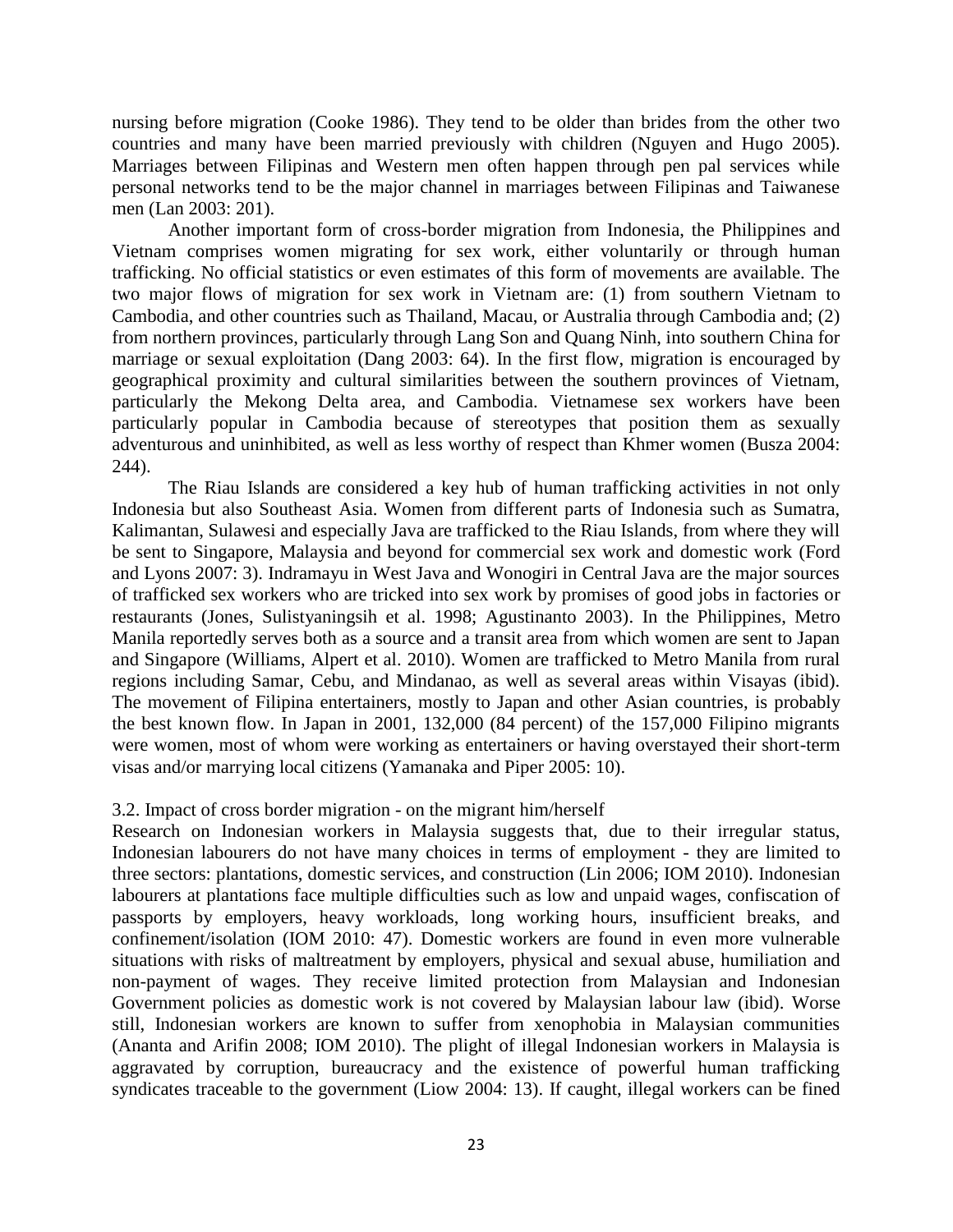nursing before migration (Cooke 1986). They tend to be older than brides from the other two countries and many have been married previously with children (Nguyen and Hugo 2005). Marriages between Filipinas and Western men often happen through pen pal services while personal networks tend to be the major channel in marriages between Filipinas and Taiwanese men (Lan 2003: 201).

Another important form of cross-border migration from Indonesia, the Philippines and Vietnam comprises women migrating for sex work, either voluntarily or through human trafficking. No official statistics or even estimates of this form of movements are available. The two major flows of migration for sex work in Vietnam are: (1) from southern Vietnam to Cambodia, and other countries such as Thailand, Macau, or Australia through Cambodia and; (2) from northern provinces, particularly through Lang Son and Quang Ninh, into southern China for marriage or sexual exploitation (Dang 2003: 64). In the first flow, migration is encouraged by geographical proximity and cultural similarities between the southern provinces of Vietnam, particularly the Mekong Delta area, and Cambodia. Vietnamese sex workers have been particularly popular in Cambodia because of stereotypes that position them as sexually adventurous and uninhibited, as well as less worthy of respect than Khmer women (Busza 2004: 244).

The Riau Islands are considered a key hub of human trafficking activities in not only Indonesia but also Southeast Asia. Women from different parts of Indonesia such as Sumatra, Kalimantan, Sulawesi and especially Java are trafficked to the Riau Islands, from where they will be sent to Singapore, Malaysia and beyond for commercial sex work and domestic work (Ford and Lyons 2007: 3). Indramayu in West Java and Wonogiri in Central Java are the major sources of trafficked sex workers who are tricked into sex work by promises of good jobs in factories or restaurants (Jones, Sulistyaningsih et al. 1998; Agustinanto 2003). In the Philippines, Metro Manila reportedly serves both as a source and a transit area from which women are sent to Japan and Singapore (Williams, Alpert et al. 2010). Women are trafficked to Metro Manila from rural regions including Samar, Cebu, and Mindanao, as well as several areas within Visayas (ibid). The movement of Filipina entertainers, mostly to Japan and other Asian countries, is probably the best known flow. In Japan in 2001, 132,000 (84 percent) of the 157,000 Filipino migrants were women, most of whom were working as entertainers or having overstayed their short-term visas and/or marrying local citizens (Yamanaka and Piper 2005: 10).

### 3.2. Impact of cross border migration - on the migrant him/herself

Research on Indonesian workers in Malaysia suggests that, due to their irregular status, Indonesian labourers do not have many choices in terms of employment - they are limited to three sectors: plantations, domestic services, and construction (Lin 2006; IOM 2010). Indonesian labourers at plantations face multiple difficulties such as low and unpaid wages, confiscation of passports by employers, heavy workloads, long working hours, insufficient breaks, and confinement/isolation (IOM 2010: 47). Domestic workers are found in even more vulnerable situations with risks of maltreatment by employers, physical and sexual abuse, humiliation and non-payment of wages. They receive limited protection from Malaysian and Indonesian Government policies as domestic work is not covered by Malaysian labour law (ibid). Worse still, Indonesian workers are known to suffer from xenophobia in Malaysian communities (Ananta and Arifin 2008; IOM 2010). The plight of illegal Indonesian workers in Malaysia is aggravated by corruption, bureaucracy and the existence of powerful human trafficking syndicates traceable to the government (Liow 2004: 13). If caught, illegal workers can be fined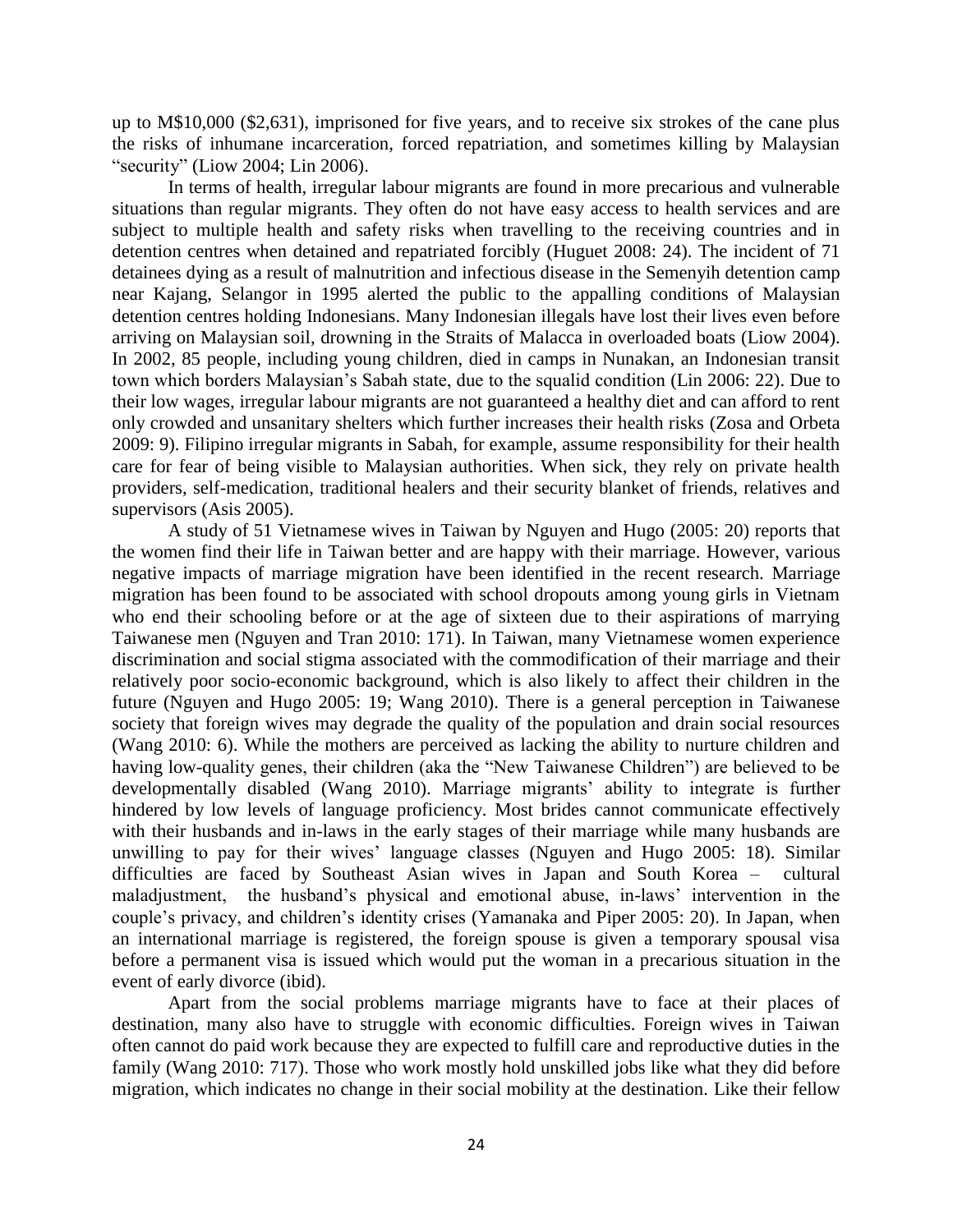up to M$10,000 ($2,631), imprisoned for five years, and to receive six strokes of the cane plus the risks of inhumane incarceration, forced repatriation, and sometimes killing by Malaysian "security" (Liow 2004; Lin 2006).

In terms of health, irregular labour migrants are found in more precarious and vulnerable situations than regular migrants. They often do not have easy access to health services and are subject to multiple health and safety risks when travelling to the receiving countries and in detention centres when detained and repatriated forcibly (Huguet 2008: 24). The incident of 71 detainees dying as a result of malnutrition and infectious disease in the Semenyih detention camp near Kajang, Selangor in 1995 alerted the public to the appalling conditions of Malaysian detention centres holding Indonesians. Many Indonesian illegals have lost their lives even before arriving on Malaysian soil, drowning in the Straits of Malacca in overloaded boats (Liow 2004). In 2002, 85 people, including young children, died in camps in Nunakan, an Indonesian transit town which borders Malaysian's Sabah state, due to the squalid condition (Lin 2006: 22). Due to their low wages, irregular labour migrants are not guaranteed a healthy diet and can afford to rent only crowded and unsanitary shelters which further increases their health risks (Zosa and Orbeta 2009: 9). Filipino irregular migrants in Sabah, for example, assume responsibility for their health care for fear of being visible to Malaysian authorities. When sick, they rely on private health providers, self-medication, traditional healers and their security blanket of friends, relatives and supervisors (Asis 2005).

A study of 51 Vietnamese wives in Taiwan by Nguyen and Hugo (2005: 20) reports that the women find their life in Taiwan better and are happy with their marriage. However, various negative impacts of marriage migration have been identified in the recent research. Marriage migration has been found to be associated with school dropouts among young girls in Vietnam who end their schooling before or at the age of sixteen due to their aspirations of marrying Taiwanese men (Nguyen and Tran 2010: 171). In Taiwan, many Vietnamese women experience discrimination and social stigma associated with the commodification of their marriage and their relatively poor socio-economic background, which is also likely to affect their children in the future (Nguyen and Hugo 2005: 19; Wang 2010). There is a general perception in Taiwanese society that foreign wives may degrade the quality of the population and drain social resources (Wang 2010: 6). While the mothers are perceived as lacking the ability to nurture children and having low-quality genes, their children (aka the "New Taiwanese Children") are believed to be developmentally disabled (Wang 2010). Marriage migrants' ability to integrate is further hindered by low levels of language proficiency. Most brides cannot communicate effectively with their husbands and in-laws in the early stages of their marriage while many husbands are unwilling to pay for their wives' language classes (Nguyen and Hugo 2005: 18). Similar difficulties are faced by Southeast Asian wives in Japan and South Korea – cultural maladjustment, the husband's physical and emotional abuse, in-laws' intervention in the couple's privacy, and children's identity crises (Yamanaka and Piper 2005: 20). In Japan, when an international marriage is registered, the foreign spouse is given a temporary spousal visa before a permanent visa is issued which would put the woman in a precarious situation in the event of early divorce (ibid).

Apart from the social problems marriage migrants have to face at their places of destination, many also have to struggle with economic difficulties. Foreign wives in Taiwan often cannot do paid work because they are expected to fulfill care and reproductive duties in the family (Wang 2010: 717). Those who work mostly hold unskilled jobs like what they did before migration, which indicates no change in their social mobility at the destination. Like their fellow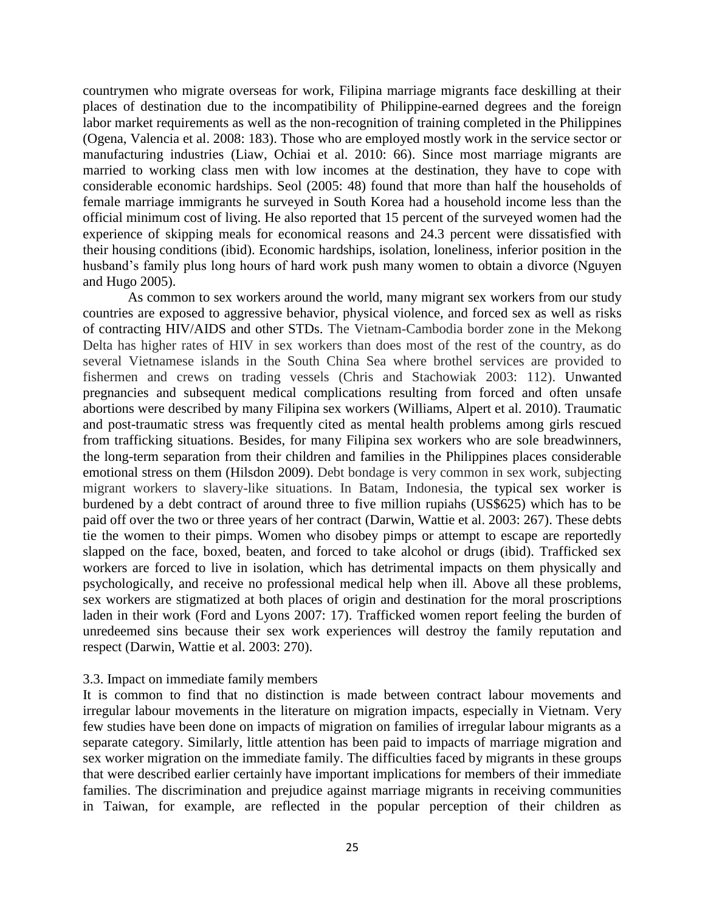countrymen who migrate overseas for work, Filipina marriage migrants face deskilling at their places of destination due to the incompatibility of Philippine-earned degrees and the foreign labor market requirements as well as the non-recognition of training completed in the Philippines (Ogena, Valencia et al. 2008: 183). Those who are employed mostly work in the service sector or manufacturing industries (Liaw, Ochiai et al. 2010: 66). Since most marriage migrants are married to working class men with low incomes at the destination, they have to cope with considerable economic hardships. Seol (2005: 48) found that more than half the households of female marriage immigrants he surveyed in South Korea had a household income less than the official minimum cost of living. He also reported that 15 percent of the surveyed women had the experience of skipping meals for economical reasons and 24.3 percent were dissatisfied with their housing conditions (ibid). Economic hardships, isolation, loneliness, inferior position in the husband's family plus long hours of hard work push many women to obtain a divorce (Nguyen and Hugo 2005).

As common to sex workers around the world, many migrant sex workers from our study countries are exposed to aggressive behavior, physical violence, and forced sex as well as risks of contracting HIV/AIDS and other STDs. The Vietnam-Cambodia border zone in the Mekong Delta has higher rates of HIV in sex workers than does most of the rest of the country, as do several Vietnamese islands in the South China Sea where brothel services are provided to fishermen and crews on trading vessels (Chris and Stachowiak 2003: 112). Unwanted pregnancies and subsequent medical complications resulting from forced and often unsafe abortions were described by many Filipina sex workers (Williams, Alpert et al. 2010). Traumatic and post-traumatic stress was frequently cited as mental health problems among girls rescued from trafficking situations. Besides, for many Filipina sex workers who are sole breadwinners, the long-term separation from their children and families in the Philippines places considerable emotional stress on them (Hilsdon 2009). Debt bondage is very common in sex work, subjecting migrant workers to slavery-like situations. In Batam, Indonesia, the typical sex worker is burdened by a debt contract of around three to five million rupiahs (US$625) which has to be paid off over the two or three years of her contract (Darwin, Wattie et al. 2003: 267). These debts tie the women to their pimps. Women who disobey pimps or attempt to escape are reportedly slapped on the face, boxed, beaten, and forced to take alcohol or drugs (ibid). Trafficked sex workers are forced to live in isolation, which has detrimental impacts on them physically and psychologically, and receive no professional medical help when ill. Above all these problems, sex workers are stigmatized at both places of origin and destination for the moral proscriptions laden in their work (Ford and Lyons 2007: 17). Trafficked women report feeling the burden of unredeemed sins because their sex work experiences will destroy the family reputation and respect (Darwin, Wattie et al. 2003: 270).

### 3.3. Impact on immediate family members

It is common to find that no distinction is made between contract labour movements and irregular labour movements in the literature on migration impacts, especially in Vietnam. Very few studies have been done on impacts of migration on families of irregular labour migrants as a separate category. Similarly, little attention has been paid to impacts of marriage migration and sex worker migration on the immediate family. The difficulties faced by migrants in these groups that were described earlier certainly have important implications for members of their immediate families. The discrimination and prejudice against marriage migrants in receiving communities in Taiwan, for example, are reflected in the popular perception of their children as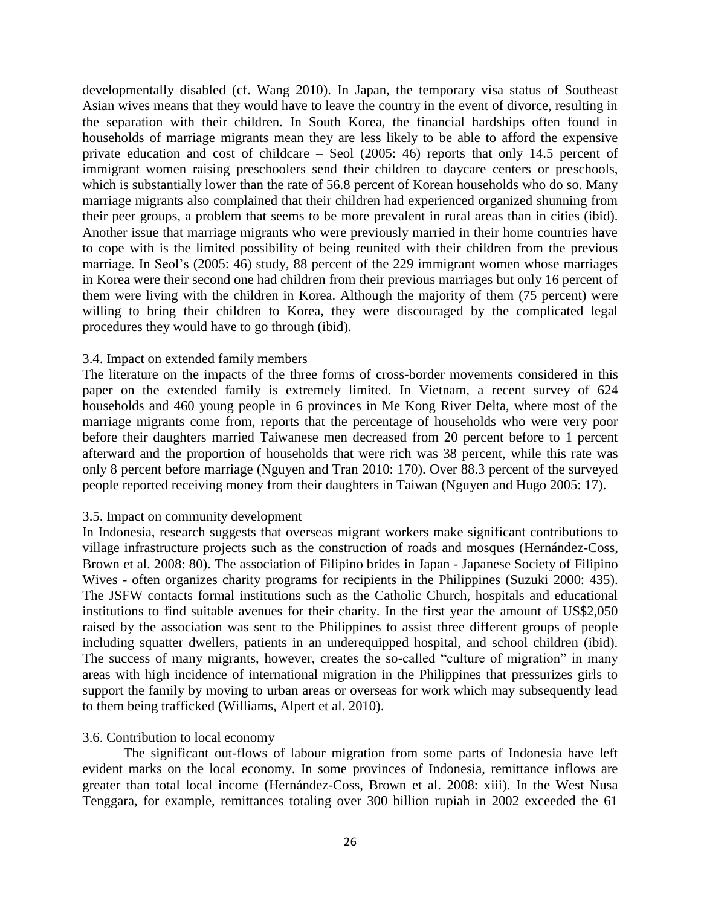developmentally disabled (cf. Wang 2010). In Japan, the temporary visa status of Southeast Asian wives means that they would have to leave the country in the event of divorce, resulting in the separation with their children. In South Korea, the financial hardships often found in households of marriage migrants mean they are less likely to be able to afford the expensive private education and cost of childcare – Seol (2005: 46) reports that only 14.5 percent of immigrant women raising preschoolers send their children to daycare centers or preschools, which is substantially lower than the rate of 56.8 percent of Korean households who do so. Many marriage migrants also complained that their children had experienced organized shunning from their peer groups, a problem that seems to be more prevalent in rural areas than in cities (ibid). Another issue that marriage migrants who were previously married in their home countries have to cope with is the limited possibility of being reunited with their children from the previous marriage. In Seol's (2005: 46) study, 88 percent of the 229 immigrant women whose marriages in Korea were their second one had children from their previous marriages but only 16 percent of them were living with the children in Korea. Although the majority of them (75 percent) were willing to bring their children to Korea, they were discouraged by the complicated legal procedures they would have to go through (ibid).

### 3.4. Impact on extended family members

The literature on the impacts of the three forms of cross-border movements considered in this paper on the extended family is extremely limited. In Vietnam, a recent survey of 624 households and 460 young people in 6 provinces in Me Kong River Delta, where most of the marriage migrants come from, reports that the percentage of households who were very poor before their daughters married Taiwanese men decreased from 20 percent before to 1 percent afterward and the proportion of households that were rich was 38 percent, while this rate was only 8 percent before marriage (Nguyen and Tran 2010: 170). Over 88.3 percent of the surveyed people reported receiving money from their daughters in Taiwan (Nguyen and Hugo 2005: 17).

### 3.5. Impact on community development

In Indonesia, research suggests that overseas migrant workers make significant contributions to village infrastructure projects such as the construction of roads and mosques (Hernández-Coss, Brown et al. 2008: 80). The association of Filipino brides in Japan - Japanese Society of Filipino Wives - often organizes charity programs for recipients in the Philippines (Suzuki 2000: 435). The JSFW contacts formal institutions such as the Catholic Church, hospitals and educational institutions to find suitable avenues for their charity. In the first year the amount of US$2,050 raised by the association was sent to the Philippines to assist three different groups of people including squatter dwellers, patients in an underequipped hospital, and school children (ibid). The success of many migrants, however, creates the so-called "culture of migration" in many areas with high incidence of international migration in the Philippines that pressurizes girls to support the family by moving to urban areas or overseas for work which may subsequently lead to them being trafficked (Williams, Alpert et al. 2010).

### 3.6. Contribution to local economy

The significant out-flows of labour migration from some parts of Indonesia have left evident marks on the local economy. In some provinces of Indonesia, remittance inflows are greater than total local income (Hernández-Coss, Brown et al. 2008: xiii). In the West Nusa Tenggara, for example, remittances totaling over 300 billion rupiah in 2002 exceeded the 61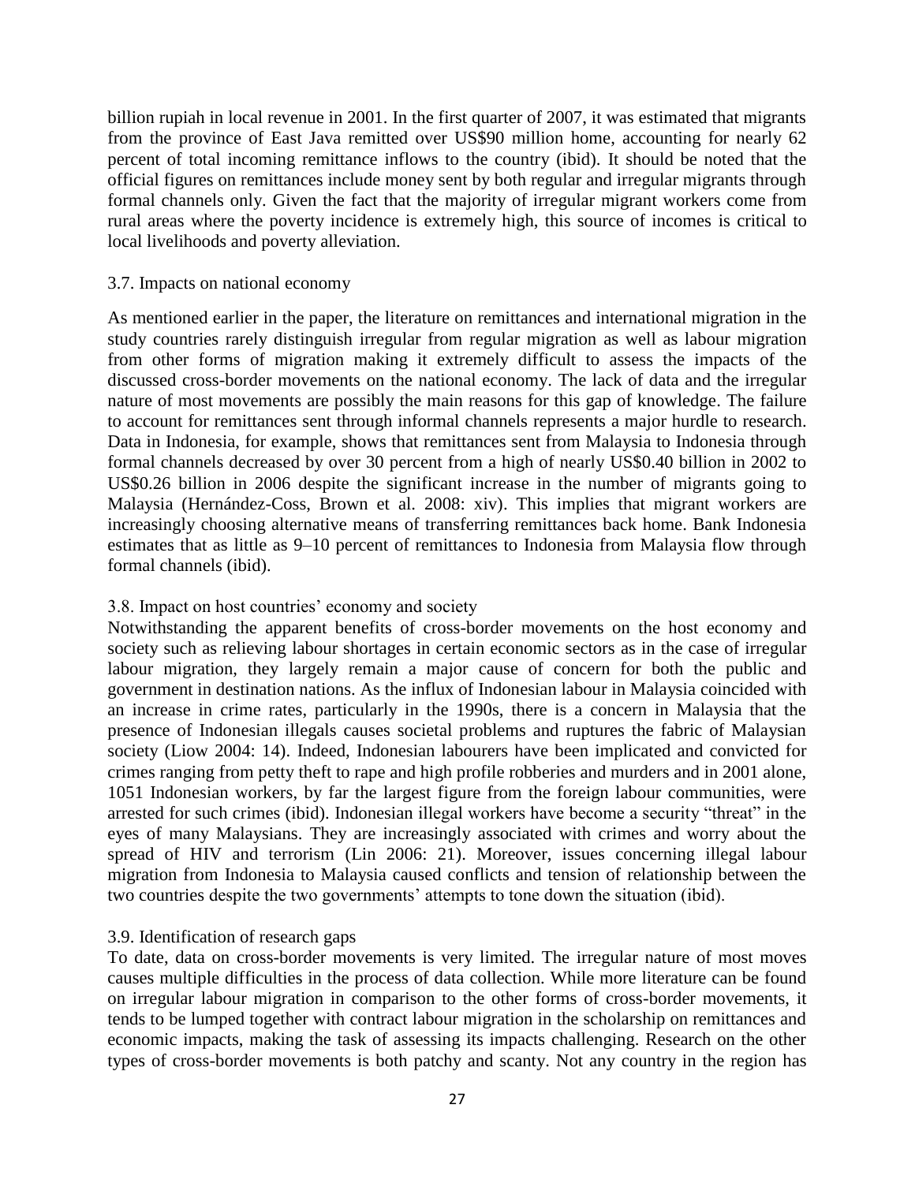billion rupiah in local revenue in 2001. In the first quarter of 2007, it was estimated that migrants from the province of East Java remitted over US$90 million home, accounting for nearly 62 percent of total incoming remittance inflows to the country (ibid). It should be noted that the official figures on remittances include money sent by both regular and irregular migrants through formal channels only. Given the fact that the majority of irregular migrant workers come from rural areas where the poverty incidence is extremely high, this source of incomes is critical to local livelihoods and poverty alleviation.

### 3.7. Impacts on national economy

As mentioned earlier in the paper, the literature on remittances and international migration in the study countries rarely distinguish irregular from regular migration as well as labour migration from other forms of migration making it extremely difficult to assess the impacts of the discussed cross-border movements on the national economy. The lack of data and the irregular nature of most movements are possibly the main reasons for this gap of knowledge. The failure to account for remittances sent through informal channels represents a major hurdle to research. Data in Indonesia, for example, shows that remittances sent from Malaysia to Indonesia through formal channels decreased by over 30 percent from a high of nearly US$0.40 billion in 2002 to US$0.26 billion in 2006 despite the significant increase in the number of migrants going to Malaysia (Hernández-Coss, Brown et al. 2008: xiv). This implies that migrant workers are increasingly choosing alternative means of transferring remittances back home. Bank Indonesia estimates that as little as 9–10 percent of remittances to Indonesia from Malaysia flow through formal channels (ibid).

### 3.8. Impact on host countries' economy and society

Notwithstanding the apparent benefits of cross-border movements on the host economy and society such as relieving labour shortages in certain economic sectors as in the case of irregular labour migration, they largely remain a major cause of concern for both the public and government in destination nations. As the influx of Indonesian labour in Malaysia coincided with an increase in crime rates, particularly in the 1990s, there is a concern in Malaysia that the presence of Indonesian illegals causes societal problems and ruptures the fabric of Malaysian society (Liow 2004: 14). Indeed, Indonesian labourers have been implicated and convicted for crimes ranging from petty theft to rape and high profile robberies and murders and in 2001 alone, 1051 Indonesian workers, by far the largest figure from the foreign labour communities, were arrested for such crimes (ibid). Indonesian illegal workers have become a security "threat" in the eyes of many Malaysians. They are increasingly associated with crimes and worry about the spread of HIV and terrorism (Lin 2006: 21). Moreover, issues concerning illegal labour migration from Indonesia to Malaysia caused conflicts and tension of relationship between the two countries despite the two governments' attempts to tone down the situation (ibid).

### 3.9. Identification of research gaps

To date, data on cross-border movements is very limited. The irregular nature of most moves causes multiple difficulties in the process of data collection. While more literature can be found on irregular labour migration in comparison to the other forms of cross-border movements, it tends to be lumped together with contract labour migration in the scholarship on remittances and economic impacts, making the task of assessing its impacts challenging. Research on the other types of cross-border movements is both patchy and scanty. Not any country in the region has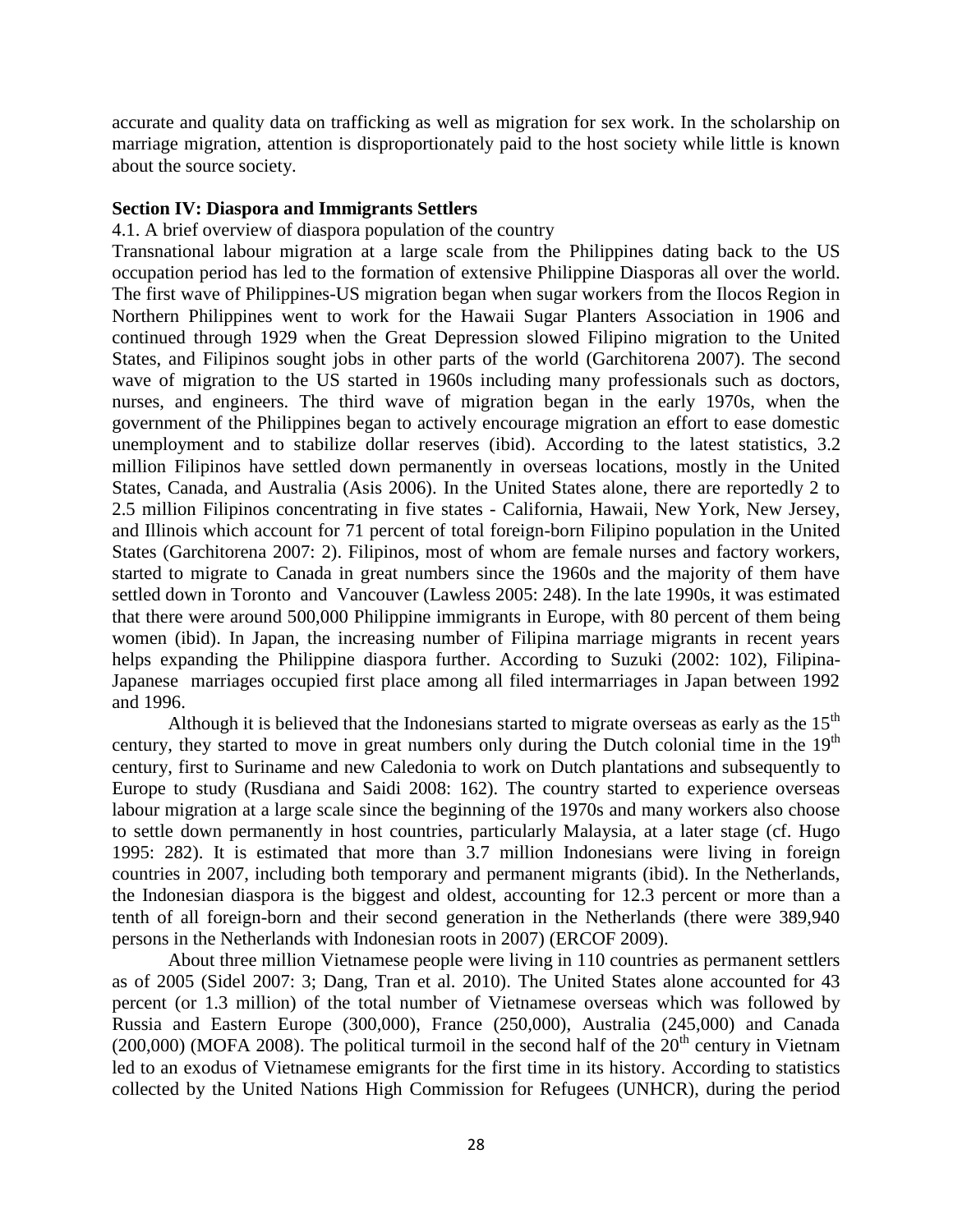accurate and quality data on trafficking as well as migration for sex work. In the scholarship on marriage migration, attention is disproportionately paid to the host society while little is known about the source society.

**Section IV: Diaspora and Immigrants Settlers**

4.1. A brief overview of diaspora population of the country

Transnational labour migration at a large scale from the Philippines dating back to the US occupation period has led to the formation of extensive Philippine Diasporas all over the world. The first wave of Philippines-US migration began when sugar workers from the Ilocos Region in Northern Philippines went to work for the Hawaii Sugar Planters Association in 1906 and continued through 1929 when the Great Depression slowed Filipino migration to the United States, and Filipinos sought jobs in other parts of the world (Garchitorena 2007). The second wave of migration to the US started in 1960s including many professionals such as doctors, nurses, and engineers. The third wave of migration began in the early 1970s, when the government of the Philippines began to actively encourage migration an effort to ease domestic unemployment and to stabilize dollar reserves (ibid). According to the latest statistics, 3.2 million Filipinos have settled down permanently in overseas locations, mostly in the United States, Canada, and Australia (Asis 2006). In the United States alone, there are reportedly 2 to 2.5 million Filipinos concentrating in five states - California, Hawaii, New York, New Jersey, and Illinois which account for 71 percent of total foreign-born Filipino population in the United States (Garchitorena 2007: 2). Filipinos, most of whom are female nurses and factory workers, started to migrate to Canada in great numbers since the 1960s and the majority of them have settled down in Toronto and Vancouver (Lawless 2005: 248). In the late 1990s, it was estimated that there were around 500,000 Philippine immigrants in Europe, with 80 percent of them being women (ibid). In Japan, the increasing number of Filipina marriage migrants in recent years helps expanding the Philippine diaspora further. According to Suzuki (2002: 102), Filipina-Japanese marriages occupied first place among all filed intermarriages in Japan between 1992 and 1996.

Although it is believed that the Indonesians started to migrate overseas as early as the 15th century, they started to move in great numbers only during the Dutch colonial time in the 19th century, first to Suriname and new Caledonia to work on Dutch plantations and subsequently to Europe to study (Rusdiana and Saidi 2008: 162). The country started to experience overseas labour migration at a large scale since the beginning of the 1970s and many workers also choose to settle down permanently in host countries, particularly Malaysia, at a later stage (cf. Hugo 1995: 282). It is estimated that more than 3.7 million Indonesians were living in foreign countries in 2007, including both temporary and permanent migrants (ibid). In the Netherlands, the Indonesian diaspora is the biggest and oldest, accounting for 12.3 percent or more than a tenth of all foreign-born and their second generation in the Netherlands (there were 389,940 persons in the Netherlands with Indonesian roots in 2007) (ERCOF 2009).

About three million Vietnamese people were living in 110 countries as permanent settlers as of 2005 (Sidel 2007: 3; Dang, Tran et al. 2010). The United States alone accounted for 43 percent (or 1.3 million) of the total number of Vietnamese overseas which was followed by Russia and Eastern Europe (300,000), France (250,000), Australia (245,000) and Canada (200,000) (MOFA 2008). The political turmoil in the second half of the 20th century in Vietnam led to an exodus of Vietnamese emigrants for the first time in its history. According to statistics collected by the United Nations High Commission for Refugees (UNHCR), during the period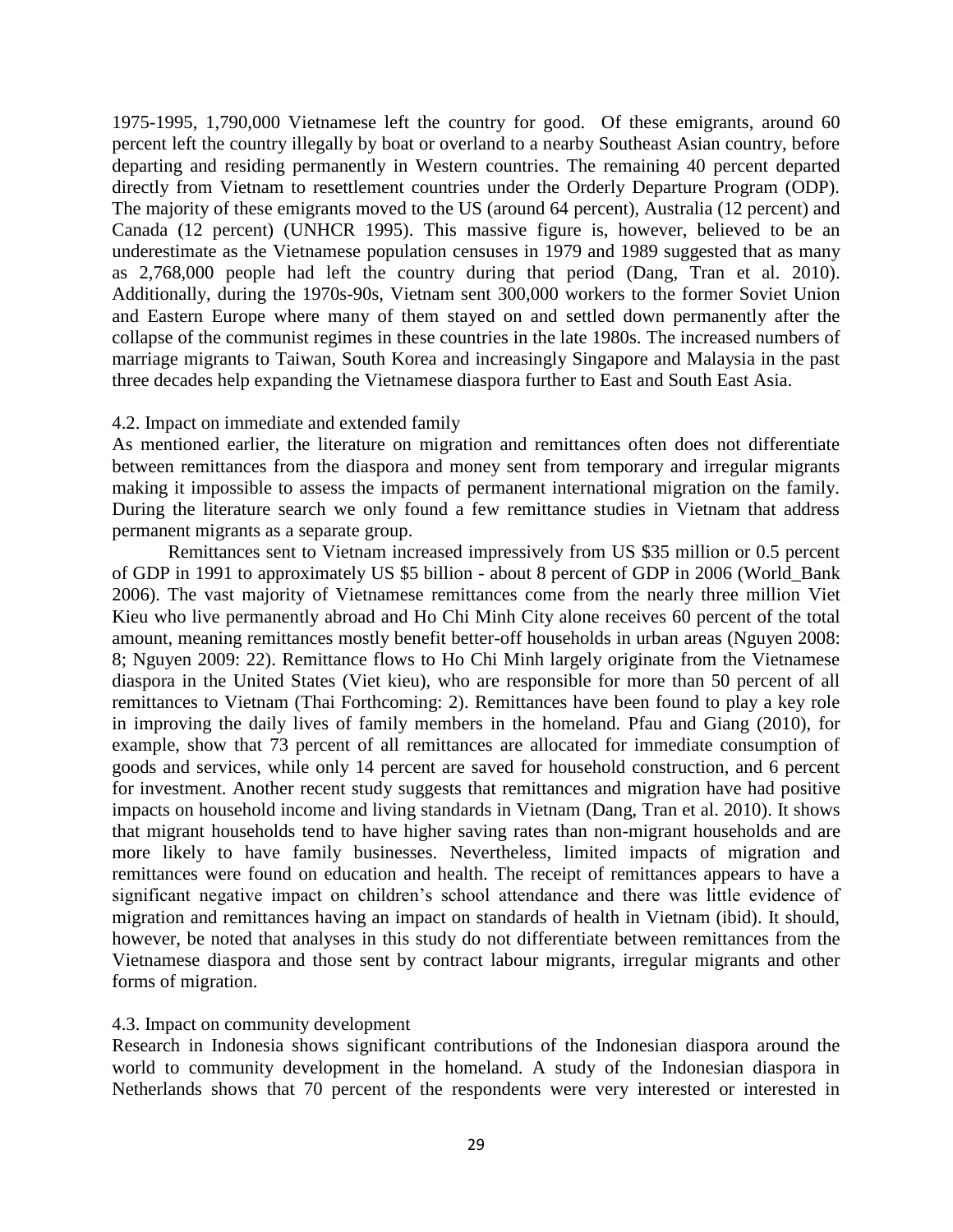1975-1995, 1,790,000 Vietnamese left the country for good. Of these emigrants, around 60 percent left the country illegally by boat or overland to a nearby Southeast Asian country, before departing and residing permanently in Western countries. The remaining 40 percent departed directly from Vietnam to resettlement countries under the Orderly Departure Program (ODP). The majority of these emigrants moved to the US (around 64 percent), Australia (12 percent) and Canada (12 percent) (UNHCR 1995). This massive figure is, however, believed to be an underestimate as the Vietnamese population censuses in 1979 and 1989 suggested that as many as 2,768,000 people had left the country during that period (Dang, Tran et al. 2010). Additionally, during the 1970s-90s, Vietnam sent 300,000 workers to the former Soviet Union and Eastern Europe where many of them stayed on and settled down permanently after the collapse of the communist regimes in these countries in the late 1980s. The increased numbers of marriage migrants to Taiwan, South Korea and increasingly Singapore and Malaysia in the past three decades help expanding the Vietnamese diaspora further to East and South East Asia.

4.2. Impact on immediate and extended family

As mentioned earlier, the literature on migration and remittances often does not differentiate between remittances from the diaspora and money sent from temporary and irregular migrants making it impossible to assess the impacts of permanent international migration on the family. During the literature search we only found a few remittance studies in Vietnam that address permanent migrants as a separate group.

Remittances sent to Vietnam increased impressively from US $35 million or 0.5 percent of GDP in 1991 to approximately US $5 billion - about 8 percent of GDP in 2006 (World_Bank 2006). The vast majority of Vietnamese remittances come from the nearly three million Viet Kieu who live permanently abroad and Ho Chi Minh City alone receives 60 percent of the total amount, meaning remittances mostly benefit better-off households in urban areas (Nguyen 2008: 8; Nguyen 2009: 22). Remittance flows to Ho Chi Minh largely originate from the Vietnamese diaspora in the United States (Viet kieu), who are responsible for more than 50 percent of all remittances to Vietnam (Thai Forthcoming: 2). Remittances have been found to play a key role in improving the daily lives of family members in the homeland. Pfau and Giang (2010), for example, show that 73 percent of all remittances are allocated for immediate consumption of goods and services, while only 14 percent are saved for household construction, and 6 percent for investment. Another recent study suggests that remittances and migration have had positive impacts on household income and living standards in Vietnam (Dang, Tran et al. 2010). It shows that migrant households tend to have higher saving rates than non-migrant households and are more likely to have family businesses. Nevertheless, limited impacts of migration and remittances were found on education and health. The receipt of remittances appears to have a significant negative impact on children's school attendance and there was little evidence of migration and remittances having an impact on standards of health in Vietnam (ibid). It should, however, be noted that analyses in this study do not differentiate between remittances from the Vietnamese diaspora and those sent by contract labour migrants, irregular migrants and other forms of migration.

4.3. Impact on community development

Research in Indonesia shows significant contributions of the Indonesian diaspora around the world to community development in the homeland. A study of the Indonesian diaspora in Netherlands shows that 70 percent of the respondents were very interested or interested in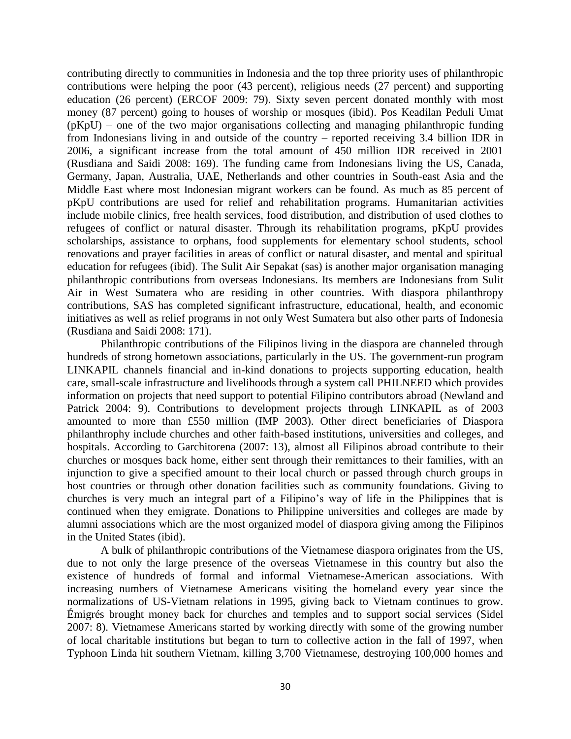contributing directly to communities in Indonesia and the top three priority uses of philanthropic contributions were helping the poor (43 percent), religious needs (27 percent) and supporting education (26 percent) (ERCOF 2009: 79). Sixty seven percent donated monthly with most money (87 percent) going to houses of worship or mosques (ibid). Pos Keadilan Peduli Umat (pKpU) – one of the two major organisations collecting and managing philanthropic funding from Indonesians living in and outside of the country – reported receiving 3.4 billion IDR in 2006, a significant increase from the total amount of 450 million IDR received in 2001 (Rusdiana and Saidi 2008: 169). The funding came from Indonesians living the US, Canada, Germany, Japan, Australia, UAE, Netherlands and other countries in South-east Asia and the Middle East where most Indonesian migrant workers can be found. As much as 85 percent of pKpU contributions are used for relief and rehabilitation programs. Humanitarian activities include mobile clinics, free health services, food distribution, and distribution of used clothes to refugees of conflict or natural disaster. Through its rehabilitation programs, pKpU provides scholarships, assistance to orphans, food supplements for elementary school students, school renovations and prayer facilities in areas of conflict or natural disaster, and mental and spiritual education for refugees (ibid). The Sulit Air Sepakat (sas) is another major organisation managing philanthropic contributions from overseas Indonesians. Its members are Indonesians from Sulit Air in West Sumatera who are residing in other countries. With diaspora philanthropy contributions, SAS has completed significant infrastructure, educational, health, and economic initiatives as well as relief programs in not only West Sumatera but also other parts of Indonesia (Rusdiana and Saidi 2008: 171).

Philanthropic contributions of the Filipinos living in the diaspora are channeled through hundreds of strong hometown associations, particularly in the US. The government-run program LINKAPIL channels financial and in-kind donations to projects supporting education, health care, small-scale infrastructure and livelihoods through a system call PHILNEED which provides information on projects that need support to potential Filipino contributors abroad (Newland and Patrick 2004: 9). Contributions to development projects through LINKAPIL as of 2003 amounted to more than £550 million (IMP 2003). Other direct beneficiaries of Diaspora philanthrophy include churches and other faith-based institutions, universities and colleges, and hospitals. According to Garchitorena (2007: 13), almost all Filipinos abroad contribute to their churches or mosques back home, either sent through their remittances to their families, with an injunction to give a specified amount to their local church or passed through church groups in host countries or through other donation facilities such as community foundations. Giving to churches is very much an integral part of a Filipino's way of life in the Philippines that is continued when they emigrate. Donations to Philippine universities and colleges are made by alumni associations which are the most organized model of diaspora giving among the Filipinos in the United States (ibid).

A bulk of philanthropic contributions of the Vietnamese diaspora originates from the US, due to not only the large presence of the overseas Vietnamese in this country but also the existence of hundreds of formal and informal Vietnamese-American associations. With increasing numbers of Vietnamese Americans visiting the homeland every year since the normalizations of US-Vietnam relations in 1995, giving back to Vietnam continues to grow. Émigrés brought money back for churches and temples and to support social services (Sidel 2007: 8). Vietnamese Americans started by working directly with some of the growing number of local charitable institutions but began to turn to collective action in the fall of 1997, when Typhoon Linda hit southern Vietnam, killing 3,700 Vietnamese, destroying 100,000 homes and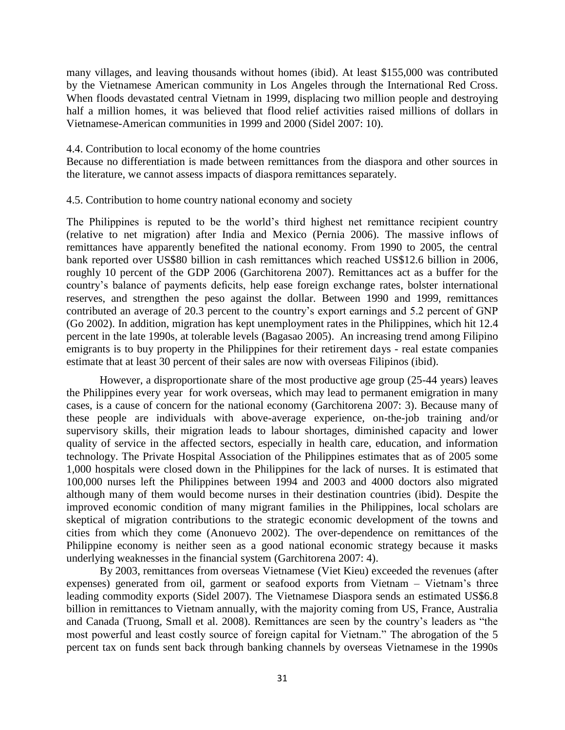many villages, and leaving thousands without homes (ibid). At least $155,000 was contributed by the Vietnamese American community in Los Angeles through the International Red Cross. When floods devastated central Vietnam in 1999, displacing two million people and destroying half a million homes, it was believed that flood relief activities raised millions of dollars in Vietnamese-American communities in 1999 and 2000 (Sidel 2007: 10).

4.4. Contribution to local economy of the home countries

Because no differentiation is made between remittances from the diaspora and other sources in the literature, we cannot assess impacts of diaspora remittances separately.

4.5. Contribution to home country national economy and society

The Philippines is reputed to be the world's third highest net remittance recipient country (relative to net migration) after India and Mexico (Pernia 2006). The massive inflows of remittances have apparently benefited the national economy. From 1990 to 2005, the central bank reported over US$80 billion in cash remittances which reached US$12.6 billion in 2006, roughly 10 percent of the GDP 2006 (Garchitorena 2007). Remittances act as a buffer for the country's balance of payments deficits, help ease foreign exchange rates, bolster international reserves, and strengthen the peso against the dollar. Between 1990 and 1999, remittances contributed an average of 20.3 percent to the country's export earnings and 5.2 percent of GNP (Go 2002). In addition, migration has kept unemployment rates in the Philippines, which hit 12.4 percent in the late 1990s, at tolerable levels (Bagasao 2005). An increasing trend among Filipino emigrants is to buy property in the Philippines for their retirement days - real estate companies estimate that at least 30 percent of their sales are now with overseas Filipinos (ibid).

However, a disproportionate share of the most productive age group (25-44 years) leaves the Philippines every year for work overseas, which may lead to permanent emigration in many cases, is a cause of concern for the national economy (Garchitorena 2007: 3). Because many of these people are individuals with above-average experience, on-the-job training and/or supervisory skills, their migration leads to labour shortages, diminished capacity and lower quality of service in the affected sectors, especially in health care, education, and information technology. The Private Hospital Association of the Philippines estimates that as of 2005 some 1,000 hospitals were closed down in the Philippines for the lack of nurses. It is estimated that 100,000 nurses left the Philippines between 1994 and 2003 and 4000 doctors also migrated although many of them would become nurses in their destination countries (ibid). Despite the improved economic condition of many migrant families in the Philippines, local scholars are skeptical of migration contributions to the strategic economic development of the towns and cities from which they come (Anonuevo 2002). The over-dependence on remittances of the Philippine economy is neither seen as a good national economic strategy because it masks underlying weaknesses in the financial system (Garchitorena 2007: 4).

By 2003, remittances from overseas Vietnamese (Viet Kieu) exceeded the revenues (after expenses) generated from oil, garment or seafood exports from Vietnam – Vietnam's three leading commodity exports (Sidel 2007). The Vietnamese Diaspora sends an estimated US$6.8 billion in remittances to Vietnam annually, with the majority coming from US, France, Australia and Canada (Truong, Small et al. 2008). Remittances are seen by the country's leaders as "the most powerful and least costly source of foreign capital for Vietnam." The abrogation of the 5 percent tax on funds sent back through banking channels by overseas Vietnamese in the 1990s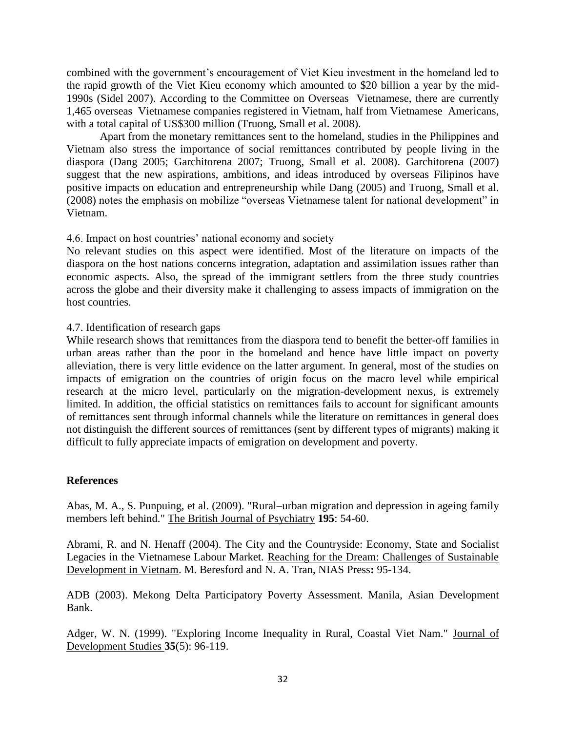combined with the government's encouragement of Viet Kieu investment in the homeland led to the rapid growth of the Viet Kieu economy which amounted to \$20 billion a year by the mid-1990s (Sidel 2007). According to the Committee on Overseas Vietnamese, there are currently 1,465 overseas Vietnamese companies registered in Vietnam, half from Vietnamese Americans, with a total capital of US\$300 million (Truong, Small et al. 2008).

Apart from the monetary remittances sent to the homeland, studies in the Philippines and Vietnam also stress the importance of social remittances contributed by people living in the diaspora (Dang 2005; Garchitorena 2007; Truong, Small et al. 2008). Garchitorena (2007) suggest that the new aspirations, ambitions, and ideas introduced by overseas Filipinos have positive impacts on education and entrepreneurship while Dang (2005) and Truong, Small et al. (2008) notes the emphasis on mobilize "overseas Vietnamese talent for national development" in Vietnam.

4.6. Impact on host countries' national economy and society

No relevant studies on this aspect were identified. Most of the literature on impacts of the diaspora on the host nations concerns integration, adaptation and assimilation issues rather than economic aspects. Also, the spread of the immigrant settlers from the three study countries across the globe and their diversity make it challenging to assess impacts of immigration on the host countries.

4.7. Identification of research gaps

While research shows that remittances from the diaspora tend to benefit the better-off families in urban areas rather than the poor in the homeland and hence have little impact on poverty alleviation, there is very little evidence on the latter argument. In general, most of the studies on impacts of emigration on the countries of origin focus on the macro level while empirical research at the micro level, particularly on the migration-development nexus, is extremely limited. In addition, the official statistics on remittances fails to account for significant amounts of remittances sent through informal channels while the literature on remittances in general does not distinguish the different sources of remittances (sent by different types of migrants) making it difficult to fully appreciate impacts of emigration on development and poverty.

## References

Abas, M. A., S. Punpuing, et al. (2009). "Rural–urban migration and depression in ageing family members left behind." The British Journal of Psychiatry **195**: 54-60.

Abrami, R. and N. Henaff (2004). The City and the Countryside: Economy, State and Socialist Legacies in the Vietnamese Labour Market. Reaching for the Dream: Challenges of Sustainable Development in Vietnam. M. Beresford and N. A. Tran, NIAS Press**:** 95-134.

ADB (2003). Mekong Delta Participatory Poverty Assessment. Manila, Asian Development Bank.

Adger, W. N. (1999). "Exploring Income Inequality in Rural, Coastal Viet Nam." Journal of Development Studies **35**(5): 96-119.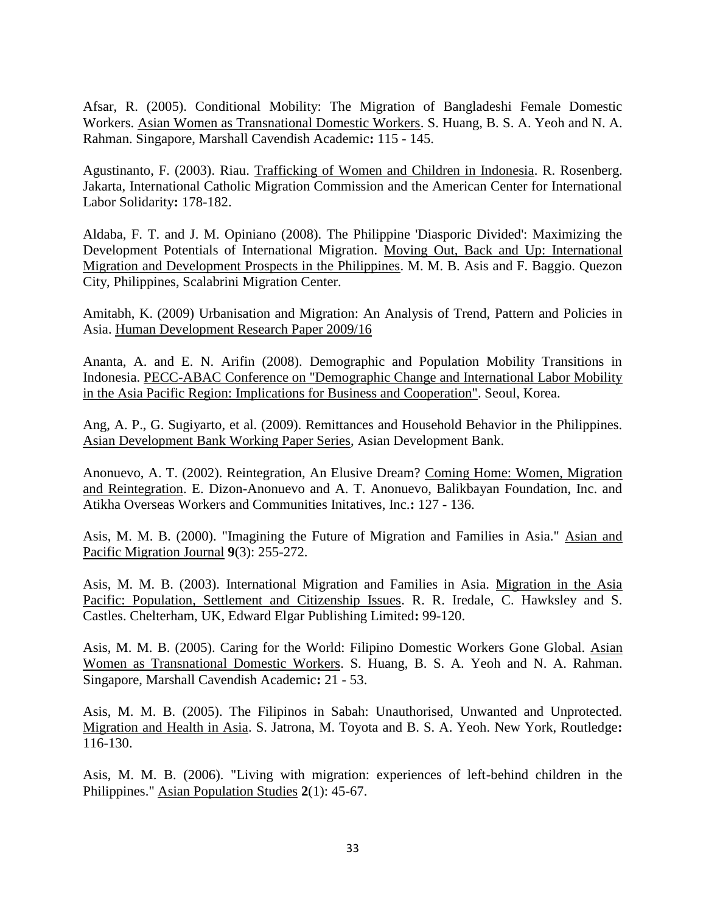Afsar, R. (2005). Conditional Mobility: The Migration of Bangladeshi Female Domestic Workers. Asian Women as Transnational Domestic Workers. S. Huang, B. S. A. Yeoh and N. A. Rahman. Singapore, Marshall Cavendish Academic**:** 115 - 145.

Agustinanto, F. (2003). Riau. Trafficking of Women and Children in Indonesia. R. Rosenberg. Jakarta, International Catholic Migration Commission and the American Center for International Labor Solidarity**:** 178-182.

Aldaba, F. T. and J. M. Opiniano (2008). The Philippine 'Diasporic Divided': Maximizing the Development Potentials of International Migration. Moving Out, Back and Up: International Migration and Development Prospects in the Philippines. M. M. B. Asis and F. Baggio. Quezon City, Philippines, Scalabrini Migration Center.

Amitabh, K. (2009) Urbanisation and Migration: An Analysis of Trend, Pattern and Policies in Asia. Human Development Research Paper 2009/16

Ananta, A. and E. N. Arifin (2008). Demographic and Population Mobility Transitions in Indonesia. PECC-ABAC Conference on "Demographic Change and International Labor Mobility in the Asia Pacific Region: Implications for Business and Cooperation". Seoul, Korea.

Ang, A. P., G. Sugiyarto, et al. (2009). Remittances and Household Behavior in the Philippines. Asian Development Bank Working Paper Series, Asian Development Bank.

Anonuevo, A. T. (2002). Reintegration, An Elusive Dream? Coming Home: Women, Migration and Reintegration. E. Dizon-Anonuevo and A. T. Anonuevo, Balikbayan Foundation, Inc. and Atikha Overseas Workers and Communities Initatives, Inc.**:** 127 - 136.

Asis, M. M. B. (2000). "Imagining the Future of Migration and Families in Asia." Asian and Pacific Migration Journal **9**(3): 255-272.

Asis, M. M. B. (2003). International Migration and Families in Asia. Migration in the Asia Pacific: Population, Settlement and Citizenship Issues. R. R. Iredale, C. Hawksley and S. Castles. Chelterham, UK, Edward Elgar Publishing Limited**:** 99-120.

Asis, M. M. B. (2005). Caring for the World: Filipino Domestic Workers Gone Global. Asian Women as Transnational Domestic Workers. S. Huang, B. S. A. Yeoh and N. A. Rahman. Singapore, Marshall Cavendish Academic**:** 21 - 53.

Asis, M. M. B. (2005). The Filipinos in Sabah: Unauthorised, Unwanted and Unprotected. Migration and Health in Asia. S. Jatrona, M. Toyota and B. S. A. Yeoh. New York, Routledge**:** 116-130.

Asis, M. M. B. (2006). "Living with migration: experiences of left-behind children in the Philippines." Asian Population Studies **2**(1): 45-67.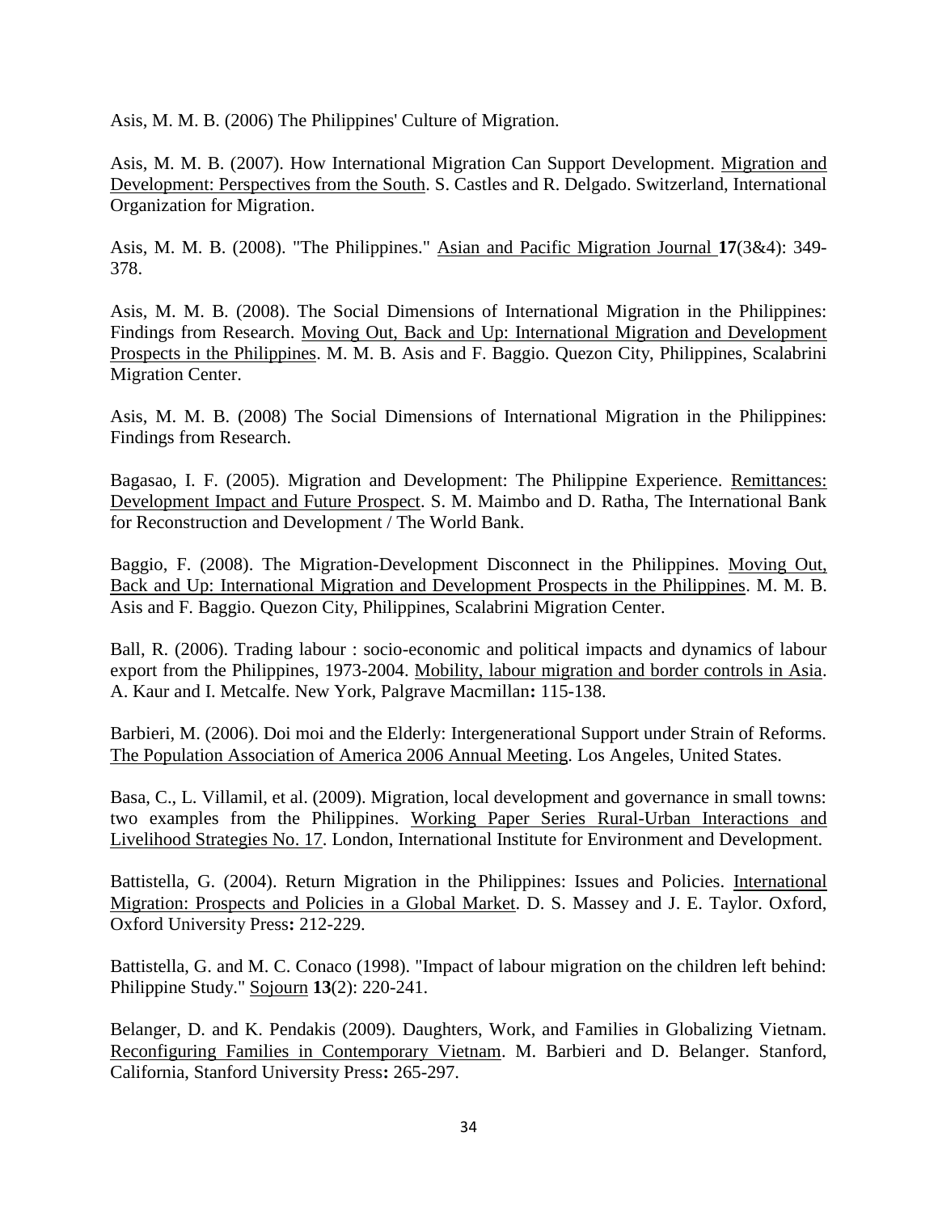Asis, M. M. B. (2006) The Philippines' Culture of Migration.

Asis, M. M. B. (2007). How International Migration Can Support Development. Migration and Development: Perspectives from the South. S. Castles and R. Delgado. Switzerland, International Organization for Migration.

Asis, M. M. B. (2008). "The Philippines." Asian and Pacific Migration Journal **17**(3&4): 349-378.

Asis, M. M. B. (2008). The Social Dimensions of International Migration in the Philippines: Findings from Research. Moving Out, Back and Up: International Migration and Development Prospects in the Philippines. M. M. B. Asis and F. Baggio. Quezon City, Philippines, Scalabrini Migration Center.

Asis, M. M. B. (2008) The Social Dimensions of International Migration in the Philippines: Findings from Research.

Bagasao, I. F. (2005). Migration and Development: The Philippine Experience. Remittances: Development Impact and Future Prospect. S. M. Maimbo and D. Ratha, The International Bank for Reconstruction and Development / The World Bank.

Baggio, F. (2008). The Migration-Development Disconnect in the Philippines. Moving Out, Back and Up: International Migration and Development Prospects in the Philippines. M. M. B. Asis and F. Baggio. Quezon City, Philippines, Scalabrini Migration Center.

Ball, R. (2006). Trading labour : socio-economic and political impacts and dynamics of labour export from the Philippines, 1973-2004. Mobility, labour migration and border controls in Asia. A. Kaur and I. Metcalfe. New York, Palgrave Macmillan**:** 115-138.

Barbieri, M. (2006). Doi moi and the Elderly: Intergenerational Support under Strain of Reforms. The Population Association of America 2006 Annual Meeting. Los Angeles, United States.

Basa, C., L. Villamil, et al. (2009). Migration, local development and governance in small towns: two examples from the Philippines. Working Paper Series Rural-Urban Interactions and Livelihood Strategies No. 17. London, International Institute for Environment and Development.

Battistella, G. (2004). Return Migration in the Philippines: Issues and Policies. International Migration: Prospects and Policies in a Global Market. D. S. Massey and J. E. Taylor. Oxford, Oxford University Press**:** 212-229.

Battistella, G. and M. C. Conaco (1998). "Impact of labour migration on the children left behind: Philippine Study." Sojourn **13**(2): 220-241.

Belanger, D. and K. Pendakis (2009). Daughters, Work, and Families in Globalizing Vietnam. Reconfiguring Families in Contemporary Vietnam. M. Barbieri and D. Belanger. Stanford, California, Stanford University Press**:** 265-297.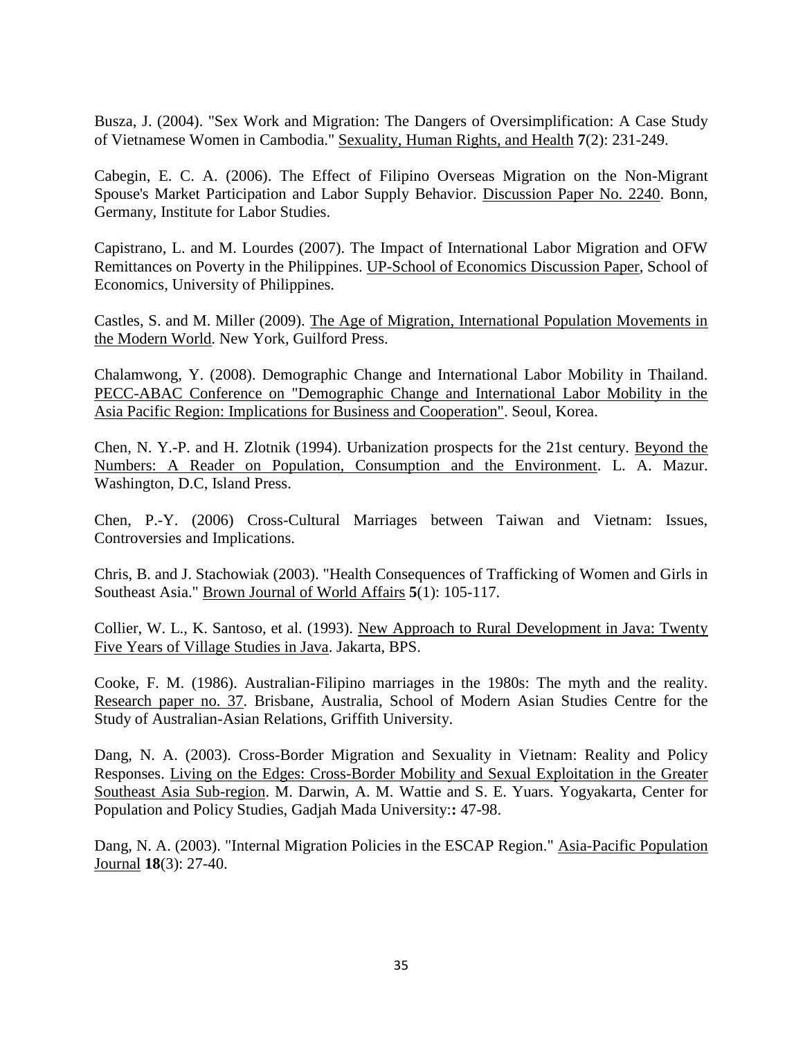Busza, J. (2004). "Sex Work and Migration: The Dangers of Oversimplification: A Case Study of Vietnamese Women in Cambodia." Sexuality, Human Rights, and Health **7**(2): 231-249.

Cabegin, E. C. A. (2006). The Effect of Filipino Overseas Migration on the Non-Migrant Spouse's Market Participation and Labor Supply Behavior. Discussion Paper No. 2240. Bonn, Germany, Institute for Labor Studies.

Capistrano, L. and M. Lourdes (2007). The Impact of International Labor Migration and OFW Remittances on Poverty in the Philippines. UP-School of Economics Discussion Paper, School of Economics, University of Philippines.

Castles, S. and M. Miller (2009). The Age of Migration, International Population Movements in the Modern World. New York, Guilford Press.

Chalamwong, Y. (2008). Demographic Change and International Labor Mobility in Thailand. PECC-ABAC Conference on "Demographic Change and International Labor Mobility in the Asia Pacific Region: Implications for Business and Cooperation". Seoul, Korea.

Chen, N. Y.-P. and H. Zlotnik (1994). Urbanization prospects for the 21st century. Beyond the Numbers: A Reader on Population, Consumption and the Environment. L. A. Mazur. Washington, D.C, Island Press.

Chen, P.-Y. (2006) Cross-Cultural Marriages between Taiwan and Vietnam: Issues, Controversies and Implications.

Chris, B. and J. Stachowiak (2003). "Health Consequences of Trafficking of Women and Girls in Southeast Asia." Brown Journal of World Affairs **5**(1): 105-117.

Collier, W. L., K. Santoso, et al. (1993). New Approach to Rural Development in Java: Twenty Five Years of Village Studies in Java. Jakarta, BPS.

Cooke, F. M. (1986). Australian-Filipino marriages in the 1980s: The myth and the reality. Research paper no. 37. Brisbane, Australia, School of Modern Asian Studies Centre for the Study of Australian-Asian Relations, Griffith University.

Dang, N. A. (2003). Cross-Border Migration and Sexuality in Vietnam: Reality and Policy Responses. Living on the Edges: Cross-Border Mobility and Sexual Exploitation in the Greater Southeast Asia Sub-region. M. Darwin, A. M. Wattie and S. E. Yuars. Yogyakarta, Center for Population and Policy Studies, Gadjah Mada University:**:** 47-98.

Dang, N. A. (2003). "Internal Migration Policies in the ESCAP Region." Asia-Pacific Population Journal **18**(3): 27-40.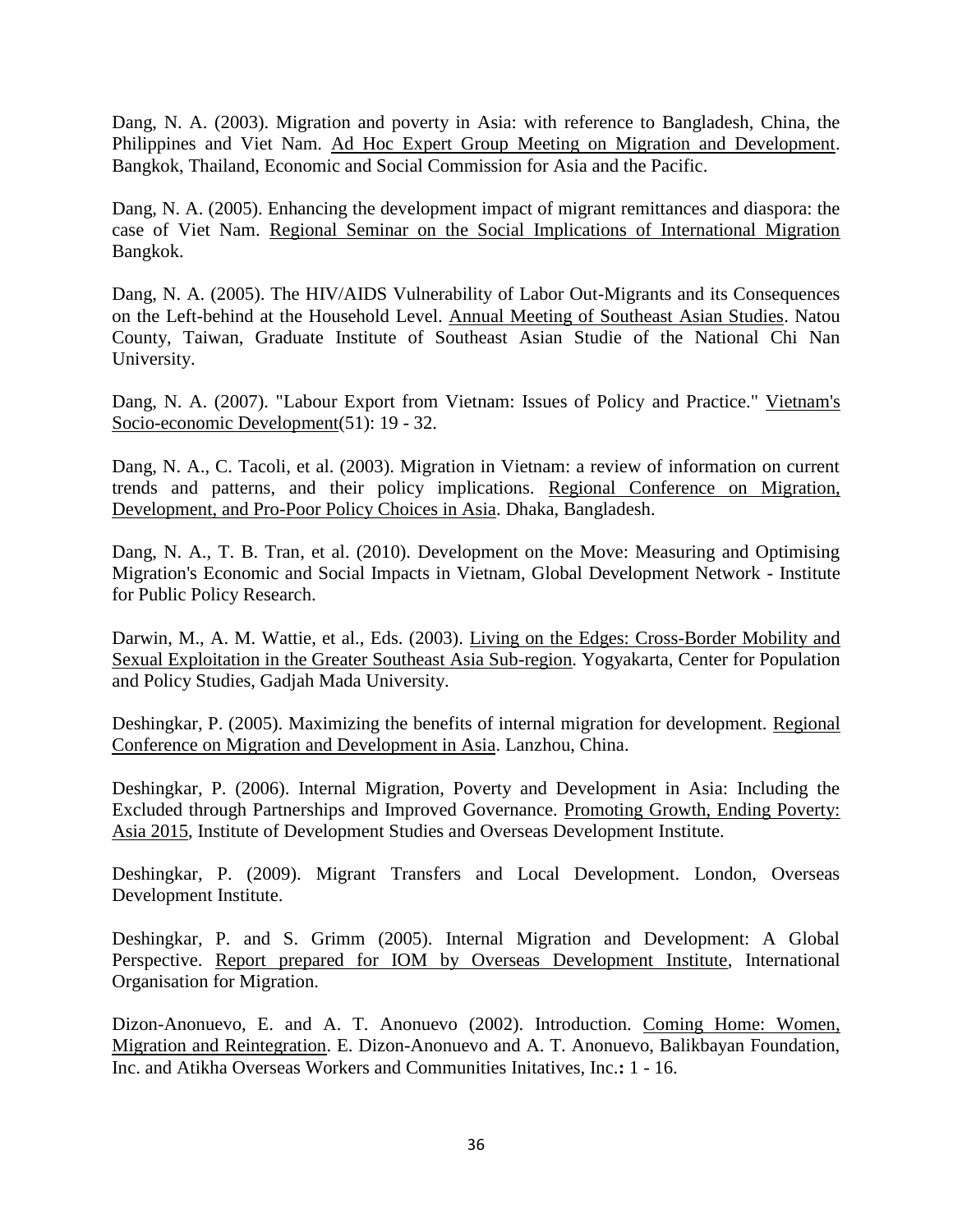Dang, N. A. (2003). Migration and poverty in Asia: with reference to Bangladesh, China, the Philippines and Viet Nam. Ad Hoc Expert Group Meeting on Migration and Development. Bangkok, Thailand, Economic and Social Commission for Asia and the Pacific.

Dang, N. A. (2005). Enhancing the development impact of migrant remittances and diaspora: the case of Viet Nam. Regional Seminar on the Social Implications of International Migration Bangkok.

Dang, N. A. (2005). The HIV/AIDS Vulnerability of Labor Out-Migrants and its Consequences on the Left-behind at the Household Level. Annual Meeting of Southeast Asian Studies. Natou County, Taiwan, Graduate Institute of Southeast Asian Studie of the National Chi Nan University.

Dang, N. A. (2007). "Labour Export from Vietnam: Issues of Policy and Practice." Vietnam's Socio-economic Development(51): 19 - 32.

Dang, N. A., C. Tacoli, et al. (2003). Migration in Vietnam: a review of information on current trends and patterns, and their policy implications. Regional Conference on Migration, Development, and Pro-Poor Policy Choices in Asia. Dhaka, Bangladesh.

Dang, N. A., T. B. Tran, et al. (2010). Development on the Move: Measuring and Optimising Migration's Economic and Social Impacts in Vietnam, Global Development Network - Institute for Public Policy Research.

Darwin, M., A. M. Wattie, et al., Eds. (2003). Living on the Edges: Cross-Border Mobility and Sexual Exploitation in the Greater Southeast Asia Sub-region. Yogyakarta, Center for Population and Policy Studies, Gadjah Mada University.

Deshingkar, P. (2005). Maximizing the benefits of internal migration for development. Regional Conference on Migration and Development in Asia. Lanzhou, China.

Deshingkar, P. (2006). Internal Migration, Poverty and Development in Asia: Including the Excluded through Partnerships and Improved Governance. Promoting Growth, Ending Poverty: Asia 2015, Institute of Development Studies and Overseas Development Institute.

Deshingkar, P. (2009). Migrant Transfers and Local Development. London, Overseas Development Institute.

Deshingkar, P. and S. Grimm (2005). Internal Migration and Development: A Global Perspective. Report prepared for IOM by Overseas Development Institute, International Organisation for Migration.

Dizon-Anonuevo, E. and A. T. Anonuevo (2002). Introduction. Coming Home: Women, Migration and Reintegration. E. Dizon-Anonuevo and A. T. Anonuevo, Balikbayan Foundation, Inc. and Atikha Overseas Workers and Communities Initatives, Inc.**:** 1 - 16.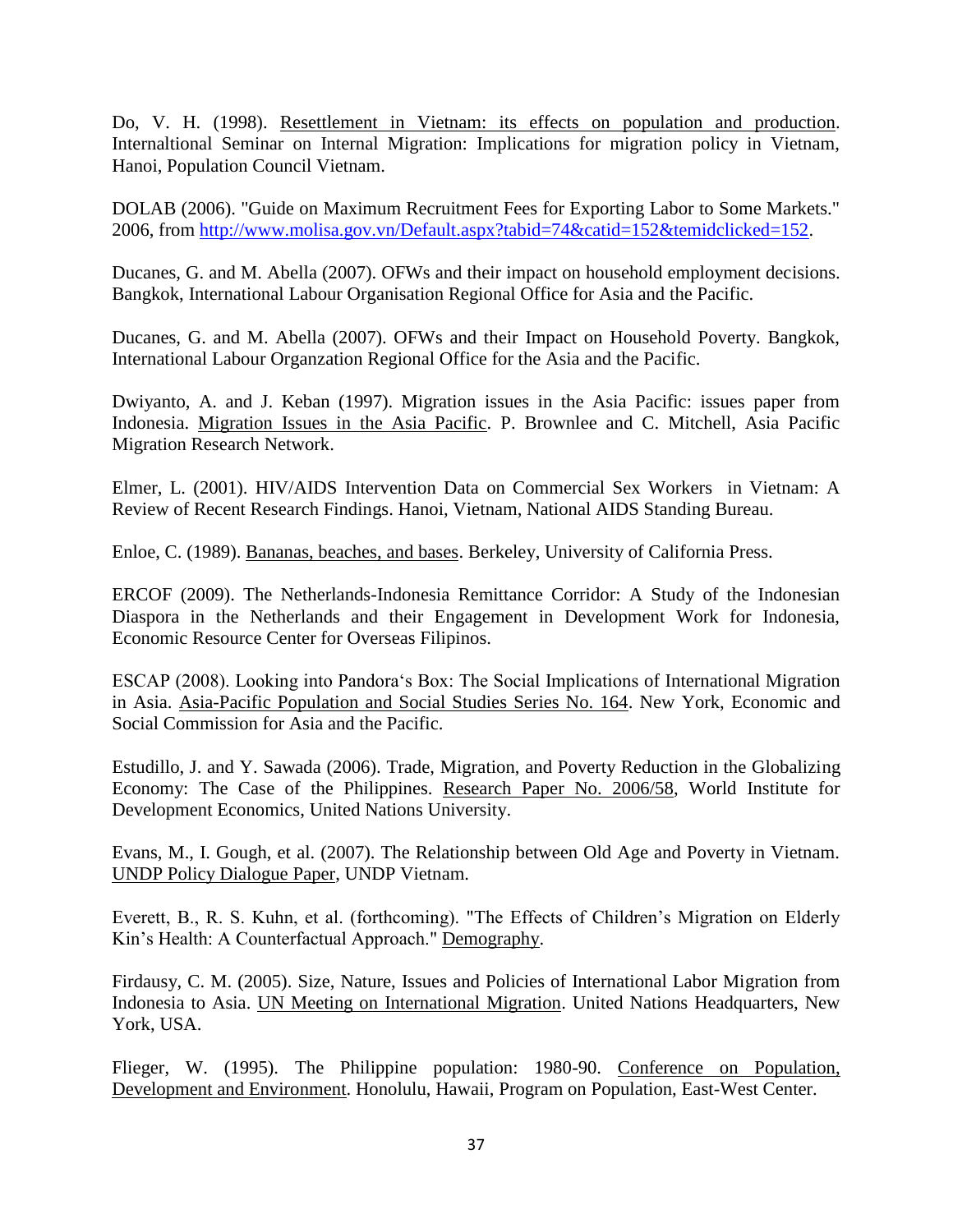Do, V. H. (1998). Resettlement in Vietnam: its effects on population and production. Internaltional Seminar on Internal Migration: Implications for migration policy in Vietnam, Hanoi, Population Council Vietnam.

DOLAB (2006). "Guide on Maximum Recruitment Fees for Exporting Labor to Some Markets." 2006, from http://www.molisa.gov.vn/Default.aspx?tabid=74&catid=152&temidclicked=152.

Ducanes, G. and M. Abella (2007). OFWs and their impact on household employment decisions. Bangkok, International Labour Organisation Regional Office for Asia and the Pacific.

Ducanes, G. and M. Abella (2007). OFWs and their Impact on Household Poverty. Bangkok, International Labour Organzation Regional Office for the Asia and the Pacific.

Dwiyanto, A. and J. Keban (1997). Migration issues in the Asia Pacific: issues paper from Indonesia. Migration Issues in the Asia Pacific. P. Brownlee and C. Mitchell, Asia Pacific Migration Research Network.

Elmer, L. (2001). HIV/AIDS Intervention Data on Commercial Sex Workers in Vietnam: A Review of Recent Research Findings. Hanoi, Vietnam, National AIDS Standing Bureau.

Enloe, C. (1989). Bananas, beaches, and bases. Berkeley, University of California Press.

ERCOF (2009). The Netherlands-Indonesia Remittance Corridor: A Study of the Indonesian Diaspora in the Netherlands and their Engagement in Development Work for Indonesia, Economic Resource Center for Overseas Filipinos.

ESCAP (2008). Looking into Pandora's Box: The Social Implications of International Migration in Asia. Asia-Pacific Population and Social Studies Series No. 164. New York, Economic and Social Commission for Asia and the Pacific.

Estudillo, J. and Y. Sawada (2006). Trade, Migration, and Poverty Reduction in the Globalizing Economy: The Case of the Philippines. Research Paper No. 2006/58, World Institute for Development Economics, United Nations University.

Evans, M., I. Gough, et al. (2007). The Relationship between Old Age and Poverty in Vietnam. UNDP Policy Dialogue Paper, UNDP Vietnam.

Everett, B., R. S. Kuhn, et al. (forthcoming). "The Effects of Children's Migration on Elderly Kin's Health: A Counterfactual Approach." Demography.

Firdausy, C. M. (2005). Size, Nature, Issues and Policies of International Labor Migration from Indonesia to Asia. UN Meeting on International Migration. United Nations Headquarters, New York, USA.

Flieger, W. (1995). The Philippine population: 1980-90. Conference on Population, Development and Environment. Honolulu, Hawaii, Program on Population, East-West Center.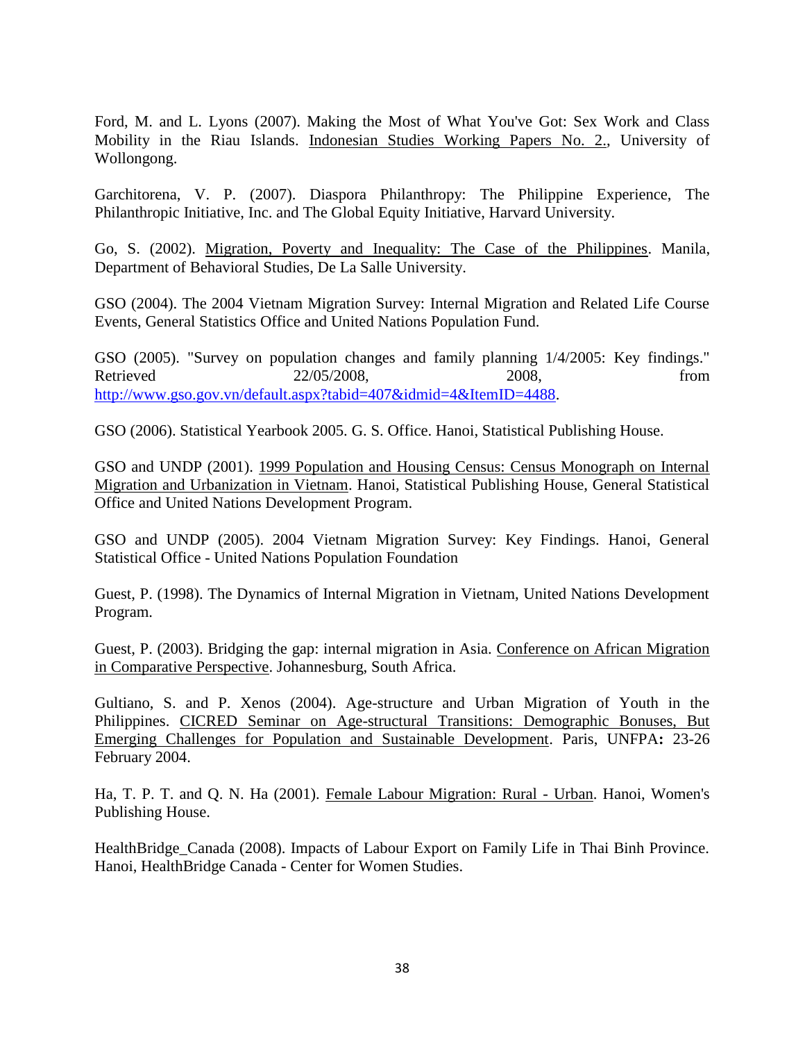Ford, M. and L. Lyons (2007). Making the Most of What You've Got: Sex Work and Class Mobility in the Riau Islands. Indonesian Studies Working Papers No. 2., University of Wollongong.

Garchitorena, V. P. (2007). Diaspora Philanthropy: The Philippine Experience, The Philanthropic Initiative, Inc. and The Global Equity Initiative, Harvard University.

Go, S. (2002). Migration, Poverty and Inequality: The Case of the Philippines. Manila, Department of Behavioral Studies, De La Salle University.

GSO (2004). The 2004 Vietnam Migration Survey: Internal Migration and Related Life Course Events, General Statistics Office and United Nations Population Fund.

GSO (2005). "Survey on population changes and family planning 1/4/2005: Key findings." Retrieved 22/05/2008, 2008, from http://www.gso.gov.vn/default.aspx?tabid=407&idmid=4&ItemID=4488.

GSO (2006). Statistical Yearbook 2005. G. S. Office. Hanoi, Statistical Publishing House.

GSO and UNDP (2001). 1999 Population and Housing Census: Census Monograph on Internal Migration and Urbanization in Vietnam. Hanoi, Statistical Publishing House, General Statistical Office and United Nations Development Program.

GSO and UNDP (2005). 2004 Vietnam Migration Survey: Key Findings. Hanoi, General Statistical Office - United Nations Population Foundation

Guest, P. (1998). The Dynamics of Internal Migration in Vietnam, United Nations Development Program.

Guest, P. (2003). Bridging the gap: internal migration in Asia. Conference on African Migration in Comparative Perspective. Johannesburg, South Africa.

Gultiano, S. and P. Xenos (2004). Age-structure and Urban Migration of Youth in the Philippines. CICRED Seminar on Age-structural Transitions: Demographic Bonuses, But Emerging Challenges for Population and Sustainable Development. Paris, UNFPA**:** 23-26 February 2004.

Ha, T. P. T. and Q. N. Ha (2001). Female Labour Migration: Rural - Urban. Hanoi, Women's Publishing House.

HealthBridge_Canada (2008). Impacts of Labour Export on Family Life in Thai Binh Province. Hanoi, HealthBridge Canada - Center for Women Studies.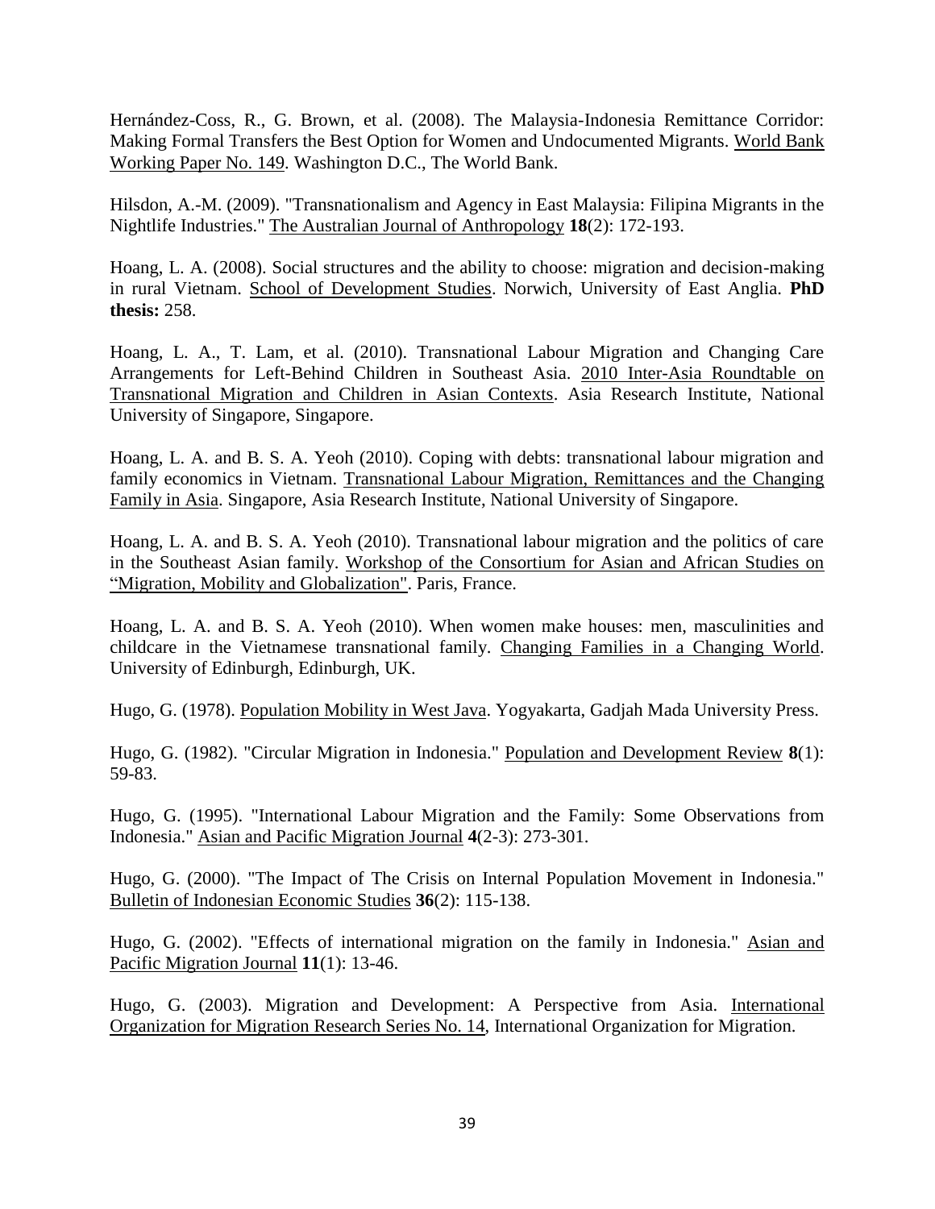Hernández-Coss, R., G. Brown, et al. (2008). The Malaysia-Indonesia Remittance Corridor: Making Formal Transfers the Best Option for Women and Undocumented Migrants. World Bank Working Paper No. 149. Washington D.C., The World Bank.

Hilsdon, A.-M. (2009). "Transnationalism and Agency in East Malaysia: Filipina Migrants in the Nightlife Industries." The Australian Journal of Anthropology **18**(2): 172-193.

Hoang, L. A. (2008). Social structures and the ability to choose: migration and decision-making in rural Vietnam. School of Development Studies. Norwich, University of East Anglia. **PhD thesis:** 258.

Hoang, L. A., T. Lam, et al. (2010). Transnational Labour Migration and Changing Care Arrangements for Left-Behind Children in Southeast Asia. 2010 Inter-Asia Roundtable on Transnational Migration and Children in Asian Contexts. Asia Research Institute, National University of Singapore, Singapore.

Hoang, L. A. and B. S. A. Yeoh (2010). Coping with debts: transnational labour migration and family economics in Vietnam. Transnational Labour Migration, Remittances and the Changing Family in Asia. Singapore, Asia Research Institute, National University of Singapore.

Hoang, L. A. and B. S. A. Yeoh (2010). Transnational labour migration and the politics of care in the Southeast Asian family. Workshop of the Consortium for Asian and African Studies on "Migration, Mobility and Globalization". Paris, France.

Hoang, L. A. and B. S. A. Yeoh (2010). When women make houses: men, masculinities and childcare in the Vietnamese transnational family. Changing Families in a Changing World. University of Edinburgh, Edinburgh, UK.

Hugo, G. (1978). Population Mobility in West Java. Yogyakarta, Gadjah Mada University Press.

Hugo, G. (1982). "Circular Migration in Indonesia." Population and Development Review **8**(1): 59-83.

Hugo, G. (1995). "International Labour Migration and the Family: Some Observations from Indonesia." Asian and Pacific Migration Journal **4**(2-3): 273-301.

Hugo, G. (2000). "The Impact of The Crisis on Internal Population Movement in Indonesia." Bulletin of Indonesian Economic Studies **36**(2): 115-138.

Hugo, G. (2002). "Effects of international migration on the family in Indonesia." Asian and Pacific Migration Journal **11**(1): 13-46.

Hugo, G. (2003). Migration and Development: A Perspective from Asia. International Organization for Migration Research Series No. 14, International Organization for Migration.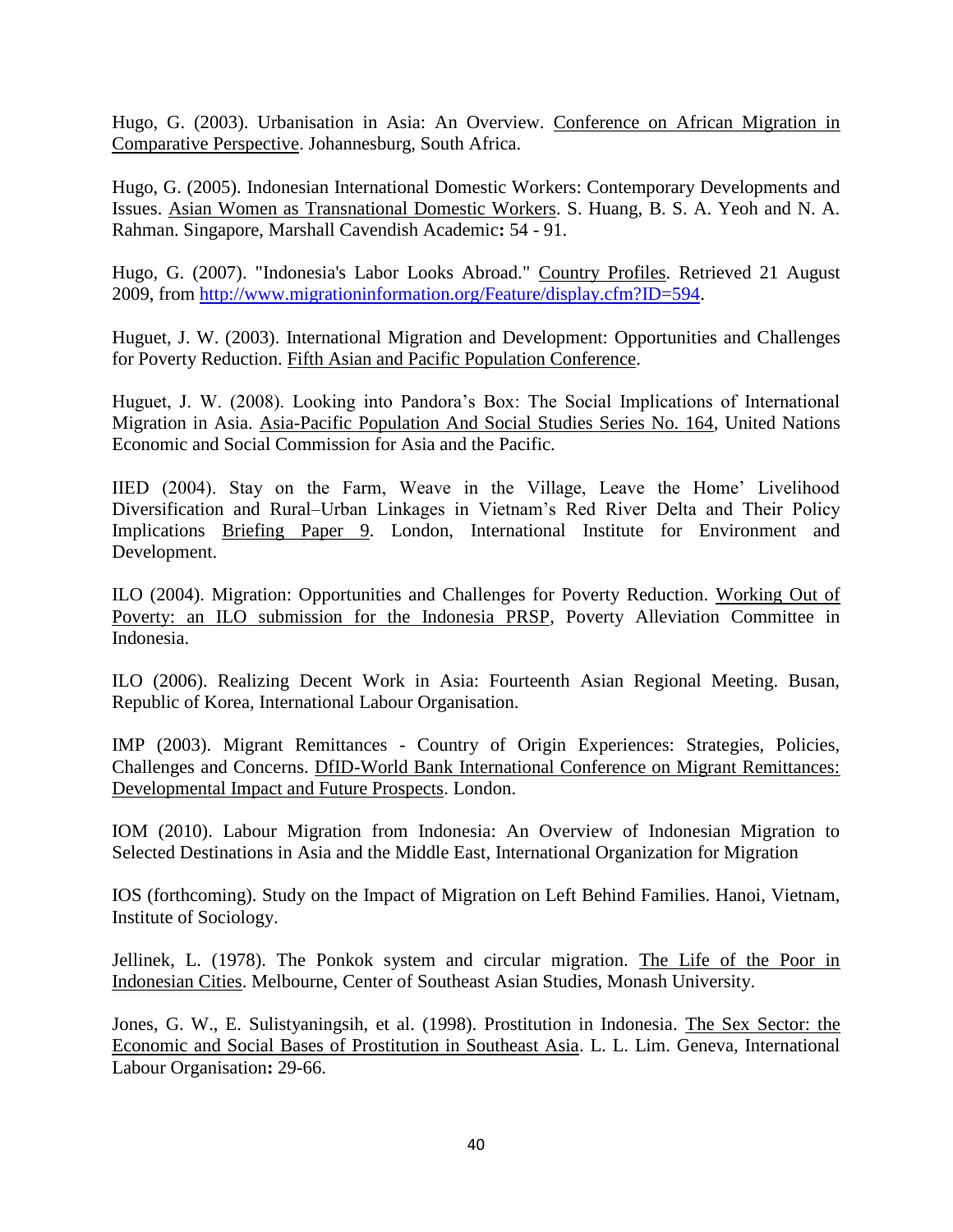Hugo, G. (2003). Urbanisation in Asia: An Overview. Conference on African Migration in Comparative Perspective. Johannesburg, South Africa.

Hugo, G. (2005). Indonesian International Domestic Workers: Contemporary Developments and Issues. Asian Women as Transnational Domestic Workers. S. Huang, B. S. A. Yeoh and N. A. Rahman. Singapore, Marshall Cavendish Academic**:** 54 - 91.

Hugo, G. (2007). "Indonesia's Labor Looks Abroad." Country Profiles. Retrieved 21 August 2009, from http://www.migrationinformation.org/Feature/display.cfm?ID=594.

Huguet, J. W. (2003). International Migration and Development: Opportunities and Challenges for Poverty Reduction. Fifth Asian and Pacific Population Conference.

Huguet, J. W. (2008). Looking into Pandora's Box: The Social Implications of International Migration in Asia. Asia-Pacific Population And Social Studies Series No. 164, United Nations Economic and Social Commission for Asia and the Pacific.

IIED (2004). Stay on the Farm, Weave in the Village, Leave the Home' Livelihood Diversification and Rural–Urban Linkages in Vietnam's Red River Delta and Their Policy Implications Briefing Paper 9. London, International Institute for Environment and Development.

ILO (2004). Migration: Opportunities and Challenges for Poverty Reduction. Working Out of Poverty: an ILO submission for the Indonesia PRSP, Poverty Alleviation Committee in Indonesia.

ILO (2006). Realizing Decent Work in Asia: Fourteenth Asian Regional Meeting. Busan, Republic of Korea, International Labour Organisation.

IMP (2003). Migrant Remittances - Country of Origin Experiences: Strategies, Policies, Challenges and Concerns. DfID-World Bank International Conference on Migrant Remittances: Developmental Impact and Future Prospects. London.

IOM (2010). Labour Migration from Indonesia: An Overview of Indonesian Migration to Selected Destinations in Asia and the Middle East, International Organization for Migration

IOS (forthcoming). Study on the Impact of Migration on Left Behind Families. Hanoi, Vietnam, Institute of Sociology.

Jellinek, L. (1978). The Ponkok system and circular migration. The Life of the Poor in Indonesian Cities. Melbourne, Center of Southeast Asian Studies, Monash University.

Jones, G. W., E. Sulistyaningsih, et al. (1998). Prostitution in Indonesia. The Sex Sector: the Economic and Social Bases of Prostitution in Southeast Asia. L. L. Lim. Geneva, International Labour Organisation**:** 29-66.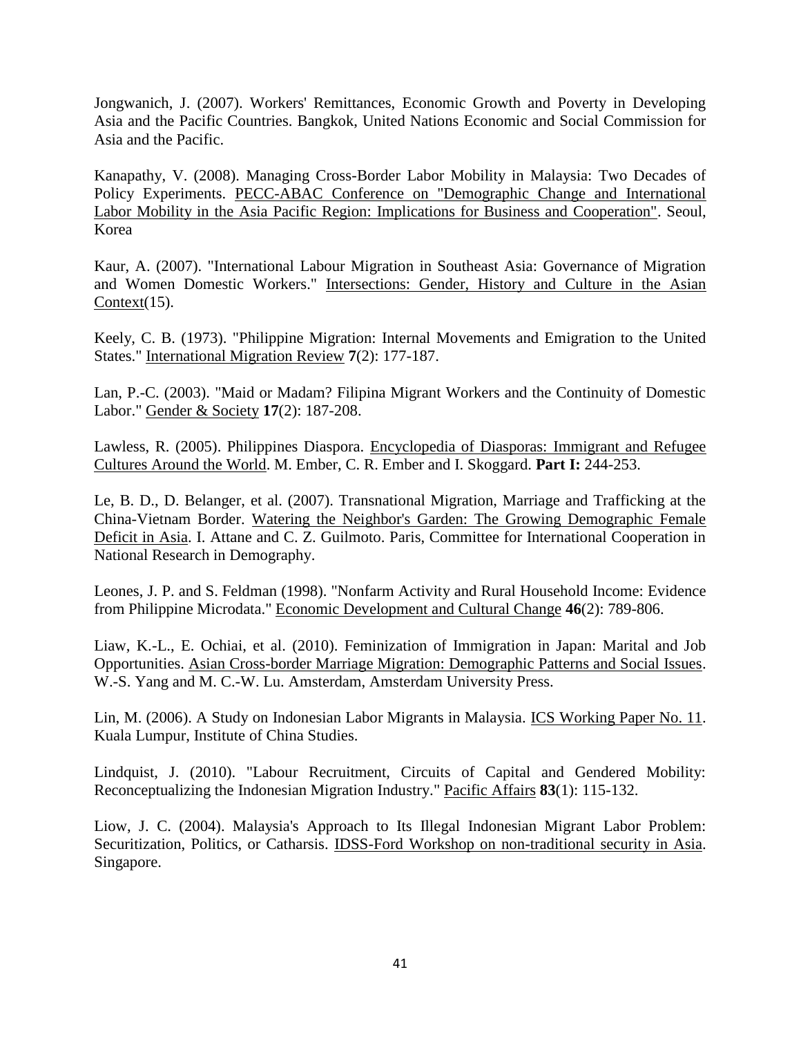Jongwanich, J. (2007). Workers' Remittances, Economic Growth and Poverty in Developing Asia and the Pacific Countries. Bangkok, United Nations Economic and Social Commission for Asia and the Pacific.

Kanapathy, V. (2008). Managing Cross-Border Labor Mobility in Malaysia: Two Decades of Policy Experiments. PECC-ABAC Conference on "Demographic Change and International Labor Mobility in the Asia Pacific Region: Implications for Business and Cooperation". Seoul, Korea

Kaur, A. (2007). "International Labour Migration in Southeast Asia: Governance of Migration and Women Domestic Workers." Intersections: Gender, History and Culture in the Asian Context(15).

Keely, C. B. (1973). "Philippine Migration: Internal Movements and Emigration to the United States." International Migration Review **7**(2): 177-187.

Lan, P.-C. (2003). "Maid or Madam? Filipina Migrant Workers and the Continuity of Domestic Labor." Gender & Society **17**(2): 187-208.

Lawless, R. (2005). Philippines Diaspora. Encyclopedia of Diasporas: Immigrant and Refugee Cultures Around the World. M. Ember, C. R. Ember and I. Skoggard. **Part I:** 244-253.

Le, B. D., D. Belanger, et al. (2007). Transnational Migration, Marriage and Trafficking at the China-Vietnam Border. Watering the Neighbor's Garden: The Growing Demographic Female Deficit in Asia. I. Attane and C. Z. Guilmoto. Paris, Committee for International Cooperation in National Research in Demography.

Leones, J. P. and S. Feldman (1998). "Nonfarm Activity and Rural Household Income: Evidence from Philippine Microdata." Economic Development and Cultural Change **46**(2): 789-806.

Liaw, K.-L., E. Ochiai, et al. (2010). Feminization of Immigration in Japan: Marital and Job Opportunities. Asian Cross-border Marriage Migration: Demographic Patterns and Social Issues. W.-S. Yang and M. C.-W. Lu. Amsterdam, Amsterdam University Press.

Lin, M. (2006). A Study on Indonesian Labor Migrants in Malaysia. ICS Working Paper No. 11. Kuala Lumpur, Institute of China Studies.

Lindquist, J. (2010). "Labour Recruitment, Circuits of Capital and Gendered Mobility: Reconceptualizing the Indonesian Migration Industry." Pacific Affairs **83**(1): 115-132.

Liow, J. C. (2004). Malaysia's Approach to Its Illegal Indonesian Migrant Labor Problem: Securitization, Politics, or Catharsis. IDSS-Ford Workshop on non-traditional security in Asia. Singapore.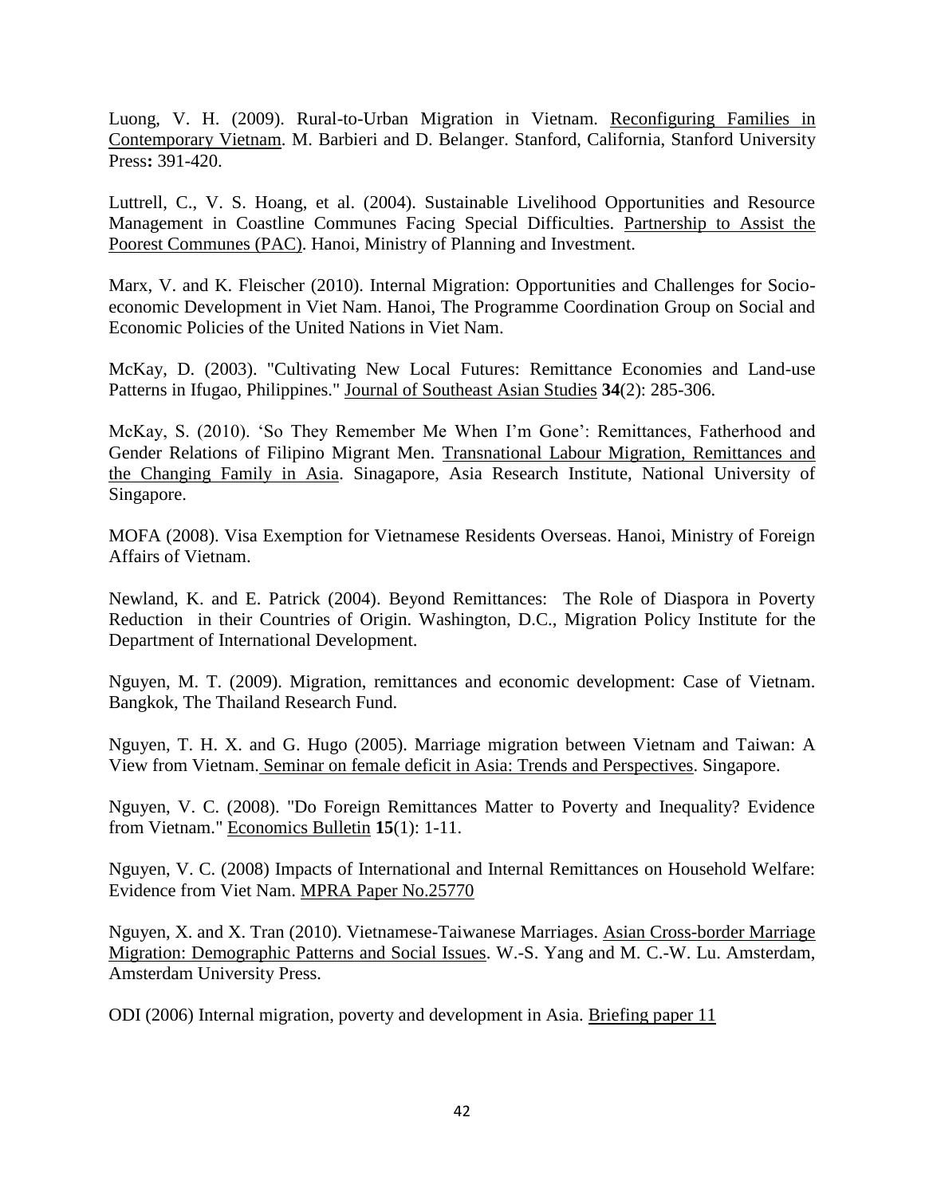Luong, V. H. (2009). Rural-to-Urban Migration in Vietnam. Reconfiguring Families in Contemporary Vietnam. M. Barbieri and D. Belanger. Stanford, California, Stanford University Press**:** 391-420.

Luttrell, C., V. S. Hoang, et al. (2004). Sustainable Livelihood Opportunities and Resource Management in Coastline Communes Facing Special Difficulties. Partnership to Assist the Poorest Communes (PAC). Hanoi, Ministry of Planning and Investment.

Marx, V. and K. Fleischer (2010). Internal Migration: Opportunities and Challenges for Socio-economic Development in Viet Nam. Hanoi, The Programme Coordination Group on Social and Economic Policies of the United Nations in Viet Nam.

McKay, D. (2003). "Cultivating New Local Futures: Remittance Economies and Land-use Patterns in Ifugao, Philippines." Journal of Southeast Asian Studies **34**(2): 285-306.

McKay, S. (2010). 'So They Remember Me When I'm Gone': Remittances, Fatherhood and Gender Relations of Filipino Migrant Men. Transnational Labour Migration, Remittances and the Changing Family in Asia. Singapore, Asia Research Institute, National University of Singapore.

MOFA (2008). Visa Exemption for Vietnamese Residents Overseas. Hanoi, Ministry of Foreign Affairs of Vietnam.

Newland, K. and E. Patrick (2004). Beyond Remittances: The Role of Diaspora in Poverty Reduction in their Countries of Origin. Washington, D.C., Migration Policy Institute for the Department of International Development.

Nguyen, M. T. (2009). Migration, remittances and economic development: Case of Vietnam. Bangkok, The Thailand Research Fund.

Nguyen, T. H. X. and G. Hugo (2005). Marriage migration between Vietnam and Taiwan: A View from Vietnam. Seminar on female deficit in Asia: Trends and Perspectives. Singapore.

Nguyen, V. C. (2008). "Do Foreign Remittances Matter to Poverty and Inequality? Evidence from Vietnam." Economics Bulletin **15**(1): 1-11.

Nguyen, V. C. (2008) Impacts of International and Internal Remittances on Household Welfare: Evidence from Viet Nam. MPRA Paper No.25770

Nguyen, X. and X. Tran (2010). Vietnamese-Taiwanese Marriages. Asian Cross-border Marriage Migration: Demographic Patterns and Social Issues. W.-S. Yang and M. C.-W. Lu. Amsterdam, Amsterdam University Press.

ODI (2006) Internal migration, poverty and development in Asia. Briefing paper 11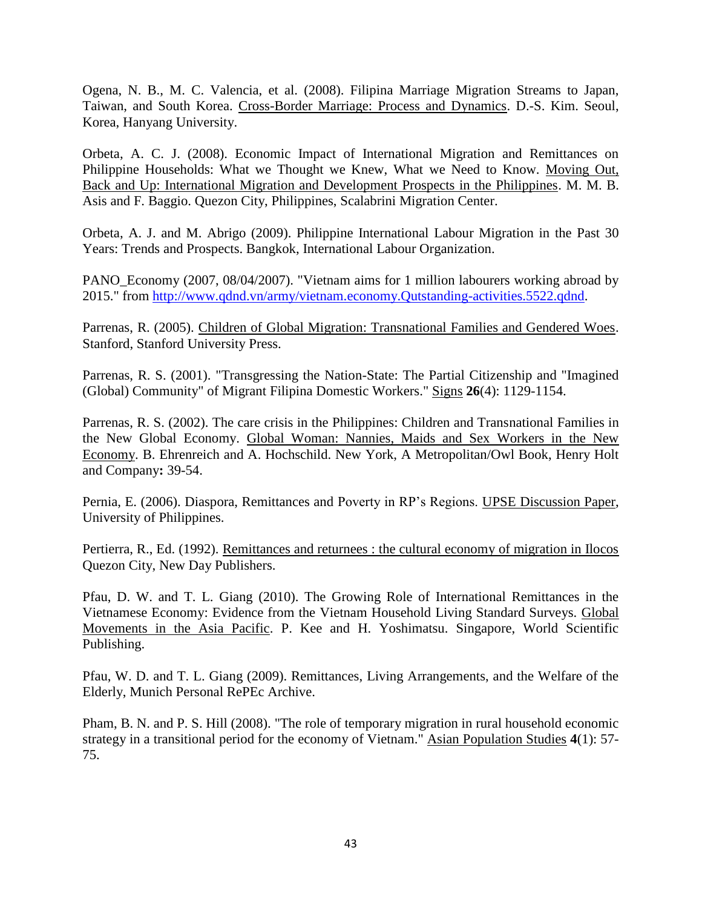Ogena, N. B., M. C. Valencia, et al. (2008). Filipina Marriage Migration Streams to Japan, Taiwan, and South Korea. Cross-Border Marriage: Process and Dynamics. D.-S. Kim. Seoul, Korea, Hanyang University.

Orbeta, A. C. J. (2008). Economic Impact of International Migration and Remittances on Philippine Households: What we Thought we Knew, What we Need to Know. Moving Out, Back and Up: International Migration and Development Prospects in the Philippines. M. M. B. Asis and F. Baggio. Quezon City, Philippines, Scalabrini Migration Center.

Orbeta, A. J. and M. Abrigo (2009). Philippine International Labour Migration in the Past 30 Years: Trends and Prospects. Bangkok, International Labour Organization.

PANO_Economy (2007, 08/04/2007). "Vietnam aims for 1 million labourers working abroad by 2015." from http://www.qdnd.vn/army/vietnam.economy.Qutstanding-activities.5522.qdnd.

Parrenas, R. (2005). Children of Global Migration: Transnational Families and Gendered Woes. Stanford, Stanford University Press.

Parrenas, R. S. (2001). "Transgressing the Nation-State: The Partial Citizenship and "Imagined (Global) Community" of Migrant Filipina Domestic Workers." Signs **26**(4): 1129-1154.

Parrenas, R. S. (2002). The care crisis in the Philippines: Children and Transnational Families in the New Global Economy. Global Woman: Nannies, Maids and Sex Workers in the New Economy. B. Ehrenreich and A. Hochschild. New York, A Metropolitan/Owl Book, Henry Holt and Company**:** 39-54.

Pernia, E. (2006). Diaspora, Remittances and Poverty in RP's Regions. UPSE Discussion Paper, University of Philippines.

Pertierra, R., Ed. (1992). Remittances and returnees : the cultural economy of migration in Ilocos Quezon City, New Day Publishers.

Pfau, D. W. and T. L. Giang (2010). The Growing Role of International Remittances in the Vietnamese Economy: Evidence from the Vietnam Household Living Standard Surveys. Global Movements in the Asia Pacific. P. Kee and H. Yoshimatsu. Singapore, World Scientific Publishing.

Pfau, W. D. and T. L. Giang (2009). Remittances, Living Arrangements, and the Welfare of the Elderly, Munich Personal RePEc Archive.

Pham, B. N. and P. S. Hill (2008). "The role of temporary migration in rural household economic strategy in a transitional period for the economy of Vietnam." Asian Population Studies **4**(1): 57-75.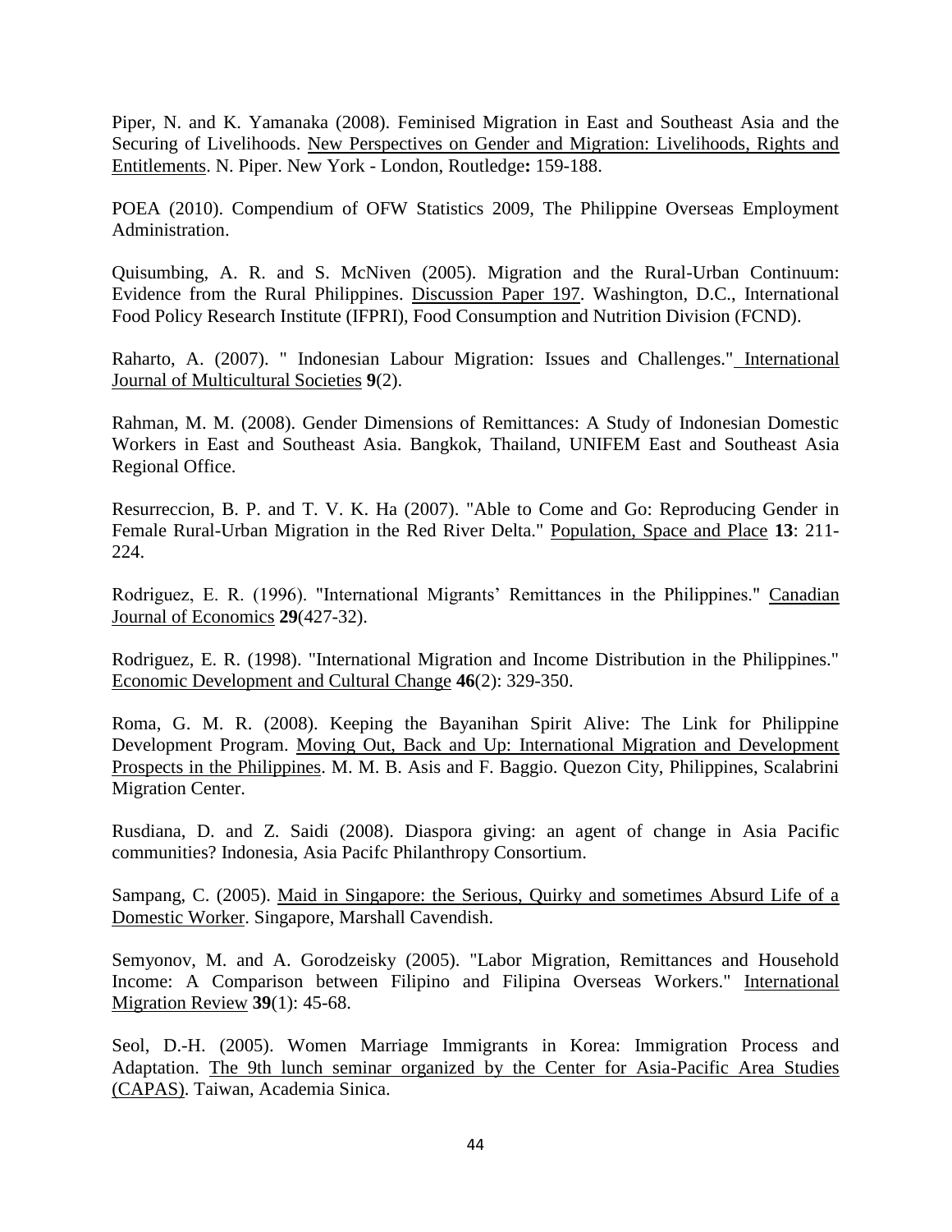Piper, N. and K. Yamanaka (2008). Feminised Migration in East and Southeast Asia and the Securing of Livelihoods. New Perspectives on Gender and Migration: Livelihoods, Rights and Entitlements. N. Piper. New York - London, Routledge**:** 159-188.

POEA (2010). Compendium of OFW Statistics 2009, The Philippine Overseas Employment Administration.

Quisumbing, A. R. and S. McNiven (2005). Migration and the Rural-Urban Continuum: Evidence from the Rural Philippines. Discussion Paper 197. Washington, D.C., International Food Policy Research Institute (IFPRI), Food Consumption and Nutrition Division (FCND).

Raharto, A. (2007). " Indonesian Labour Migration: Issues and Challenges." International Journal of Multicultural Societies **9**(2).

Rahman, M. M. (2008). Gender Dimensions of Remittances: A Study of Indonesian Domestic Workers in East and Southeast Asia. Bangkok, Thailand, UNIFEM East and Southeast Asia Regional Office.

Resurreccion, B. P. and T. V. K. Ha (2007). "Able to Come and Go: Reproducing Gender in Female Rural-Urban Migration in the Red River Delta." Population, Space and Place **13**: 211-224.

Rodriguez, E. R. (1996). "International Migrants' Remittances in the Philippines." Canadian Journal of Economics **29**(427-32).

Rodriguez, E. R. (1998). "International Migration and Income Distribution in the Philippines." Economic Development and Cultural Change **46**(2): 329-350.

Roma, G. M. R. (2008). Keeping the Bayanihan Spirit Alive: The Link for Philippine Development Program. Moving Out, Back and Up: International Migration and Development Prospects in the Philippines. M. M. B. Asis and F. Baggio. Quezon City, Philippines, Scalabrini Migration Center.

Rusdiana, D. and Z. Saidi (2008). Diaspora giving: an agent of change in Asia Pacific communities? Indonesia, Asia Pacifc Philanthropy Consortium.

Sampang, C. (2005). Maid in Singapore: the Serious, Quirky and sometimes Absurd Life of a Domestic Worker. Singapore, Marshall Cavendish.

Semyonov, M. and A. Gorodzeisky (2005). "Labor Migration, Remittances and Household Income: A Comparison between Filipino and Filipina Overseas Workers." International Migration Review **39**(1): 45-68.

Seol, D.-H. (2005). Women Marriage Immigrants in Korea: Immigration Process and Adaptation. The 9th lunch seminar organized by the Center for Asia-Pacific Area Studies (CAPAS). Taiwan, Academia Sinica.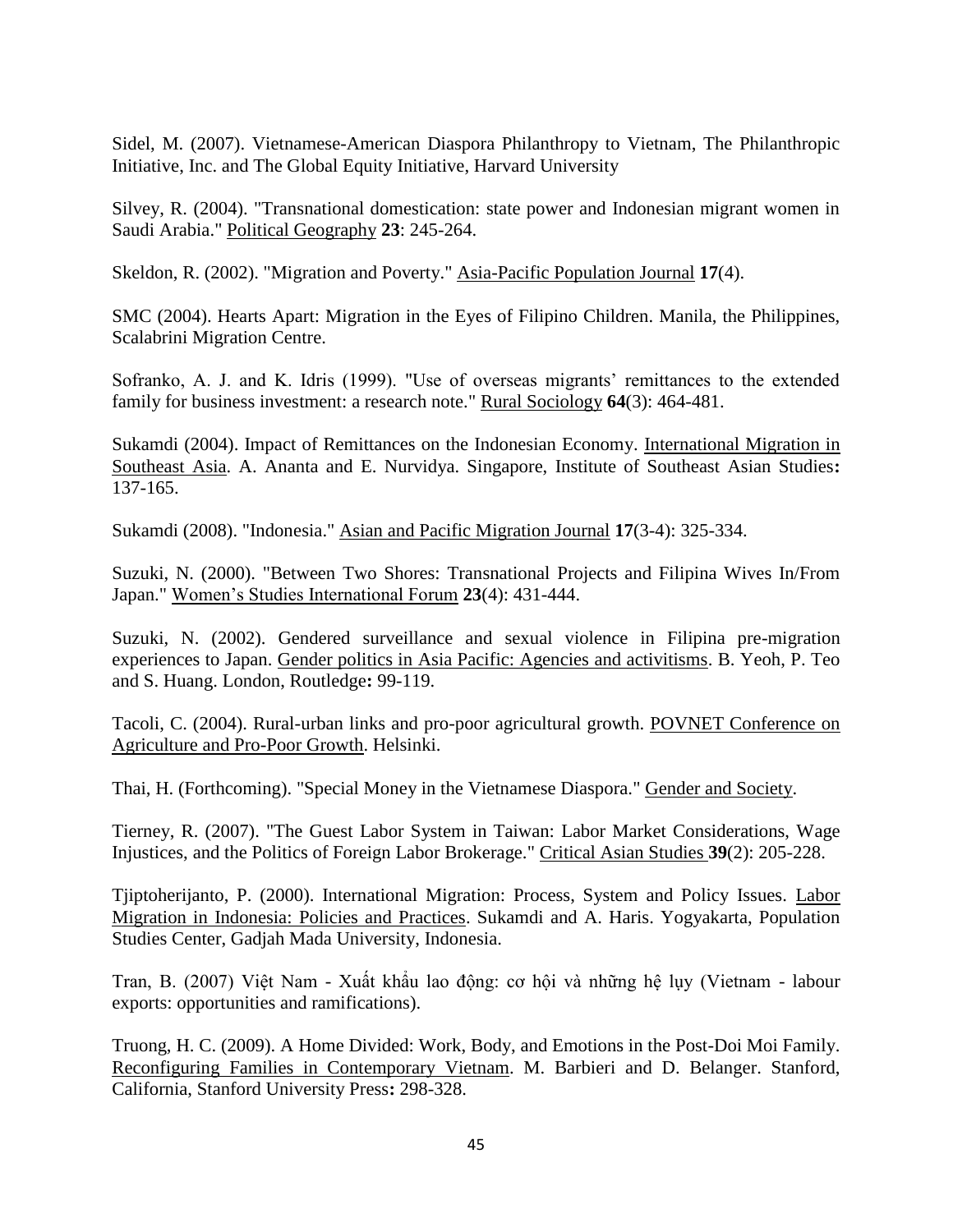Sidel, M. (2007). Vietnamese-American Diaspora Philanthropy to Vietnam, The Philanthropic Initiative, Inc. and The Global Equity Initiative, Harvard University

Silvey, R. (2004). "Transnational domestication: state power and Indonesian migrant women in Saudi Arabia." Political Geography **23**: 245-264.

Skeldon, R. (2002). "Migration and Poverty." Asia-Pacific Population Journal **17**(4).

SMC (2004). Hearts Apart: Migration in the Eyes of Filipino Children. Manila, the Philippines, Scalabrini Migration Centre.

Sofranko, A. J. and K. Idris (1999). "Use of overseas migrants' remittances to the extended family for business investment: a research note." Rural Sociology **64**(3): 464-481.

Sukamdi (2004). Impact of Remittances on the Indonesian Economy. International Migration in Southeast Asia. A. Ananta and E. Nurvidya. Singapore, Institute of Southeast Asian Studies**:** 137-165.

Sukamdi (2008). "Indonesia." Asian and Pacific Migration Journal **17**(3-4): 325-334.

Suzuki, N. (2000). "Between Two Shores: Transnational Projects and Filipina Wives In/From Japan." Women's Studies International Forum **23**(4): 431-444.

Suzuki, N. (2002). Gendered surveillance and sexual violence in Filipina pre-migration experiences to Japan. Gender politics in Asia Pacific: Agencies and activitisms. B. Yeoh, P. Teo and S. Huang. London, Routledge**:** 99-119.

Tacoli, C. (2004). Rural-urban links and pro-poor agricultural growth. POVNET Conference on Agriculture and Pro-Poor Growth. Helsinki.

Thai, H. (Forthcoming). "Special Money in the Vietnamese Diaspora." Gender and Society.

Tierney, R. (2007). "The Guest Labor System in Taiwan: Labor Market Considerations, Wage Injustices, and the Politics of Foreign Labor Brokerage." Critical Asian Studies **39**(2): 205-228.

Tjiptoherijanto, P. (2000). International Migration: Process, System and Policy Issues. Labor Migration in Indonesia: Policies and Practices. Sukamdi and A. Haris. Yogyakarta, Population Studies Center, Gadjah Mada University, Indonesia.

Tran, B. (2007) Việt Nam - Xuất khẩu lao động: cơ hội và những hệ lụy (Vietnam - labour exports: opportunities and ramifications).

Truong, H. C. (2009). A Home Divided: Work, Body, and Emotions in the Post-Doi Moi Family. Reconfiguring Families in Contemporary Vietnam. M. Barbieri and D. Belanger. Stanford, California, Stanford University Press**:** 298-328.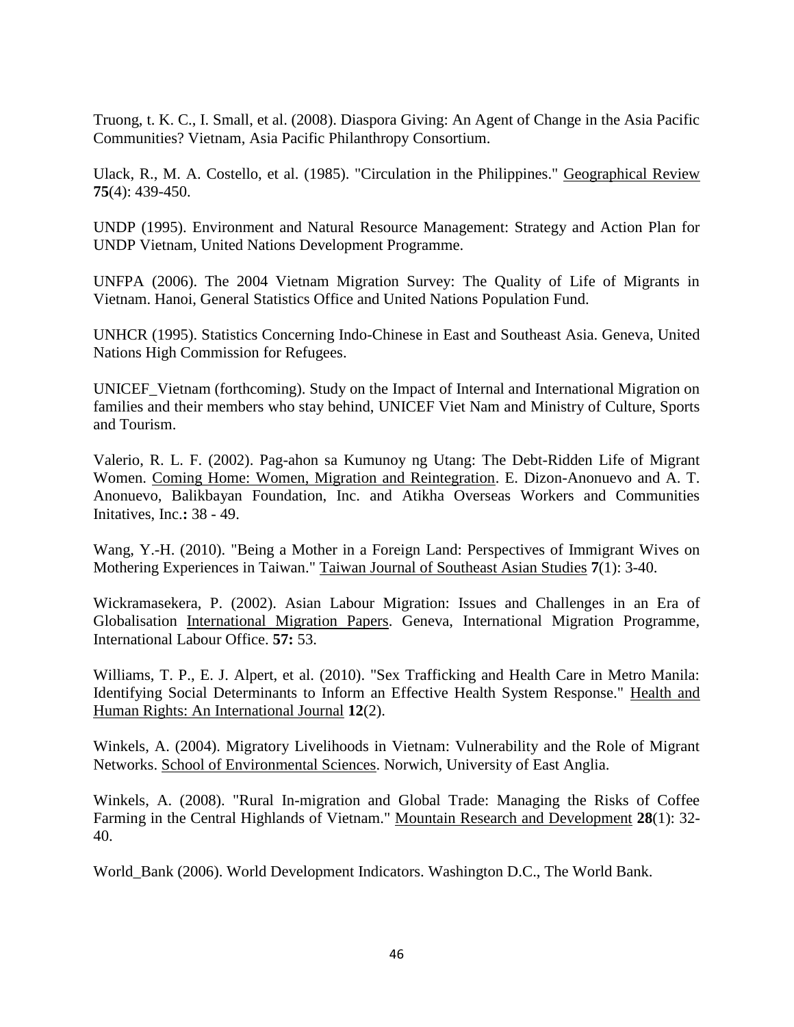Truong, t. K. C., I. Small, et al. (2008). Diaspora Giving: An Agent of Change in the Asia Pacific Communities? Vietnam, Asia Pacific Philanthropy Consortium.

Ulack, R., M. A. Costello, et al. (1985). "Circulation in the Philippines." Geographical Review **75**(4): 439-450.

UNDP (1995). Environment and Natural Resource Management: Strategy and Action Plan for UNDP Vietnam, United Nations Development Programme.

UNFPA (2006). The 2004 Vietnam Migration Survey: The Quality of Life of Migrants in Vietnam. Hanoi, General Statistics Office and United Nations Population Fund.

UNHCR (1995). Statistics Concerning Indo-Chinese in East and Southeast Asia. Geneva, United Nations High Commission for Refugees.

UNICEF_Vietnam (forthcoming). Study on the Impact of Internal and International Migration on families and their members who stay behind, UNICEF Viet Nam and Ministry of Culture, Sports and Tourism.

Valerio, R. L. F. (2002). Pag-ahon sa Kumunoy ng Utang: The Debt-Ridden Life of Migrant Women. Coming Home: Women, Migration and Reintegration. E. Dizon-Anonuevo and A. T. Anonuevo, Balikbayan Foundation, Inc. and Atikha Overseas Workers and Communities Initatives, Inc.**:** 38 - 49.

Wang, Y.-H. (2010). "Being a Mother in a Foreign Land: Perspectives of Immigrant Wives on Mothering Experiences in Taiwan." Taiwan Journal of Southeast Asian Studies **7**(1): 3-40.

Wickramasekera, P. (2002). Asian Labour Migration: Issues and Challenges in an Era of Globalisation International Migration Papers. Geneva, International Migration Programme, International Labour Office. **57:** 53.

Williams, T. P., E. J. Alpert, et al. (2010). "Sex Trafficking and Health Care in Metro Manila: Identifying Social Determinants to Inform an Effective Health System Response." Health and Human Rights: An International Journal **12**(2).

Winkels, A. (2004). Migratory Livelihoods in Vietnam: Vulnerability and the Role of Migrant Networks. School of Environmental Sciences. Norwich, University of East Anglia.

Winkels, A. (2008). "Rural In-migration and Global Trade: Managing the Risks of Coffee Farming in the Central Highlands of Vietnam." Mountain Research and Development **28**(1): 32-40.

World_Bank (2006). World Development Indicators. Washington D.C., The World Bank.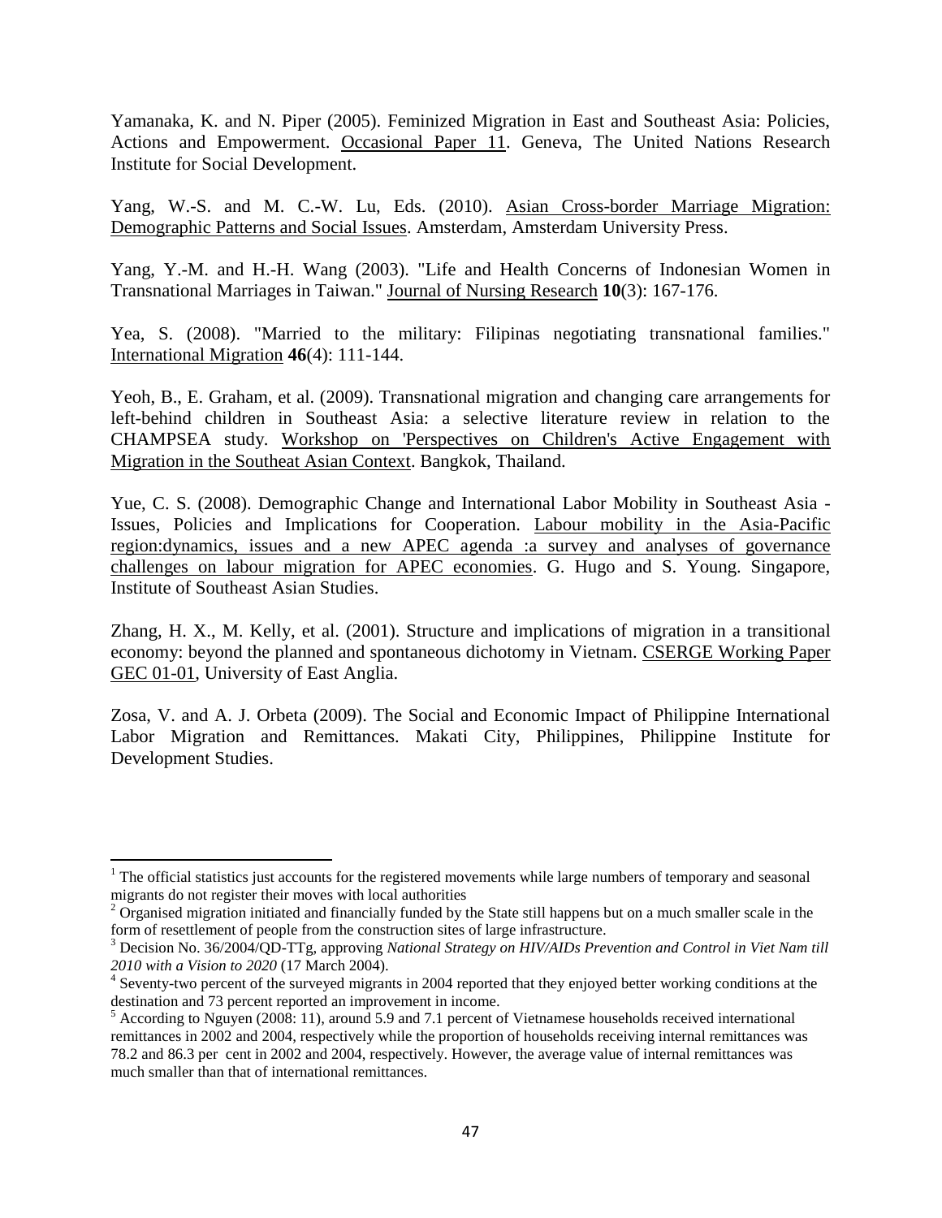Yamanaka, K. and N. Piper (2005). Feminized Migration in East and Southeast Asia: Policies, Actions and Empowerment. Occasional Paper 11. Geneva, The United Nations Research Institute for Social Development.

Yang, W.-S. and M. C.-W. Lu, Eds. (2010). Asian Cross-border Marriage Migration: Demographic Patterns and Social Issues. Amsterdam, Amsterdam University Press.

Yang, Y.-M. and H.-H. Wang (2003). "Life and Health Concerns of Indonesian Women in Transnational Marriages in Taiwan." Journal of Nursing Research **10**(3): 167-176.

Yea, S. (2008). "Married to the military: Filipinas negotiating transnational families." International Migration **46**(4): 111-144.

Yeoh, B., E. Graham, et al. (2009). Transnational migration and changing care arrangements for left-behind children in Southeast Asia: a selective literature review in relation to the CHAMPSEA study. Workshop on 'Perspectives on Children's Active Engagement with Migration in the Southeat Asian Context. Bangkok, Thailand.

Yue, C. S. (2008). Demographic Change and International Labor Mobility in Southeast Asia - Issues, Policies and Implications for Cooperation. Labour mobility in the Asia-Pacific region:dynamics, issues and a new APEC agenda :a survey and analyses of governance challenges on labour migration for APEC economies. G. Hugo and S. Young. Singapore, Institute of Southeast Asian Studies.

Zhang, H. X., M. Kelly, et al. (2001). Structure and implications of migration in a transitional economy: beyond the planned and spontaneous dichotomy in Vietnam. CSERGE Working Paper GEC 01-01, University of East Anglia.

Zosa, V. and A. J. Orbeta (2009). The Social and Economic Impact of Philippine International Labor Migration and Remittances. Makati City, Philippines, Philippine Institute for Development Studies.

---

[1] The official statistics just accounts for the registered movements while large numbers of temporary and seasonal migrants do not register their moves with local authorities

[2] Organised migration initiated and financially funded by the State still happens but on a much smaller scale in the form of resettlement of people from the construction sites of large infrastructure.

[3] Decision No. 36/2004/QD-TTg, approving *National Strategy on HIV/AIDs Prevention and Control in Viet Nam till 2010 with a Vision to 2020* (17 March 2004).

[4] Seventy-two percent of the surveyed migrants in 2004 reported that they enjoyed better working conditions at the destination and 73 percent reported an improvement in income.

[5] According to Nguyen (2008: 11), around 5.9 and 7.1 percent of Vietnamese households received international remittances in 2002 and 2004, respectively while the proportion of households receiving internal remittances was 78.2 and 86.3 per cent in 2002 and 2004, respectively. However, the average value of internal remittances was much smaller than that of international remittances.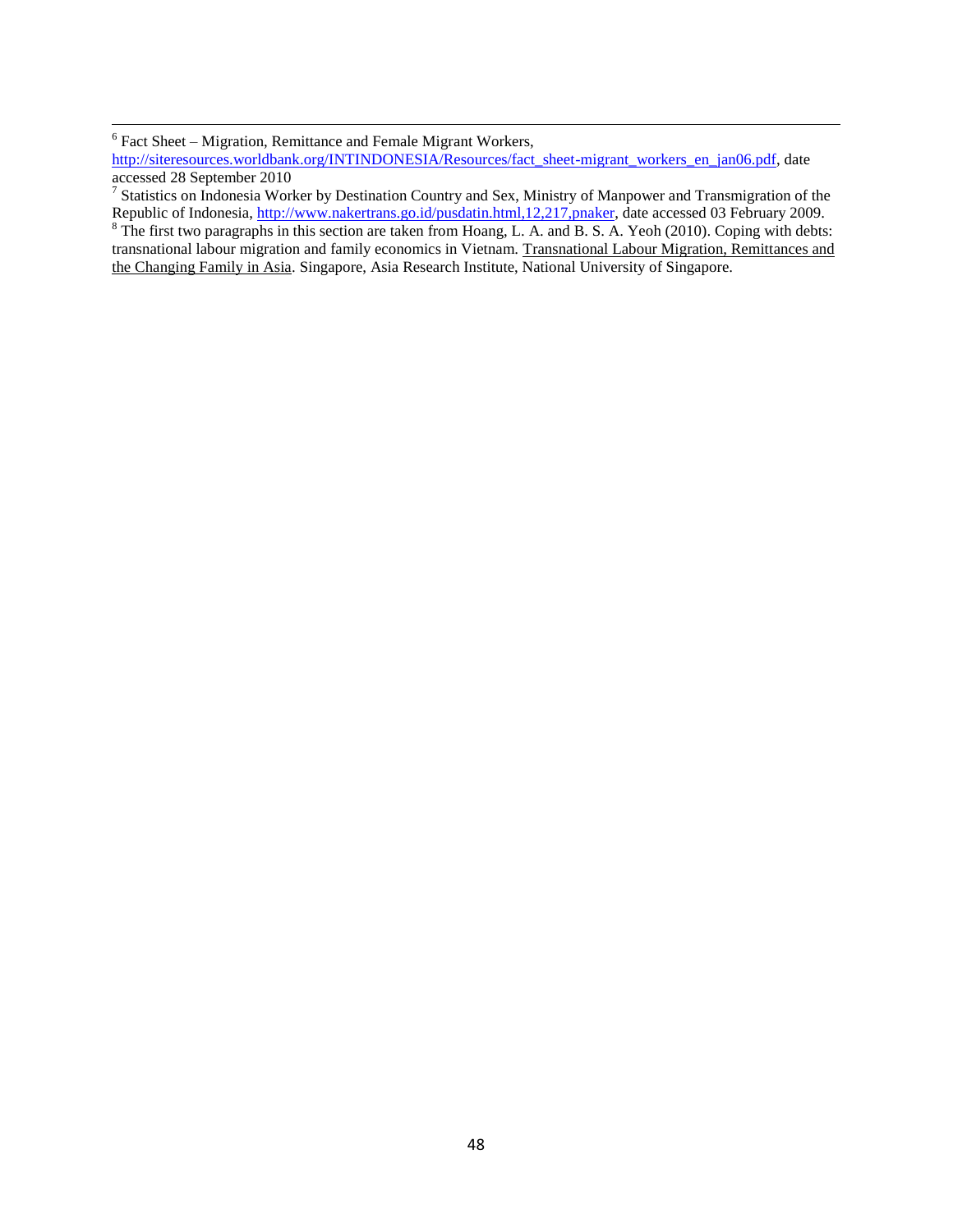[6] Fact Sheet – Migration, Remittance and Female Migrant Workers, http://siteresources.worldbank.org/INTINDONESIA/Resources/fact_sheet-migrant_workers_en_jan06.pdf, date accessed 28 September 2010

[7] Statistics on Indonesia Worker by Destination Country and Sex, Ministry of Manpower and Transmigration of the Republic of Indonesia, http://www.nakertrans.go.id/pusdatin.html,12,217,pnaker, date accessed 03 February 2009.

[8] The first two paragraphs in this section are taken from Hoang, L. A. and B. S. A. Yeoh (2010). Coping with debts: transnational labour migration and family economics in Vietnam. Transnational Labour Migration, Remittances and the Changing Family in Asia. Singapore, Asia Research Institute, National University of Singapore.